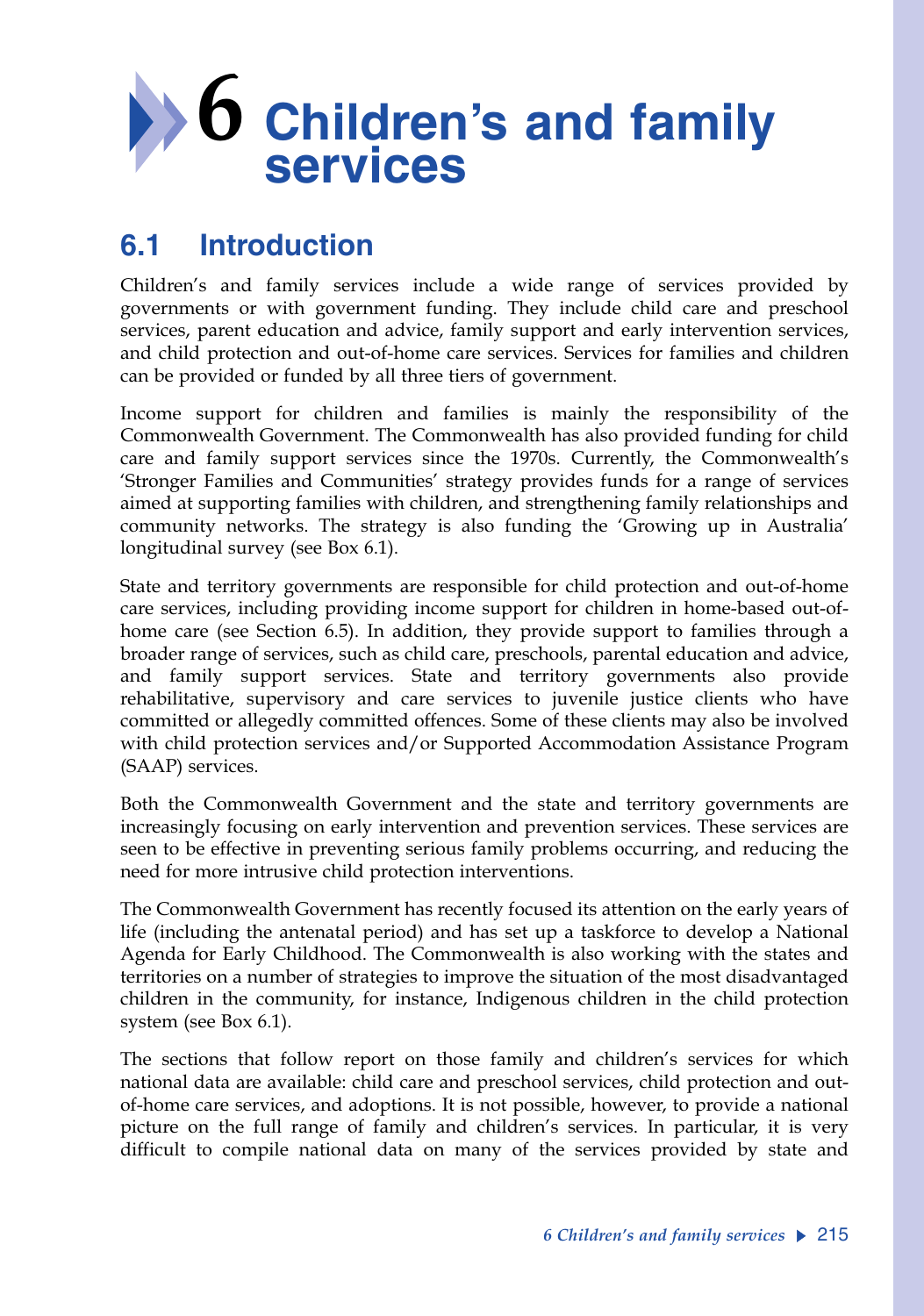# 6 Children's and family services

## 6.1 Introduction

Children's and family services include a wide range of services provided by governments or with government funding. They include child care and preschool services, parent education and advice, family support and early intervention services, and child protection and out-of-home care services. Services for families and children can be provided or funded by all three tiers of government.

Income support for children and families is mainly the responsibility of the Commonwealth Government. The Commonwealth has also provided funding for child care and family support services since the 1970s. Currently, the Commonwealth's 'Stronger Families and Communities' strategy provides funds for a range of services aimed at supporting families with children, and strengthening family relationships and community networks. The strategy is also funding the 'Growing up in Australia' longitudinal survey (see Box 6.1).

State and territory governments are responsible for child protection and out-of-home care services, including providing income support for children in home-based out-of-home care (see Section 6.5). In addition, they provide support to families through a broader range of services, such as child care, preschools, parental education and advice, and family support services. State and territory governments also provide rehabilitative, supervisory and care services to juvenile justice clients who have committed or allegedly committed offences. Some of these clients may also be involved with child protection services and/or Supported Accommodation Assistance Program (SAAP) services.

Both the Commonwealth Government and the state and territory governments are increasingly focusing on early intervention and prevention services. These services are seen to be effective in preventing serious family problems occurring, and reducing the need for more intrusive child protection interventions.

The Commonwealth Government has recently focused its attention on the early years of life (including the antenatal period) and has set up a taskforce to develop a National Agenda for Early Childhood. The Commonwealth is also working with the states and territories on a number of strategies to improve the situation of the most disadvantaged children in the community, for instance, Indigenous children in the child protection system (see Box 6.1).

The sections that follow report on those family and children's services for which national data are available: child care and preschool services, child protection and out-of-home care services, and adoptions. It is not possible, however, to provide a national picture on the full range of family and children's services. In particular, it is very difficult to compile national data on many of the services provided by state and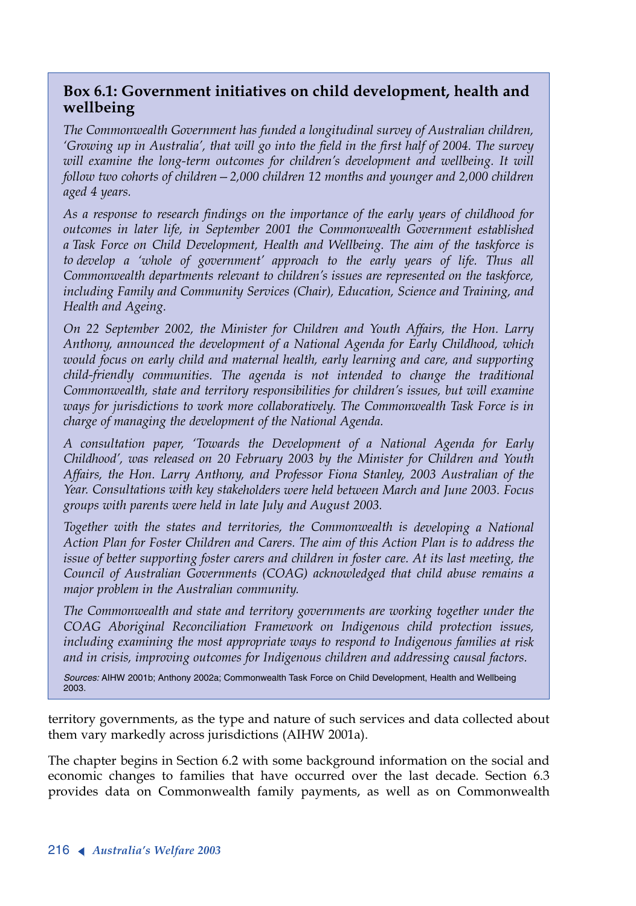### Box 6.1: Government initiatives on child development, health and wellbeing

*The Commonwealth Government has funded a longitudinal survey of Australian children, 'Growing up in Australia', that will go into the field in the first half of 2004. The survey will examine the long-term outcomes for children's development and wellbeing. It will follow two cohorts of children—2,000 children 12 months and younger and 2,000 children aged 4 years.*

*As a response to research findings on the importance of the early years of childhood for outcomes in later life, in September 2001 the Commonwealth Government established a Task Force on Child Development, Health and Wellbeing. The aim of the taskforce is to develop a 'whole of government' approach to the early years of life. Thus all Commonwealth departments relevant to children's issues are represented on the taskforce, including Family and Community Services (Chair), Education, Science and Training, and Health and Ageing.*

*On 22 September 2002, the Minister for Children and Youth Affairs, the Hon. Larry Anthony, announced the development of a National Agenda for Early Childhood, which would focus on early child and maternal health, early learning and care, and supporting child-friendly communities. The agenda is not intended to change the traditional Commonwealth, state and territory responsibilities for children's issues, but will examine ways for jurisdictions to work more collaboratively. The Commonwealth Task Force is in charge of managing the development of the National Agenda.*

*A consultation paper, 'Towards the Development of a National Agenda for Early Childhood', was released on 20 February 2003 by the Minister for Children and Youth Affairs, the Hon. Larry Anthony, and Professor Fiona Stanley, 2003 Australian of the Year. Consultations with key stakeholders were held between March and June 2003. Focus groups with parents were held in late July and August 2003.*

*Together with the states and territories, the Commonwealth is developing a National Action Plan for Foster Children and Carers. The aim of this Action Plan is to address the issue of better supporting foster carers and children in foster care. At its last meeting, the Council of Australian Governments (COAG) acknowledged that child abuse remains a major problem in the Australian community.*

*The Commonwealth and state and territory governments are working together under the COAG Aboriginal Reconciliation Framework on Indigenous child protection issues, including examining the most appropriate ways to respond to Indigenous families at risk and in crisis, improving outcomes for Indigenous children and addressing causal factors.*

*Sources:* AIHW 2001b; Anthony 2002a; Commonwealth Task Force on Child Development, Health and Wellbeing 2003.

territory governments, as the type and nature of such services and data collected about them vary markedly across jurisdictions (AIHW 2001a).

The chapter begins in Section 6.2 with some background information on the social and economic changes to families that have occurred over the last decade. Section 6.3 provides data on Commonwealth family payments, as well as on Commonwealth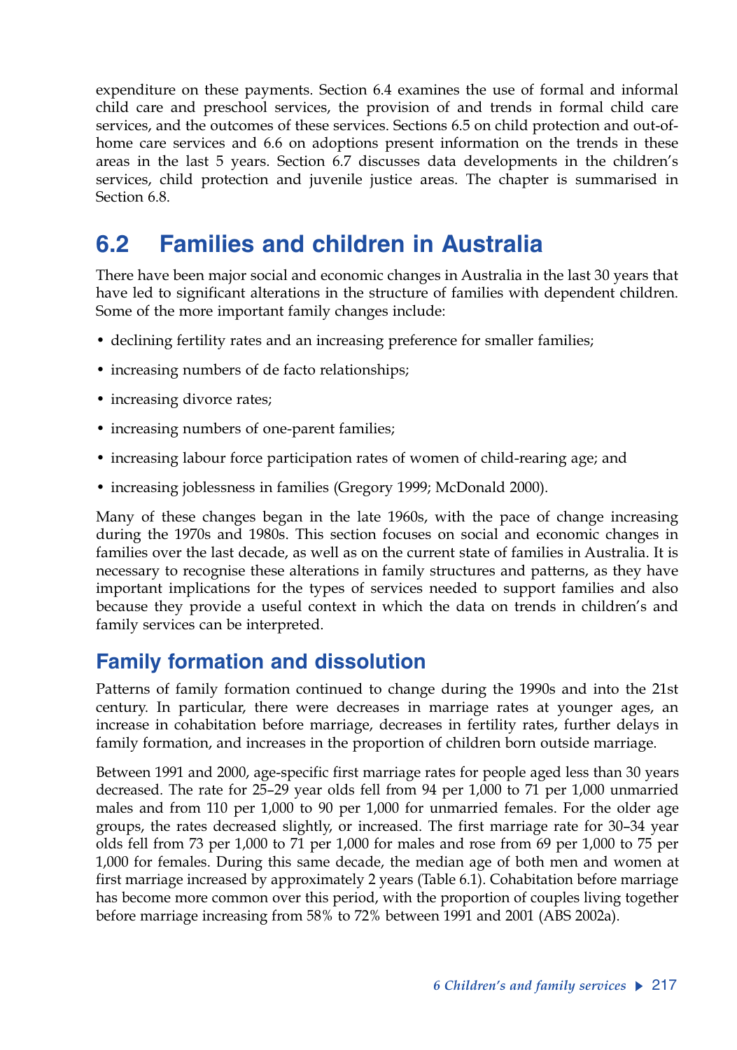expenditure on these payments. Section 6.4 examines the use of formal and informal child care and preschool services, the provision of and trends in formal child care services, and the outcomes of these services. Sections 6.5 on child protection and out-of-home care services and 6.6 on adoptions present information on the trends in these areas in the last 5 years. Section 6.7 discusses data developments in the children's services, child protection and juvenile justice areas. The chapter is summarised in Section 6.8.

## 6.2 Families and children in Australia

There have been major social and economic changes in Australia in the last 30 years that have led to significant alterations in the structure of families with dependent children. Some of the more important family changes include:

- declining fertility rates and an increasing preference for smaller families;
- increasing numbers of de facto relationships;
- increasing divorce rates;
- increasing numbers of one-parent families;
- increasing labour force participation rates of women of child-rearing age; and
- increasing joblessness in families (Gregory 1999; McDonald 2000).

Many of these changes began in the late 1960s, with the pace of change increasing during the 1970s and 1980s. This section focuses on social and economic changes in families over the last decade, as well as on the current state of families in Australia. It is necessary to recognise these alterations in family structures and patterns, as they have important implications for the types of services needed to support families and also because they provide a useful context in which the data on trends in children's and family services can be interpreted.

### Family formation and dissolution

Patterns of family formation continued to change during the 1990s and into the 21st century. In particular, there were decreases in marriage rates at younger ages, an increase in cohabitation before marriage, decreases in fertility rates, further delays in family formation, and increases in the proportion of children born outside marriage.

Between 1991 and 2000, age-specific first marriage rates for people aged less than 30 years decreased. The rate for 25–29 year olds fell from 94 per 1,000 to 71 per 1,000 unmarried males and from 110 per 1,000 to 90 per 1,000 for unmarried females. For the older age groups, the rates decreased slightly, or increased. The first marriage rate for 30–34 year olds fell from 73 per 1,000 to 71 per 1,000 for males and rose from 69 per 1,000 to 75 per 1,000 for females. During this same decade, the median age of both men and women at first marriage increased by approximately 2 years (Table 6.1). Cohabitation before marriage has become more common over this period, with the proportion of couples living together before marriage increasing from 58% to 72% between 1991 and 2001 (ABS 2002a).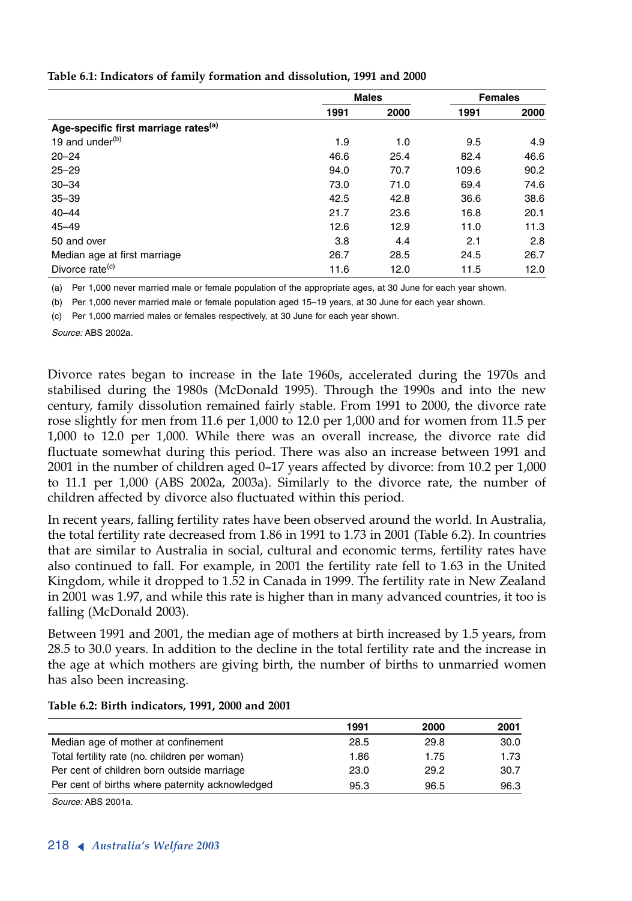**Table 6.1: Indicators of family formation and dissolution, 1991 and 2000**

| | Males | | Females | |
|---|---|---|---|---|
| | 1991 | 2000 | 1991 | 2000 |
| **Age-specific first marriage rates**[(a)] | | | | |
| 19 and under[(b)] | 1.9 | 1.0 | 9.5 | 4.9 |
| 20–24 | 46.6 | 25.4 | 82.4 | 46.6 |
| 25–29 | 94.0 | 70.7 | 109.6 | 90.2 |
| 30–34 | 73.0 | 71.0 | 69.4 | 74.6 |
| 35–39 | 42.5 | 42.8 | 36.6 | 38.6 |
| 40–44 | 21.7 | 23.6 | 16.8 | 20.1 |
| 45–49 | 12.6 | 12.9 | 11.0 | 11.3 |
| 50 and over | 3.8 | 4.4 | 2.1 | 2.8 |
| Median age at first marriage | 26.7 | 28.5 | 24.5 | 26.7 |
| Divorce rate[(c)] | 11.6 | 12.0 | 11.5 | 12.0 |

(a) Per 1,000 never married male or female population of the appropriate ages, at 30 June for each year shown.

(b) Per 1,000 never married male or female population aged 15–19 years, at 30 June for each year shown.

(c) Per 1,000 married males or females respectively, at 30 June for each year shown.

*Source:* ABS 2002a.

Divorce rates began to increase in the late 1960s, accelerated during the 1970s and stabilised during the 1980s (McDonald 1995). Through the 1990s and into the new century, family dissolution remained fairly stable. From 1991 to 2000, the divorce rate rose slightly for men from 11.6 per 1,000 to 12.0 per 1,000 and for women from 11.5 per 1,000 to 12.0 per 1,000. While there was an overall increase, the divorce rate did fluctuate somewhat during this period. There was also an increase between 1991 and 2001 in the number of children aged 0–17 years affected by divorce: from 10.2 per 1,000 to 11.1 per 1,000 (ABS 2002a, 2003a). Similarly to the divorce rate, the number of children affected by divorce also fluctuated within this period.

In recent years, falling fertility rates have been observed around the world. In Australia, the total fertility rate decreased from 1.86 in 1991 to 1.73 in 2001 (Table 6.2). In countries that are similar to Australia in social, cultural and economic terms, fertility rates have also continued to fall. For example, in 2001 the fertility rate fell to 1.63 in the United Kingdom, while it dropped to 1.52 in Canada in 1999. The fertility rate in New Zealand in 2001 was 1.97, and while this rate is higher than in many advanced countries, it too is falling (McDonald 2003).

Between 1991 and 2001, the median age of mothers at birth increased by 1.5 years, from 28.5 to 30.0 years. In addition to the decline in the total fertility rate and the increase in the age at which mothers are giving birth, the number of births to unmarried women has also been increasing.

**Table 6.2: Birth indicators, 1991, 2000 and 2001**

| | 1991 | 2000 | 2001 |
|---|---|---|---|
| Median age of mother at confinement | 28.5 | 29.8 | 30.0 |
| Total fertility rate (no. children per woman) | 1.86 | 1.75 | 1.73 |
| Per cent of children born outside marriage | 23.0 | 29.2 | 30.7 |
| Per cent of births where paternity acknowledged | 95.3 | 96.5 | 96.3 |

*Source:* ABS 2001a.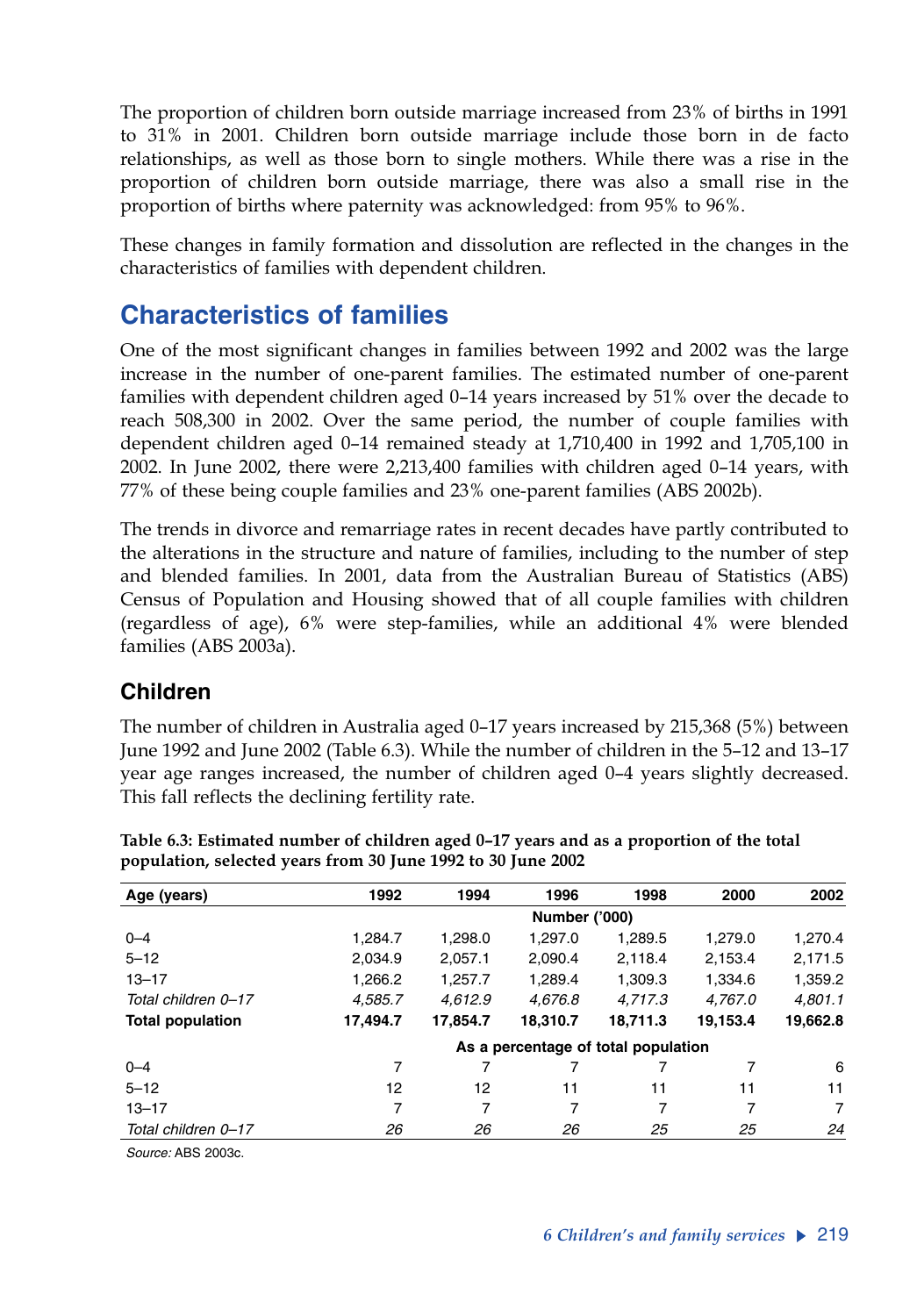The proportion of children born outside marriage increased from 23% of births in 1991 to 31% in 2001. Children born outside marriage include those born in de facto relationships, as well as those born to single mothers. While there was a rise in the proportion of children born outside marriage, there was also a small rise in the proportion of births where paternity was acknowledged: from 95% to 96%.

These changes in family formation and dissolution are reflected in the changes in the characteristics of families with dependent children.

## Characteristics of families

One of the most significant changes in families between 1992 and 2002 was the large increase in the number of one-parent families. The estimated number of one-parent families with dependent children aged 0–14 years increased by 51% over the decade to reach 508,300 in 2002. Over the same period, the number of couple families with dependent children aged 0–14 remained steady at 1,710,400 in 1992 and 1,705,100 in 2002. In June 2002, there were 2,213,400 families with children aged 0–14 years, with 77% of these being couple families and 23% one-parent families (ABS 2002b).

The trends in divorce and remarriage rates in recent decades have partly contributed to the alterations in the structure and nature of families, including to the number of step and blended families. In 2001, data from the Australian Bureau of Statistics (ABS) Census of Population and Housing showed that of all couple families with children (regardless of age), 6% were step-families, while an additional 4% were blended families (ABS 2003a).

### Children

The number of children in Australia aged 0–17 years increased by 215,368 (5%) between June 1992 and June 2002 (Table 6.3). While the number of children in the 5–12 and 13–17 year age ranges increased, the number of children aged 0–4 years slightly decreased. This fall reflects the declining fertility rate.

**Table 6.3: Estimated number of children aged 0–17 years and as a proportion of the total population, selected years from 30 June 1992 to 30 June 2002**

| Age (years) | 1992 | 1994 | 1996 | 1998 | 2000 | 2002 |
|---|---|---|---|---|---|---|
| | | | Number ('000) | | | |
| 0–4 | 1,284.7 | 1,298.0 | 1,297.0 | 1,289.5 | 1,279.0 | 1,270.4 |
| 5–12 | 2,034.9 | 2,057.1 | 2,090.4 | 2,118.4 | 2,153.4 | 2,171.5 |
| 13–17 | 1,266.2 | 1,257.7 | 1,289.4 | 1,309.3 | 1,334.6 | 1,359.2 |
| *Total children 0–17* | *4,585.7* | *4,612.9* | *4,676.8* | *4,717.3* | *4,767.0* | *4,801.1* |
| **Total population** | **17,494.7** | **17,854.7** | **18,310.7** | **18,711.3** | **19,153.4** | **19,662.8** |
| | | | As a percentage of total population | | | |
| 0–4 | 7 | 7 | 7 | 7 | 7 | 6 |
| 5–12 | 12 | 12 | 11 | 11 | 11 | 11 |
| 13–17 | 7 | 7 | 7 | 7 | 7 | 7 |
| *Total children 0–17* | *26* | *26* | *26* | *25* | *25* | *24* |

*Source:* ABS 2003c.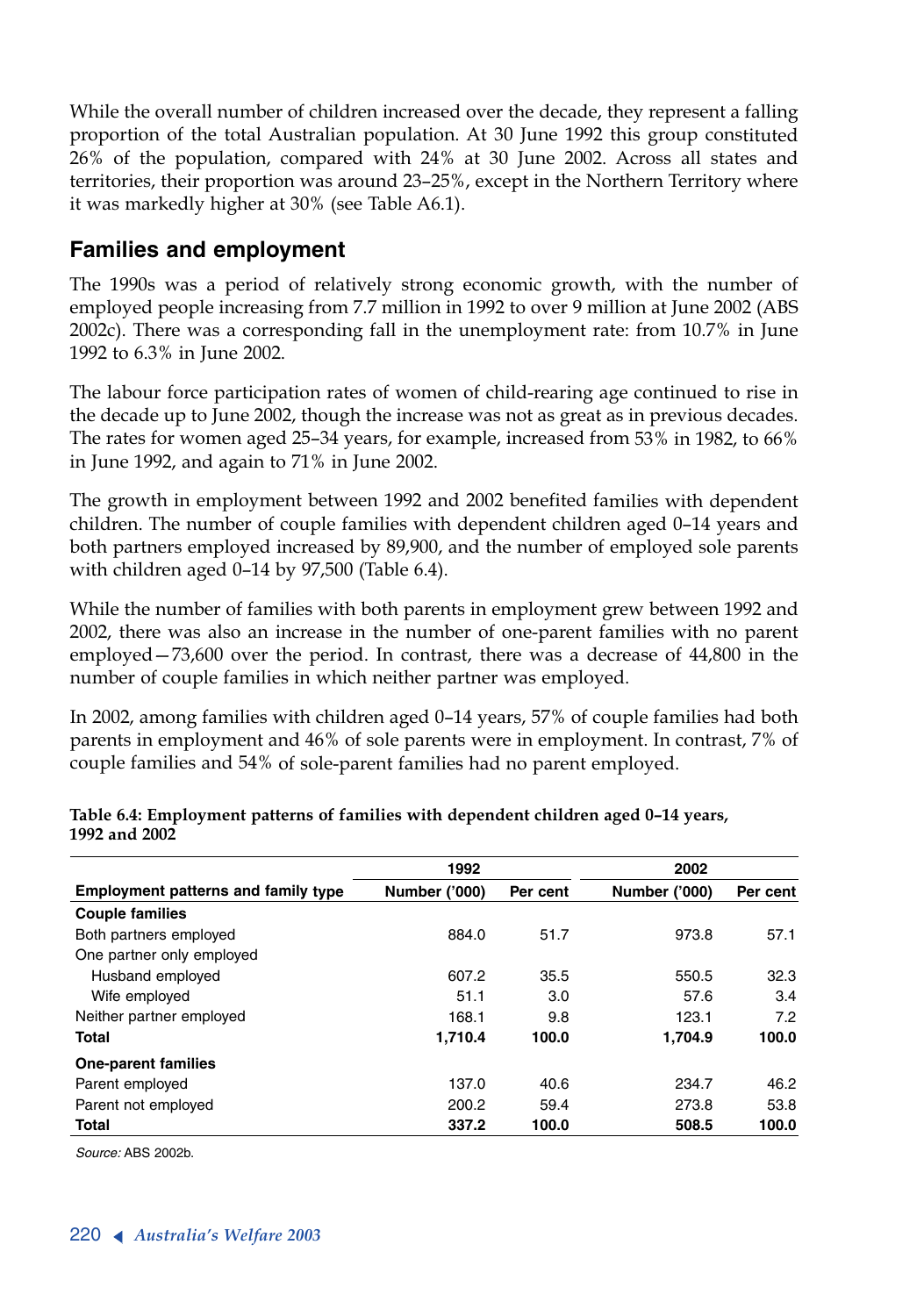While the overall number of children increased over the decade, they represent a falling proportion of the total Australian population. At 30 June 1992 this group constituted 26% of the population, compared with 24% at 30 June 2002. Across all states and territories, their proportion was around 23–25%, except in the Northern Territory where it was markedly higher at 30% (see Table A6.1).

## Families and employment

The 1990s was a period of relatively strong economic growth, with the number of employed people increasing from 7.7 million in 1992 to over 9 million at June 2002 (ABS 2002c). There was a corresponding fall in the unemployment rate: from 10.7% in June 1992 to 6.3% in June 2002.

The labour force participation rates of women of child-rearing age continued to rise in the decade up to June 2002, though the increase was not as great as in previous decades. The rates for women aged 25–34 years, for example, increased from 53% in 1982, to 66% in June 1992, and again to 71% in June 2002.

The growth in employment between 1992 and 2002 benefited families with dependent children. The number of couple families with dependent children aged 0–14 years and both partners employed increased by 89,900, and the number of employed sole parents with children aged 0–14 by 97,500 (Table 6.4).

While the number of families with both parents in employment grew between 1992 and 2002, there was also an increase in the number of one-parent families with no parent employed—73,600 over the period. In contrast, there was a decrease of 44,800 in the number of couple families in which neither partner was employed.

In 2002, among families with children aged 0–14 years, 57% of couple families had both parents in employment and 46% of sole parents were in employment. In contrast, 7% of couple families and 54% of sole-parent families had no parent employed.

**Table 6.4: Employment patterns of families with dependent children aged 0–14 years, 1992 and 2002**

| | 1992 | | 2002 | |
|---|---|---|---|---|
| **Employment patterns and family type** | **Number ('000)** | **Per cent** | **Number ('000)** | **Per cent** |
| **Couple families** | | | | |
| Both partners employed | 884.0 | 51.7 | 973.8 | 57.1 |
| One partner only employed | | | | |
| Husband employed | 607.2 | 35.5 | 550.5 | 32.3 |
| Wife employed | 51.1 | 3.0 | 57.6 | 3.4 |
| Neither partner employed | 168.1 | 9.8 | 123.1 | 7.2 |
| **Total** | **1,710.4** | **100.0** | **1,704.9** | **100.0** |
| **One-parent families** | | | | |
| Parent employed | 137.0 | 40.6 | 234.7 | 46.2 |
| Parent not employed | 200.2 | 59.4 | 273.8 | 53.8 |
| **Total** | **337.2** | **100.0** | **508.5** | **100.0** |

*Source:* ABS 2002b.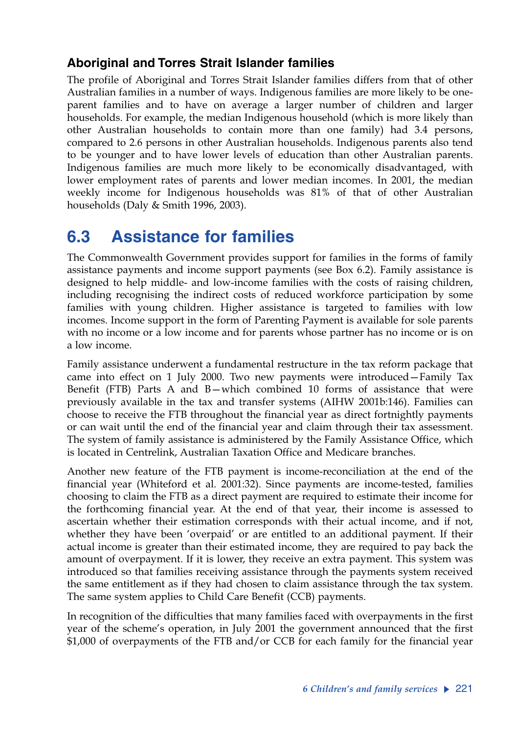### Aboriginal and Torres Strait Islander families

The profile of Aboriginal and Torres Strait Islander families differs from that of other Australian families in a number of ways. Indigenous families are more likely to be one-parent families and to have on average a larger number of children and larger households. For example, the median Indigenous household (which is more likely than other Australian households to contain more than one family) had 3.4 persons, compared to 2.6 persons in other Australian households. Indigenous parents also tend to be younger and to have lower levels of education than other Australian parents. Indigenous families are much more likely to be economically disadvantaged, with lower employment rates of parents and lower median incomes. In 2001, the median weekly income for Indigenous households was 81% of that of other Australian households (Daly & Smith 1996, 2003).

## 6.3 Assistance for families

The Commonwealth Government provides support for families in the forms of family assistance payments and income support payments (see Box 6.2). Family assistance is designed to help middle- and low-income families with the costs of raising children, including recognising the indirect costs of reduced workforce participation by some families with young children. Higher assistance is targeted to families with low incomes. Income support in the form of Parenting Payment is available for sole parents with no income or a low income and for parents whose partner has no income or is on a low income.

Family assistance underwent a fundamental restructure in the tax reform package that came into effect on 1 July 2000. Two new payments were introduced—Family Tax Benefit (FTB) Parts A and B—which combined 10 forms of assistance that were previously available in the tax and transfer systems (AIHW 2001b:146). Families can choose to receive the FTB throughout the financial year as direct fortnightly payments or can wait until the end of the financial year and claim through their tax assessment. The system of family assistance is administered by the Family Assistance Office, which is located in Centrelink, Australian Taxation Office and Medicare branches.

Another new feature of the FTB payment is income-reconciliation at the end of the financial year (Whiteford et al. 2001:32). Since payments are income-tested, families choosing to claim the FTB as a direct payment are required to estimate their income for the forthcoming financial year. At the end of that year, their income is assessed to ascertain whether their estimation corresponds with their actual income, and if not, whether they have been 'overpaid' or are entitled to an additional payment. If their actual income is greater than their estimated income, they are required to pay back the amount of overpayment. If it is lower, they receive an extra payment. This system was introduced so that families receiving assistance through the payments system received the same entitlement as if they had chosen to claim assistance through the tax system. The same system applies to Child Care Benefit (CCB) payments.

In recognition of the difficulties that many families faced with overpayments in the first year of the scheme's operation, in July 2001 the government announced that the first $1,000 of overpayments of the FTB and/or CCB for each family for the financial year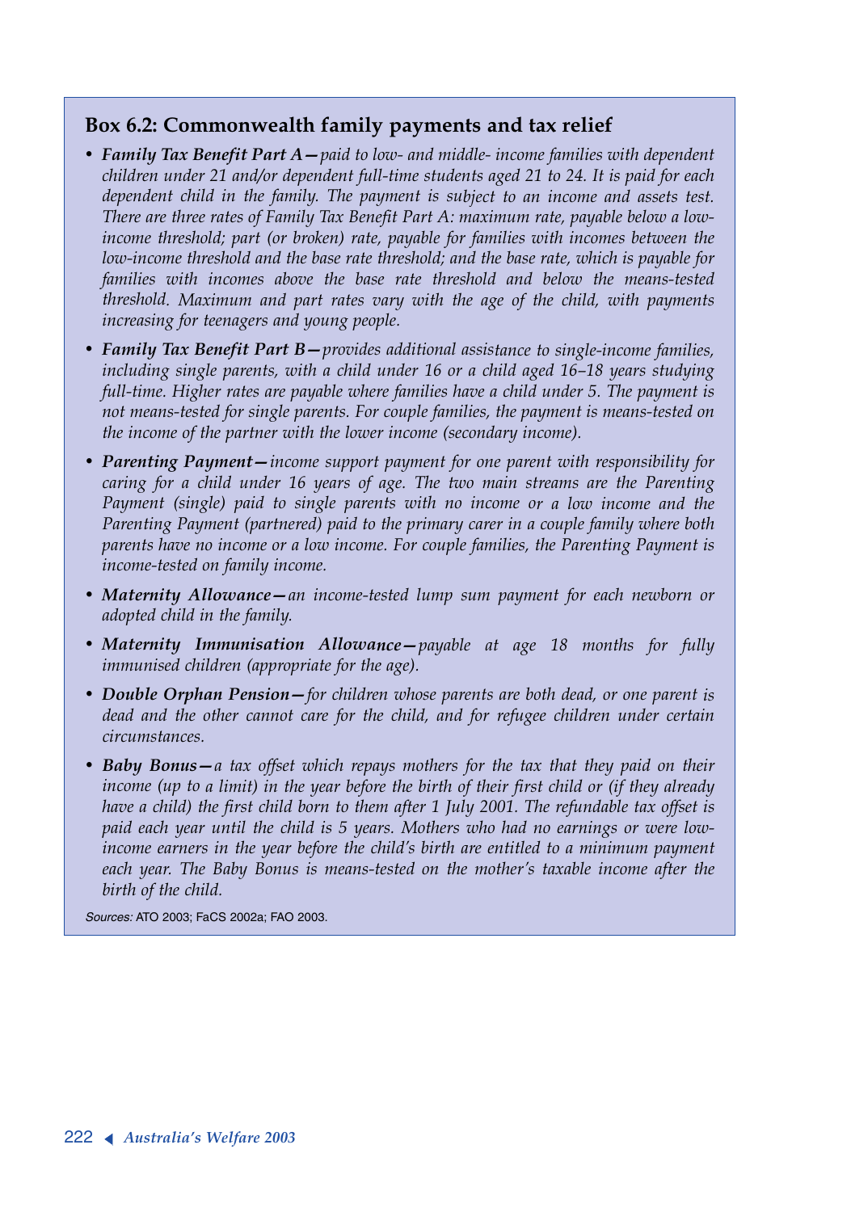### Box 6.2: Commonwealth family payments and tax relief

- ***Family Tax Benefit Part A***—*paid to low- and middle- income families with dependent children under 21 and/or dependent full-time students aged 21 to 24. It is paid for each dependent child in the family. The payment is subject to an income and assets test. There are three rates of Family Tax Benefit Part A: maximum rate, payable below a low-income threshold; part (or broken) rate, payable for families with incomes between the low-income threshold and the base rate threshold; and the base rate, which is payable for families with incomes above the base rate threshold and below the means-tested threshold. Maximum and part rates vary with the age of the child, with payments increasing for teenagers and young people.*
- ***Family Tax Benefit Part B***—*provides additional assistance to single-income families, including single parents, with a child under 16 or a child aged 16–18 years studying full-time. Higher rates are payable where families have a child under 5. The payment is not means-tested for single parents. For couple families, the payment is means-tested on the income of the partner with the lower income (secondary income).*
- ***Parenting Payment***—*income support payment for one parent with responsibility for caring for a child under 16 years of age. The two main streams are the Parenting Payment (single) paid to single parents with no income or a low income and the Parenting Payment (partnered) paid to the primary carer in a couple family where both parents have no income or a low income. For couple families, the Parenting Payment is income-tested on family income.*
- ***Maternity Allowance***—*an income-tested lump sum payment for each newborn or adopted child in the family.*
- ***Maternity Immunisation Allowance***—*payable at age 18 months for fully immunised children (appropriate for the age).*
- ***Double Orphan Pension***—*for children whose parents are both dead, or one parent is dead and the other cannot care for the child, and for refugee children under certain circumstances.*
- ***Baby Bonus***—*a tax offset which repays mothers for the tax that they paid on their income (up to a limit) in the year before the birth of their first child or (if they already have a child) the first child born to them after 1 July 2001. The refundable tax offset is paid each year until the child is 5 years. Mothers who had no earnings or were low-income earners in the year before the child's birth are entitled to a minimum payment each year. The Baby Bonus is means-tested on the mother's taxable income after the birth of the child.*

*Sources:* ATO 2003; FaCS 2002a; FAO 2003.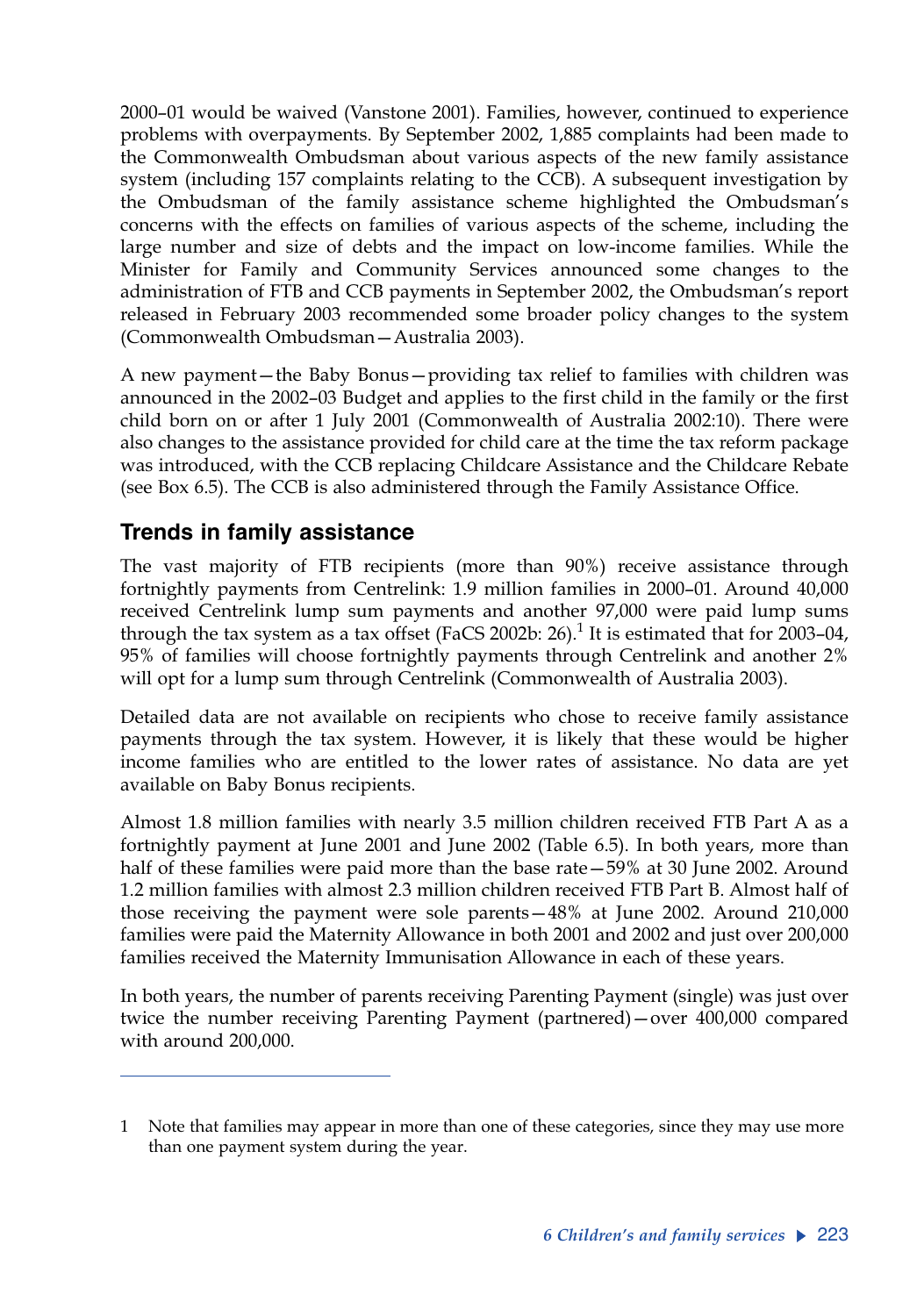2000–01 would be waived (Vanstone 2001). Families, however, continued to experience problems with overpayments. By September 2002, 1,885 complaints had been made to the Commonwealth Ombudsman about various aspects of the new family assistance system (including 157 complaints relating to the CCB). A subsequent investigation by the Ombudsman of the family assistance scheme highlighted the Ombudsman's concerns with the effects on families of various aspects of the scheme, including the large number and size of debts and the impact on low-income families. While the Minister for Family and Community Services announced some changes to the administration of FTB and CCB payments in September 2002, the Ombudsman's report released in February 2003 recommended some broader policy changes to the system (Commonwealth Ombudsman—Australia 2003).

A new payment—the Baby Bonus—providing tax relief to families with children was announced in the 2002–03 Budget and applies to the first child in the family or the first child born on or after 1 July 2001 (Commonwealth of Australia 2002:10). There were also changes to the assistance provided for child care at the time the tax reform package was introduced, with the CCB replacing Childcare Assistance and the Childcare Rebate (see Box 6.5). The CCB is also administered through the Family Assistance Office.

## Trends in family assistance

The vast majority of FTB recipients (more than 90%) receive assistance through fortnightly payments from Centrelink: 1.9 million families in 2000–01. Around 40,000 received Centrelink lump sum payments and another 97,000 were paid lump sums through the tax system as a tax offset (FaCS 2002b: 26).[1] It is estimated that for 2003–04, 95% of families will choose fortnightly payments through Centrelink and another 2% will opt for a lump sum through Centrelink (Commonwealth of Australia 2003).

Detailed data are not available on recipients who chose to receive family assistance payments through the tax system. However, it is likely that these would be higher income families who are entitled to the lower rates of assistance. No data are yet available on Baby Bonus recipients.

Almost 1.8 million families with nearly 3.5 million children received FTB Part A as a fortnightly payment at June 2001 and June 2002 (Table 6.5). In both years, more than half of these families were paid more than the base rate—59% at 30 June 2002. Around 1.2 million families with almost 2.3 million children received FTB Part B. Almost half of those receiving the payment were sole parents—48% at June 2002. Around 210,000 families were paid the Maternity Allowance in both 2001 and 2002 and just over 200,000 families received the Maternity Immunisation Allowance in each of these years.

In both years, the number of parents receiving Parenting Payment (single) was just over twice the number receiving Parenting Payment (partnered)—over 400,000 compared with around 200,000.

---

1 Note that families may appear in more than one of these categories, since they may use more than one payment system during the year.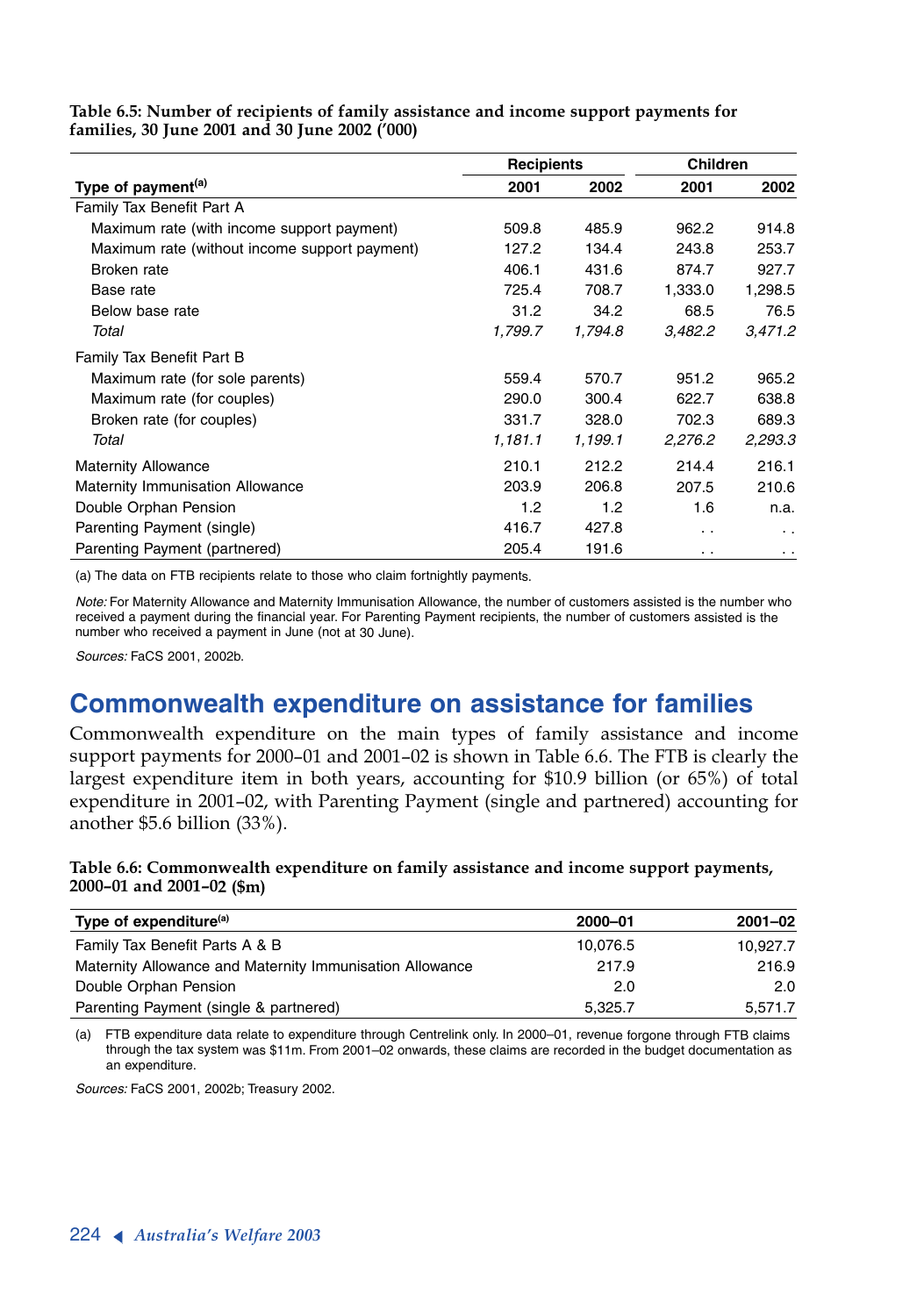**Table 6.5: Number of recipients of family assistance and income support payments for families, 30 June 2001 and 30 June 2002 ('000)**

| | Recipients | | Children | |
|---|---|---|---|---|
| Type of payment[(a)] | 2001 | 2002 | 2001 | 2002 |
| Family Tax Benefit Part A | | | | |
| Maximum rate (with income support payment) | 509.8 | 485.9 | 962.2 | 914.8 |
| Maximum rate (without income support payment) | 127.2 | 134.4 | 243.8 | 253.7 |
| Broken rate | 406.1 | 431.6 | 874.7 | 927.7 |
| Base rate | 725.4 | 708.7 | 1,333.0 | 1,298.5 |
| Below base rate | 31.2 | 34.2 | 68.5 | 76.5 |
| *Total* | *1,799.7* | *1,794.8* | *3,482.2* | *3,471.2* |
| Family Tax Benefit Part B | | | | |
| Maximum rate (for sole parents) | 559.4 | 570.7 | 951.2 | 965.2 |
| Maximum rate (for couples) | 290.0 | 300.4 | 622.7 | 638.8 |
| Broken rate (for couples) | 331.7 | 328.0 | 702.3 | 689.3 |
| *Total* | *1,181.1* | *1,199.1* | *2,276.2* | *2,293.3* |
| Maternity Allowance | 210.1 | 212.2 | 214.4 | 216.1 |
| Maternity Immunisation Allowance | 203.9 | 206.8 | 207.5 | 210.6 |
| Double Orphan Pension | 1.2 | 1.2 | 1.6 | n.a. |
| Parenting Payment (single) | 416.7 | 427.8 | . . | . . |
| Parenting Payment (partnered) | 205.4 | 191.6 | . . | . . |

(a) The data on FTB recipients relate to those who claim fortnightly payments.

*Note:* For Maternity Allowance and Maternity Immunisation Allowance, the number of customers assisted is the number who received a payment during the financial year. For Parenting Payment recipients, the number of customers assisted is the number who received a payment in June (not at 30 June).

*Sources:* FaCS 2001, 2002b.

## Commonwealth expenditure on assistance for families

Commonwealth expenditure on the main types of family assistance and income support payments for 2000–01 and 2001–02 is shown in Table 6.6. The FTB is clearly the largest expenditure item in both years, accounting for $10.9 billion (or 65%) of total expenditure in 2001–02, with Parenting Payment (single and partnered) accounting for another $5.6 billion (33%).

**Table 6.6: Commonwealth expenditure on family assistance and income support payments, 2000–01 and 2001–02 ($m)**

| Type of expenditure[(a)] | 2000–01 | 2001–02 |
|---|---|---|
| Family Tax Benefit Parts A & B | 10,076.5 | 10,927.7 |
| Maternity Allowance and Maternity Immunisation Allowance | 217.9 | 216.9 |
| Double Orphan Pension | 2.0 | 2.0 |
| Parenting Payment (single & partnered) | 5,325.7 | 5,571.7 |

(a) FTB expenditure data relate to expenditure through Centrelink only. In 2000–01, revenue forgone through FTB claims through the tax system was $11m. From 2001–02 onwards, these claims are recorded in the budget documentation as an expenditure.

*Sources:* FaCS 2001, 2002b; Treasury 2002.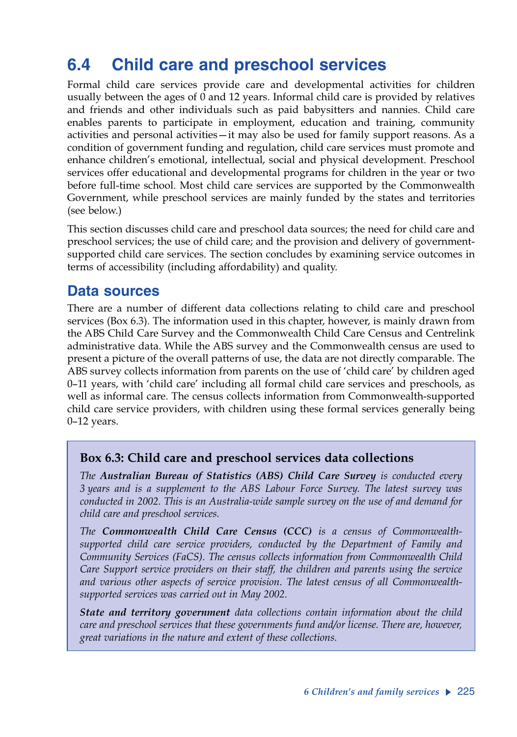## 6.4 Child care and preschool services

Formal child care services provide care and developmental activities for children usually between the ages of 0 and 12 years. Informal child care is provided by relatives and friends and other individuals such as paid babysitters and nannies. Child care enables parents to participate in employment, education and training, community activities and personal activities—it may also be used for family support reasons. As a condition of government funding and regulation, child care services must promote and enhance children's emotional, intellectual, social and physical development. Preschool services offer educational and developmental programs for children in the year or two before full-time school. Most child care services are supported by the Commonwealth Government, while preschool services are mainly funded by the states and territories (see below.)

This section discusses child care and preschool data sources; the need for child care and preschool services; the use of child care; and the provision and delivery of government-supported child care services. The section concludes by examining service outcomes in terms of accessibility (including affordability) and quality.

### Data sources

There are a number of different data collections relating to child care and preschool services (Box 6.3). The information used in this chapter, however, is mainly drawn from the ABS Child Care Survey and the Commonwealth Child Care Census and Centrelink administrative data. While the ABS survey and the Commonwealth census are used to present a picture of the overall patterns of use, the data are not directly comparable. The ABS survey collects information from parents on the use of 'child care' by children aged 0–11 years, with 'child care' including all formal child care services and preschools, as well as informal care. The census collects information from Commonwealth-supported child care service providers, with children using these formal services generally being 0–12 years.

> **Box 6.3: Child care and preschool services data collections**
>
> *The* ***Australian Bureau of Statistics (ABS) Child Care Survey*** *is conducted every 3 years and is a supplement to the ABS Labour Force Survey. The latest survey was conducted in 2002. This is an Australia-wide sample survey on the use of and demand for child care and preschool services.*
>
> *The* ***Commonwealth Child Care Census (CCC)*** *is a census of Commonwealth-supported child care service providers, conducted by the Department of Family and Community Services (FaCS). The census collects information from Commonwealth Child Care Support service providers on their staff, the children and parents using the service and various other aspects of service provision. The latest census of all Commonwealth-supported services was carried out in May 2002.*
>
> ***State and territory government*** *data collections contain information about the child care and preschool services that these governments fund and/or license. There are, however, great variations in the nature and extent of these collections.*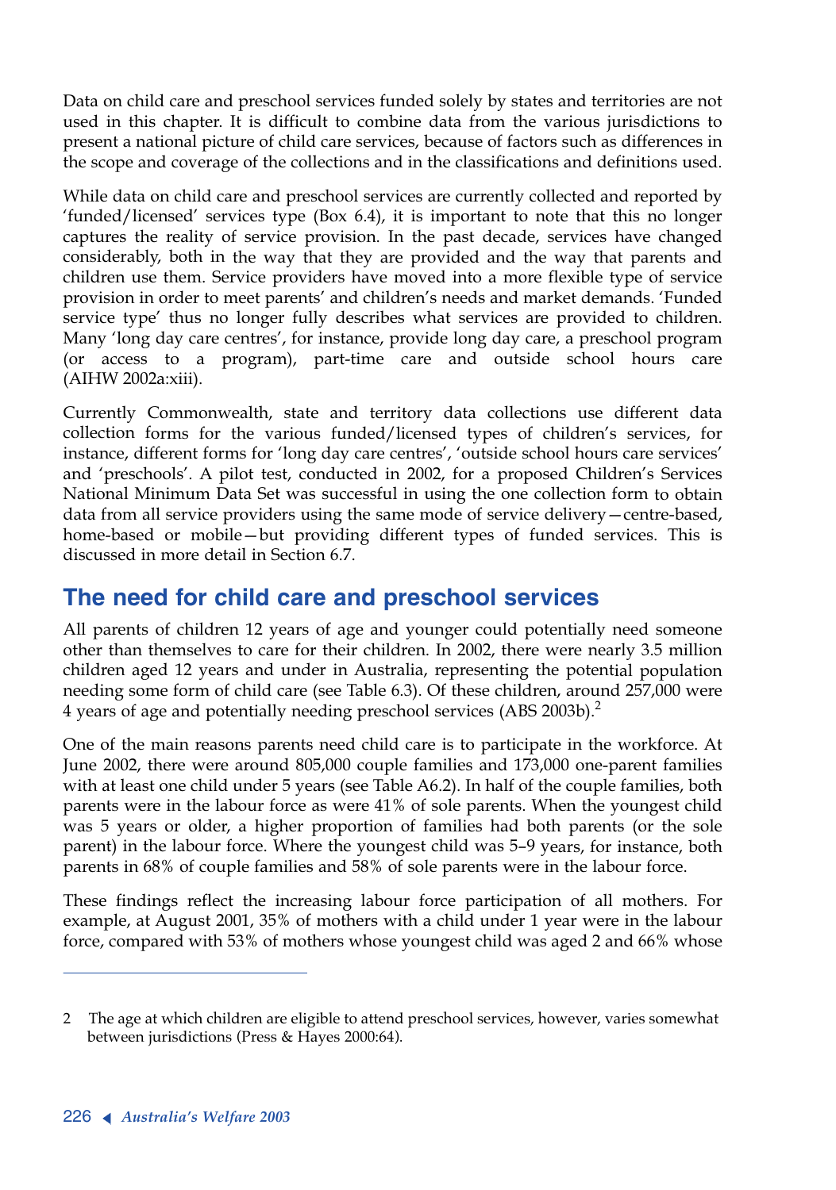Data on child care and preschool services funded solely by states and territories are not used in this chapter. It is difficult to combine data from the various jurisdictions to present a national picture of child care services, because of factors such as differences in the scope and coverage of the collections and in the classifications and definitions used.

While data on child care and preschool services are currently collected and reported by 'funded/licensed' services type (Box 6.4), it is important to note that this no longer captures the reality of service provision. In the past decade, services have changed considerably, both in the way that they are provided and the way that parents and children use them. Service providers have moved into a more flexible type of service provision in order to meet parents' and children's needs and market demands. 'Funded service type' thus no longer fully describes what services are provided to children. Many 'long day care centres', for instance, provide long day care, a preschool program (or access to a program), part-time care and outside school hours care (AIHW 2002a:xiii).

Currently Commonwealth, state and territory data collections use different data collection forms for the various funded/licensed types of children's services, for instance, different forms for 'long day care centres', 'outside school hours care services' and 'preschools'. A pilot test, conducted in 2002, for a proposed Children's Services National Minimum Data Set was successful in using the one collection form to obtain data from all service providers using the same mode of service delivery—centre-based, home-based or mobile—but providing different types of funded services. This is discussed in more detail in Section 6.7.

## The need for child care and preschool services

All parents of children 12 years of age and younger could potentially need someone other than themselves to care for their children. In 2002, there were nearly 3.5 million children aged 12 years and under in Australia, representing the potential population needing some form of child care (see Table 6.3). Of these children, around 257,000 were 4 years of age and potentially needing preschool services (ABS 2003b).[2]

One of the main reasons parents need child care is to participate in the workforce. At June 2002, there were around 805,000 couple families and 173,000 one-parent families with at least one child under 5 years (see Table A6.2). In half of the couple families, both parents were in the labour force as were 41% of sole parents. When the youngest child was 5 years or older, a higher proportion of families had both parents (or the sole parent) in the labour force. Where the youngest child was 5–9 years, for instance, both parents in 68% of couple families and 58% of sole parents were in the labour force.

These findings reflect the increasing labour force participation of all mothers. For example, at August 2001, 35% of mothers with a child under 1 year were in the labour force, compared with 53% of mothers whose youngest child was aged 2 and 66% whose

---

2 The age at which children are eligible to attend preschool services, however, varies somewhat between jurisdictions (Press & Hayes 2000:64).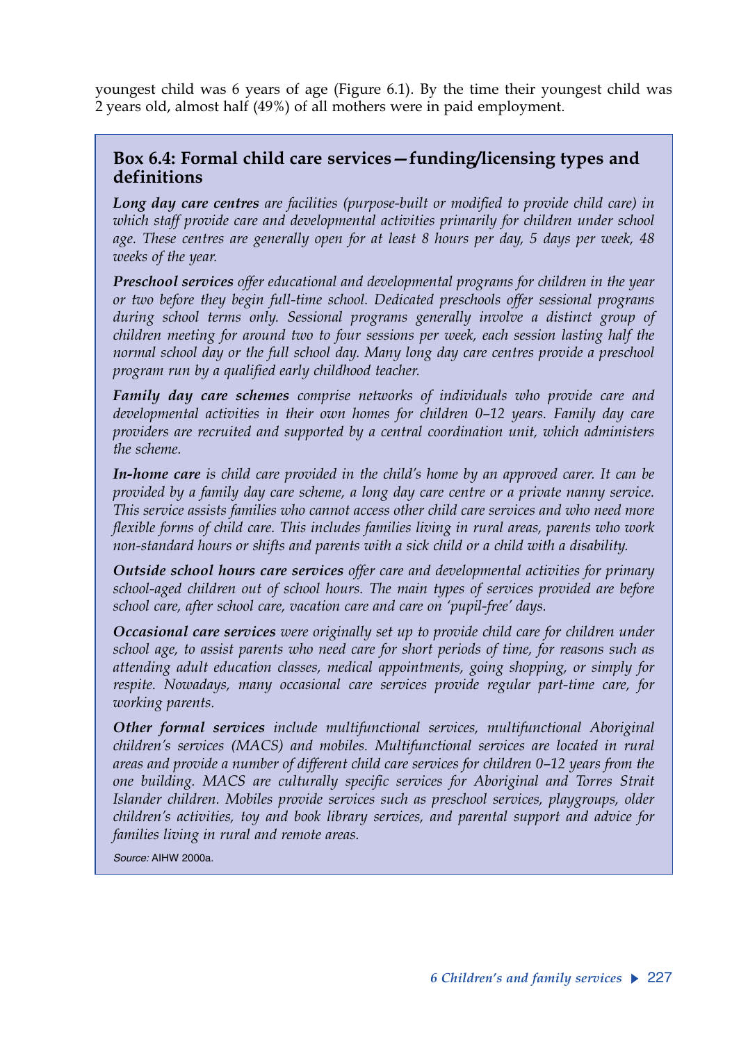youngest child was 6 years of age (Figure 6.1). By the time their youngest child was 2 years old, almost half (49%) of all mothers were in paid employment.

### Box 6.4: Formal child care services—funding/licensing types and definitions

***Long day care centres*** *are facilities (purpose-built or modified to provide child care) in which staff provide care and developmental activities primarily for children under school age. These centres are generally open for at least 8 hours per day, 5 days per week, 48 weeks of the year.*

***Preschool services*** *offer educational and developmental programs for children in the year or two before they begin full-time school. Dedicated preschools offer sessional programs during school terms only. Sessional programs generally involve a distinct group of children meeting for around two to four sessions per week, each session lasting half the normal school day or the full school day. Many long day care centres provide a preschool program run by a qualified early childhood teacher.*

***Family day care schemes*** *comprise networks of individuals who provide care and developmental activities in their own homes for children 0–12 years. Family day care providers are recruited and supported by a central coordination unit, which administers the scheme.*

***In-home care*** *is child care provided in the child's home by an approved carer. It can be provided by a family day care scheme, a long day care centre or a private nanny service. This service assists families who cannot access other child care services and who need more flexible forms of child care. This includes families living in rural areas, parents who work non-standard hours or shifts and parents with a sick child or a child with a disability.*

***Outside school hours care services*** *offer care and developmental activities for primary school-aged children out of school hours. The main types of services provided are before school care, after school care, vacation care and care on 'pupil-free' days.*

***Occasional care services*** *were originally set up to provide child care for children under school age, to assist parents who need care for short periods of time, for reasons such as attending adult education classes, medical appointments, going shopping, or simply for respite. Nowadays, many occasional care services provide regular part-time care, for working parents.*

***Other formal services*** *include multifunctional services, multifunctional Aboriginal children's services (MACS) and mobiles. Multifunctional services are located in rural areas and provide a number of different child care services for children 0–12 years from the one building. MACS are culturally specific services for Aboriginal and Torres Strait Islander children. Mobiles provide services such as preschool services, playgroups, older children's activities, toy and book library services, and parental support and advice for families living in rural and remote areas.*

*Source:* AIHW 2000a.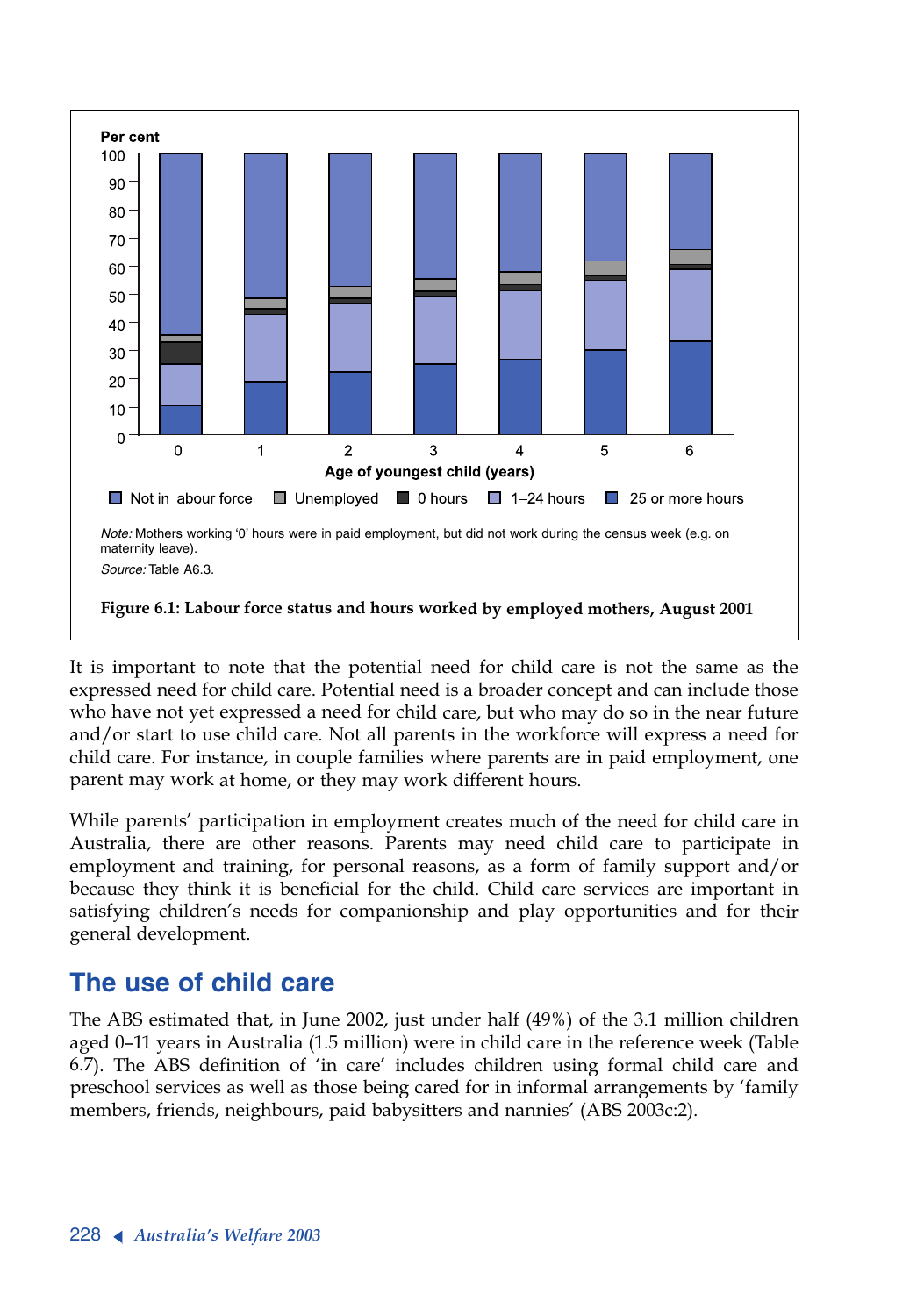Per cent

Age of youngest child (years)

Not in labour force | Unemployed | 0 hours | 1–24 hours | 25 or more hours

*Note:* Mothers working '0' hours were in paid employment, but did not work during the census week (e.g. on maternity leave).

*Source:* Table A6.3.

**Figure 6.1: Labour force status and hours worked by employed mothers, August 2001**

It is important to note that the potential need for child care is not the same as the expressed need for child care. Potential need is a broader concept and can include those who have not yet expressed a need for child care, but who may do so in the near future and/or start to use child care. Not all parents in the workforce will express a need for child care. For instance, in couple families where parents are in paid employment, one parent may work at home, or they may work different hours.

While parents' participation in employment creates much of the need for child care in Australia, there are other reasons. Parents may need child care to participate in employment and training, for personal reasons, as a form of family support and/or because they think it is beneficial for the child. Child care services are important in satisfying children's needs for companionship and play opportunities and for their general development.

## The use of child care

The ABS estimated that, in June 2002, just under half (49%) of the 3.1 million children aged 0–11 years in Australia (1.5 million) were in child care in the reference week (Table 6.7). The ABS definition of 'in care' includes children using formal child care and preschool services as well as those being cared for in informal arrangements by 'family members, friends, neighbours, paid babysitters and nannies' (ABS 2003c:2).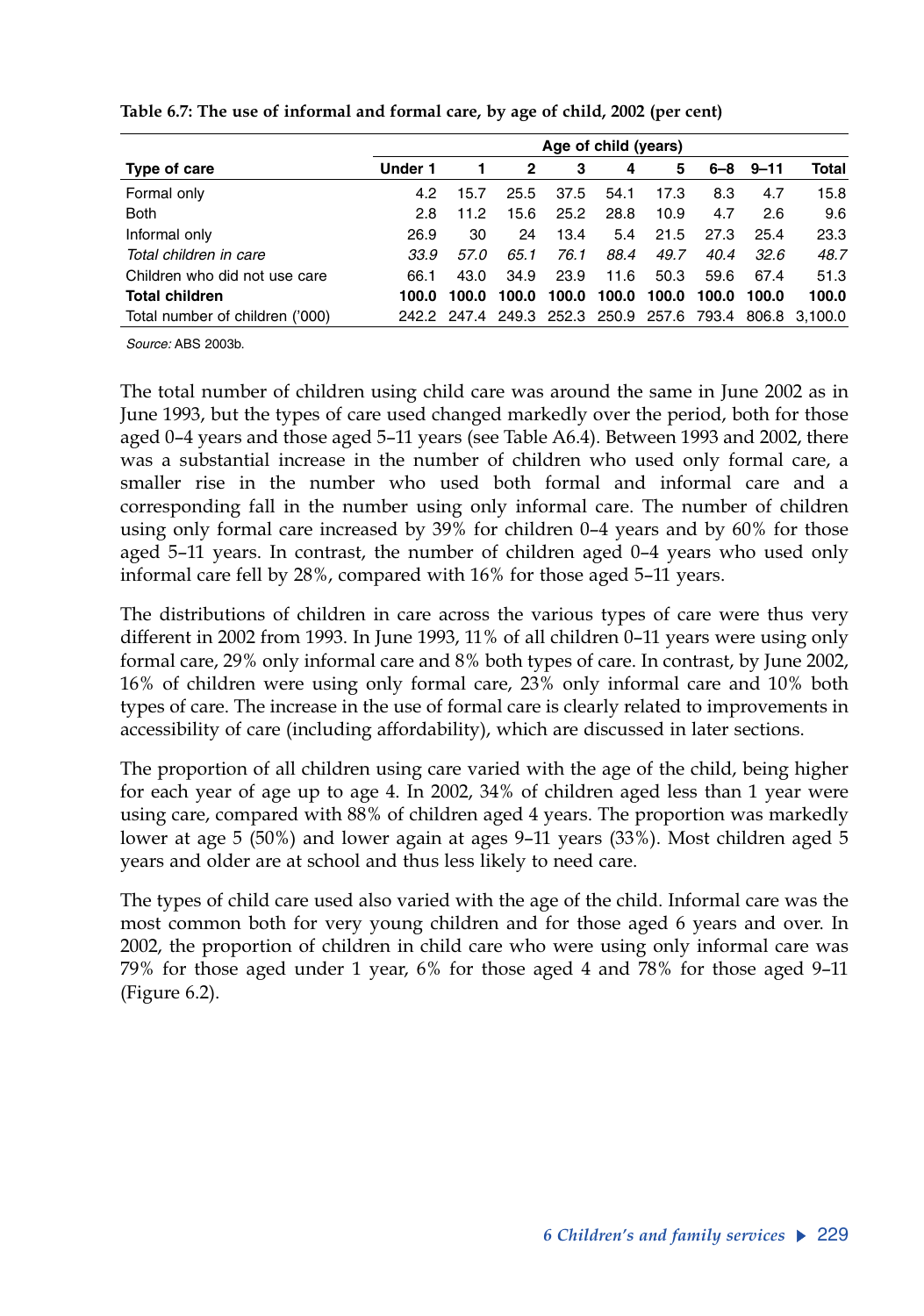**Table 6.7: The use of informal and formal care, by age of child, 2002 (per cent)**

| | Age of child (years) | | | | | | | | |
|---|---|---|---|---|---|---|---|---|---|
| **Type of care** | **Under 1** | **1** | **2** | **3** | **4** | **5** | **6–8** | **9–11** | **Total** |
| Formal only | 4.2 | 15.7 | 25.5 | 37.5 | 54.1 | 17.3 | 8.3 | 4.7 | 15.8 |
| Both | 2.8 | 11.2 | 15.6 | 25.2 | 28.8 | 10.9 | 4.7 | 2.6 | 9.6 |
| Informal only | 26.9 | 30 | 24 | 13.4 | 5.4 | 21.5 | 27.3 | 25.4 | 23.3 |
| *Total children in care* | *33.9* | *57.0* | *65.1* | *76.1* | *88.4* | *49.7* | *40.4* | *32.6* | *48.7* |
| Children who did not use care | 66.1 | 43.0 | 34.9 | 23.9 | 11.6 | 50.3 | 59.6 | 67.4 | 51.3 |
| **Total children** | **100.0** | **100.0** | **100.0** | **100.0** | **100.0** | **100.0** | **100.0** | **100.0** | **100.0** |
| Total number of children ('000) | 242.2 | 247.4 | 249.3 | 252.3 | 250.9 | 257.6 | 793.4 | 806.8 | 3,100.0 |

*Source:* ABS 2003b.

The total number of children using child care was around the same in June 2002 as in June 1993, but the types of care used changed markedly over the period, both for those aged 0–4 years and those aged 5–11 years (see Table A6.4). Between 1993 and 2002, there was a substantial increase in the number of children who used only formal care, a smaller rise in the number who used both formal and informal care and a corresponding fall in the number using only informal care. The number of children using only formal care increased by 39% for children 0–4 years and by 60% for those aged 5–11 years. In contrast, the number of children aged 0–4 years who used only informal care fell by 28%, compared with 16% for those aged 5–11 years.

The distributions of children in care across the various types of care were thus very different in 2002 from 1993. In June 1993, 11% of all children 0–11 years were using only formal care, 29% only informal care and 8% both types of care. In contrast, by June 2002, 16% of children were using only formal care, 23% only informal care and 10% both types of care. The increase in the use of formal care is clearly related to improvements in accessibility of care (including affordability), which are discussed in later sections.

The proportion of all children using care varied with the age of the child, being higher for each year of age up to age 4. In 2002, 34% of children aged less than 1 year were using care, compared with 88% of children aged 4 years. The proportion was markedly lower at age 5 (50%) and lower again at ages 9–11 years (33%). Most children aged 5 years and older are at school and thus less likely to need care.

The types of child care used also varied with the age of the child. Informal care was the most common both for very young children and for those aged 6 years and over. In 2002, the proportion of children in child care who were using only informal care was 79% for those aged under 1 year, 6% for those aged 4 and 78% for those aged 9–11 (Figure 6.2).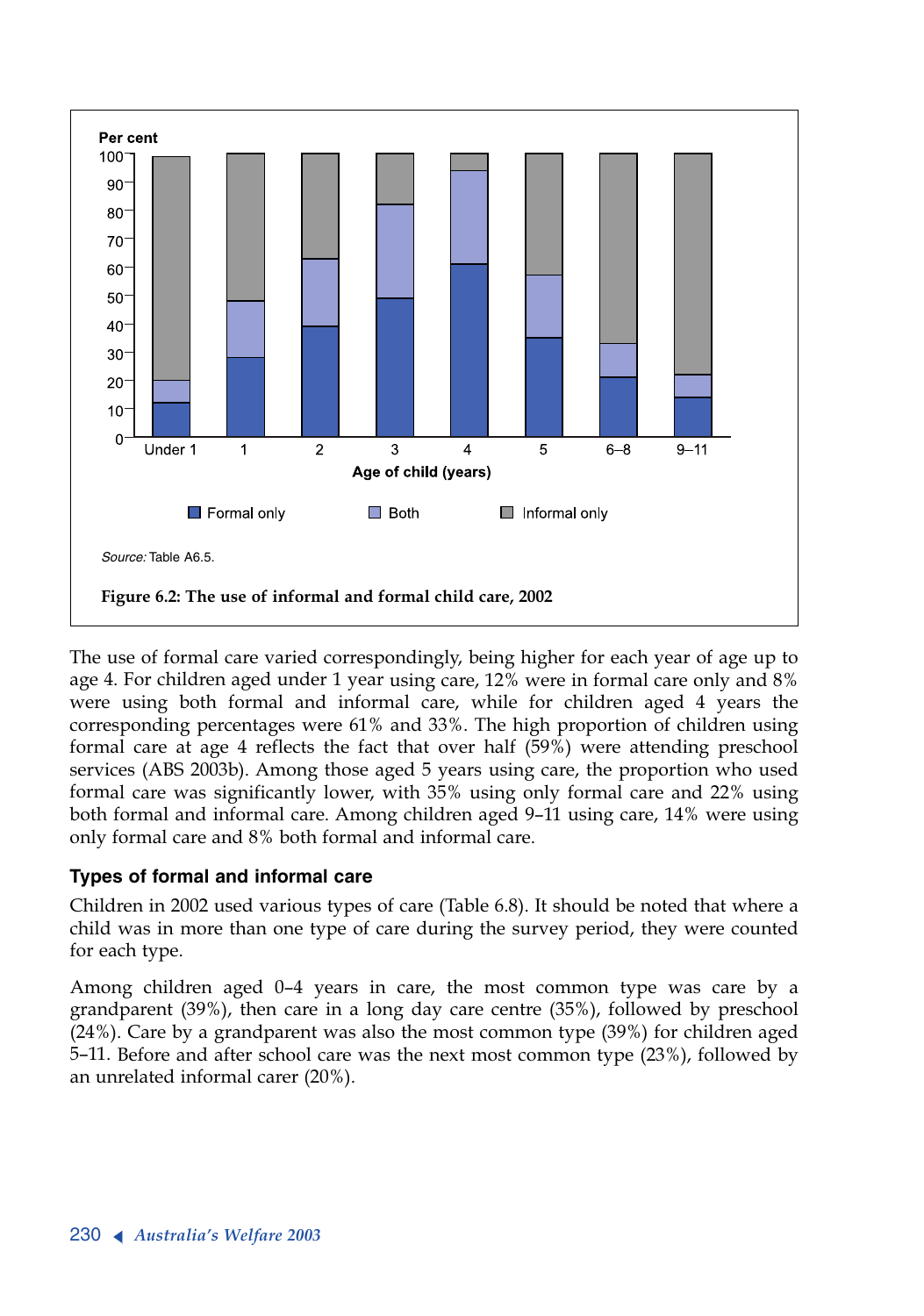Figure 6.2: The use of informal and formal child care, 2002

*Source:* Table A6.5.

The use of formal care varied correspondingly, being higher for each year of age up to age 4. For children aged under 1 year using care, 12% were in formal care only and 8% were using both formal and informal care, while for children aged 4 years the corresponding percentages were 61% and 33%. The high proportion of children using formal care at age 4 reflects the fact that over half (59%) were attending preschool services (ABS 2003b). Among those aged 5 years using care, the proportion who used formal care was significantly lower, with 35% using only formal care and 22% using both formal and informal care. Among children aged 9–11 using care, 14% were using only formal care and 8% both formal and informal care.

### Types of formal and informal care

Children in 2002 used various types of care (Table 6.8). It should be noted that where a child was in more than one type of care during the survey period, they were counted for each type.

Among children aged 0–4 years in care, the most common type was care by a grandparent (39%), then care in a long day care centre (35%), followed by preschool (24%). Care by a grandparent was also the most common type (39%) for children aged 5–11. Before and after school care was the next most common type (23%), followed by an unrelated informal carer (20%).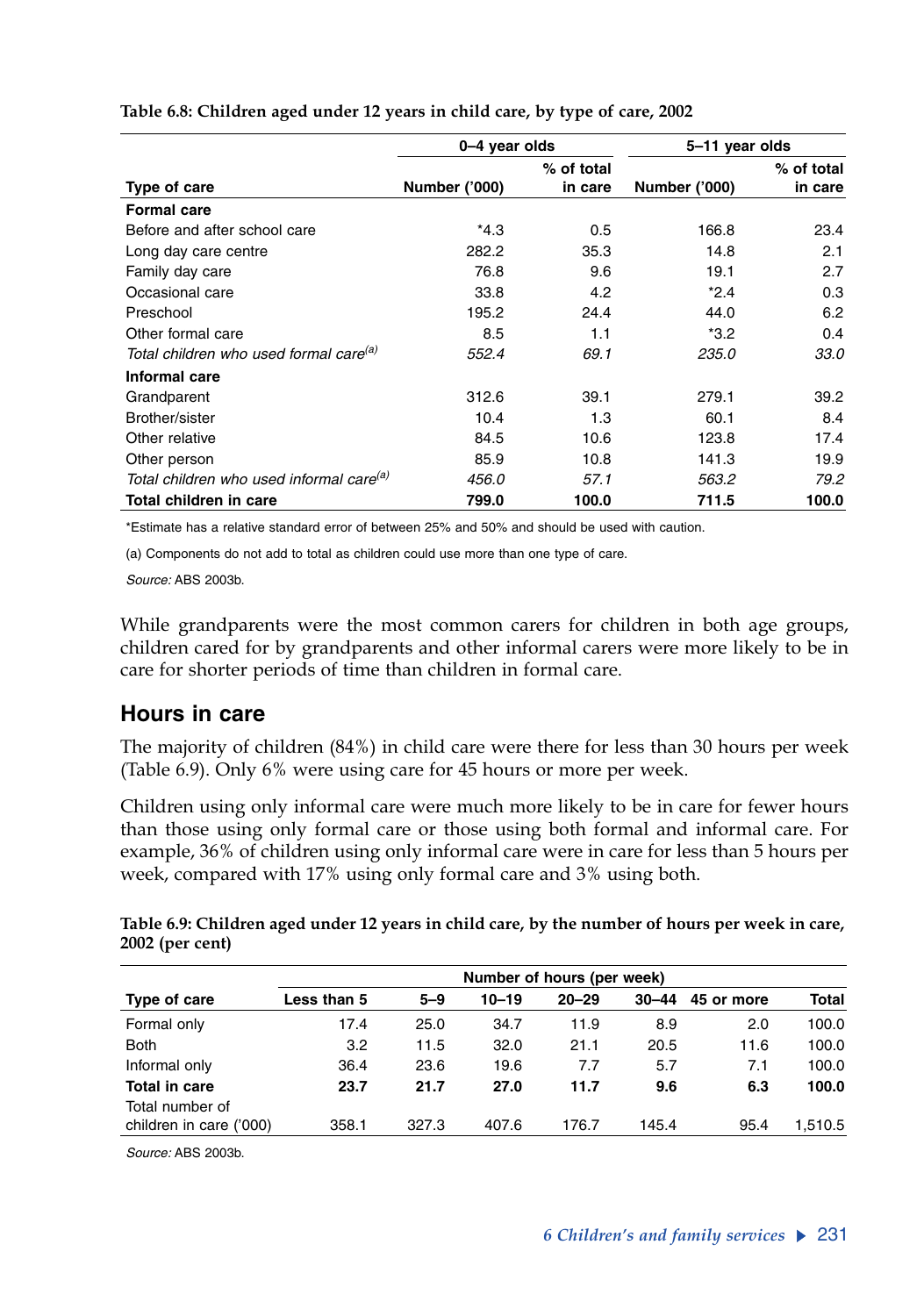**Table 6.8: Children aged under 12 years in child care, by type of care, 2002**

| | 0–4 year olds | | 5–11 year olds | |
|---|---|---|---|---|
| **Type of care** | **Number ('000)** | **% of total in care** | **Number ('000)** | **% of total in care** |
| **Formal care** | | | | |
| Before and after school care | *4.3 | 0.5 | 166.8 | 23.4 |
| Long day care centre | 282.2 | 35.3 | 14.8 | 2.1 |
| Family day care | 76.8 | 9.6 | 19.1 | 2.7 |
| Occasional care | 33.8 | 4.2 | *2.4 | 0.3 |
| Preschool | 195.2 | 24.4 | 44.0 | 6.2 |
| Other formal care | 8.5 | 1.1 | *3.2 | 0.4 |
| *Total children who used formal care(a)* | *552.4* | *69.1* | *235.0* | *33.0* |
| **Informal care** | | | | |
| Grandparent | 312.6 | 39.1 | 279.1 | 39.2 |
| Brother/sister | 10.4 | 1.3 | 60.1 | 8.4 |
| Other relative | 84.5 | 10.6 | 123.8 | 17.4 |
| Other person | 85.9 | 10.8 | 141.3 | 19.9 |
| *Total children who used informal care(a)* | *456.0* | *57.1* | *563.2* | *79.2* |
| **Total children in care** | **799.0** | **100.0** | **711.5** | **100.0** |

*Estimate has a relative standard error of between 25% and 50% and should be used with caution.

(a) Components do not add to total as children could use more than one type of care.

*Source:* ABS 2003b.

While grandparents were the most common carers for children in both age groups, children cared for by grandparents and other informal carers were more likely to be in care for shorter periods of time than children in formal care.

## Hours in care

The majority of children (84%) in child care were there for less than 30 hours per week (Table 6.9). Only 6% were using care for 45 hours or more per week.

Children using only informal care were much more likely to be in care for fewer hours than those using only formal care or those using both formal and informal care. For example, 36% of children using only informal care were in care for less than 5 hours per week, compared with 17% using only formal care and 3% using both.

**Table 6.9: Children aged under 12 years in child care, by the number of hours per week in care, 2002 (per cent)**

| | Number of hours (per week) | | | | | | |
|---|---|---|---|---|---|---|---|
| **Type of care** | **Less than 5** | **5–9** | **10–19** | **20–29** | **30–44** | **45 or more** | **Total** |
| Formal only | 17.4 | 25.0 | 34.7 | 11.9 | 8.9 | 2.0 | 100.0 |
| Both | 3.2 | 11.5 | 32.0 | 21.1 | 20.5 | 11.6 | 100.0 |
| Informal only | 36.4 | 23.6 | 19.6 | 7.7 | 5.7 | 7.1 | 100.0 |
| **Total in care** | **23.7** | **21.7** | **27.0** | **11.7** | **9.6** | **6.3** | **100.0** |
| Total number of children in care ('000) | 358.1 | 327.3 | 407.6 | 176.7 | 145.4 | 95.4 | 1,510.5 |

*Source:* ABS 2003b.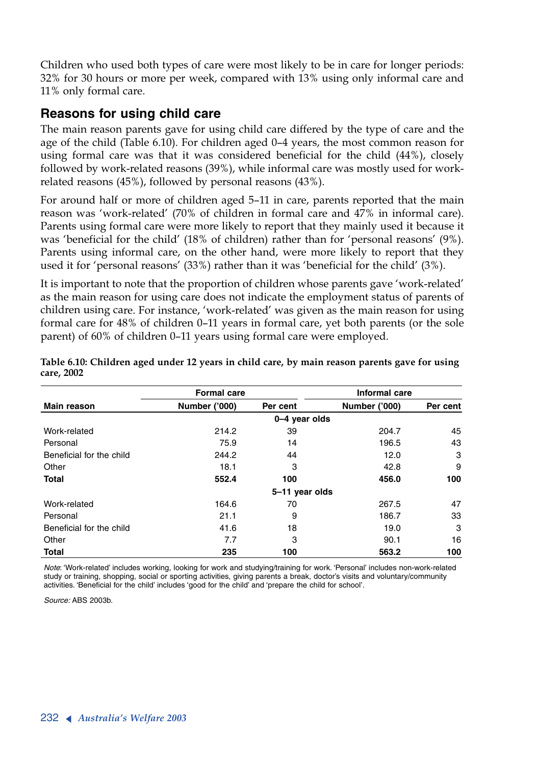Children who used both types of care were most likely to be in care for longer periods: 32% for 30 hours or more per week, compared with 13% using only informal care and 11% only formal care.

## Reasons for using child care

The main reason parents gave for using child care differed by the type of care and the age of the child (Table 6.10). For children aged 0–4 years, the most common reason for using formal care was that it was considered beneficial for the child (44%), closely followed by work-related reasons (39%), while informal care was mostly used for work-related reasons (45%), followed by personal reasons (43%).

For around half or more of children aged 5–11 in care, parents reported that the main reason was 'work-related' (70% of children in formal care and 47% in informal care). Parents using formal care were more likely to report that they mainly used it because it was 'beneficial for the child' (18% of children) rather than for 'personal reasons' (9%). Parents using informal care, on the other hand, were more likely to report that they used it for 'personal reasons' (33%) rather than it was 'beneficial for the child' (3%).

It is important to note that the proportion of children whose parents gave 'work-related' as the main reason for using care does not indicate the employment status of parents of children using care. For instance, 'work-related' was given as the main reason for using formal care for 48% of children 0–11 years in formal care, yet both parents (or the sole parent) of 60% of children 0–11 years using formal care were employed.

**Table 6.10: Children aged under 12 years in child care, by main reason parents gave for using care, 2002**

| | Formal care | | Informal care | |
|---|---|---|---|---|
| **Main reason** | **Number ('000)** | **Per cent** | **Number ('000)** | **Per cent** |
| | | **0–4 year olds** | | |
| Work-related | 214.2 | 39 | 204.7 | 45 |
| Personal | 75.9 | 14 | 196.5 | 43 |
| Beneficial for the child | 244.2 | 44 | 12.0 | 3 |
| Other | 18.1 | 3 | 42.8 | 9 |
| **Total** | **552.4** | **100** | **456.0** | **100** |
| | | **5–11 year olds** | | |
| Work-related | 164.6 | 70 | 267.5 | 47 |
| Personal | 21.1 | 9 | 186.7 | 33 |
| Beneficial for the child | 41.6 | 18 | 19.0 | 3 |
| Other | 7.7 | 3 | 90.1 | 16 |
| **Total** | **235** | **100** | **563.2** | **100** |

*Note*: 'Work-related' includes working, looking for work and studying/training for work. 'Personal' includes non-work-related study or training, shopping, social or sporting activities, giving parents a break, doctor's visits and voluntary/community activities. 'Beneficial for the child' includes 'good for the child' and 'prepare the child for school'.

*Source:* ABS 2003b.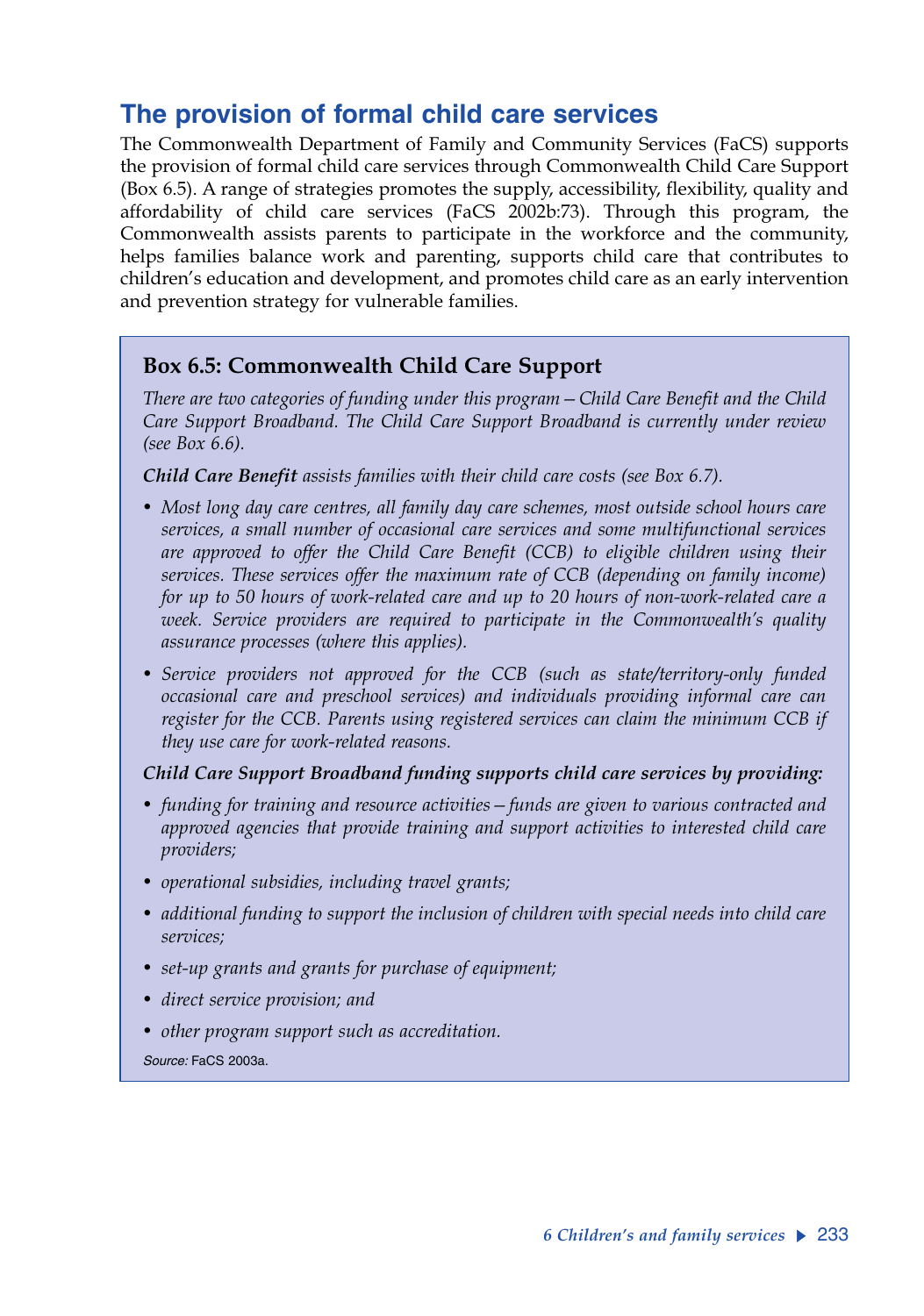## The provision of formal child care services

The Commonwealth Department of Family and Community Services (FaCS) supports the provision of formal child care services through Commonwealth Child Care Support (Box 6.5). A range of strategies promotes the supply, accessibility, flexibility, quality and affordability of child care services (FaCS 2002b:73). Through this program, the Commonwealth assists parents to participate in the workforce and the community, helps families balance work and parenting, supports child care that contributes to children's education and development, and promotes child care as an early intervention and prevention strategy for vulnerable families.

### Box 6.5: Commonwealth Child Care Support

*There are two categories of funding under this program—Child Care Benefit and the Child Care Support Broadband. The Child Care Support Broadband is currently under review (see Box 6.6).*

***Child Care Benefit*** *assists families with their child care costs (see Box 6.7).*

- *Most long day care centres, all family day care schemes, most outside school hours care services, a small number of occasional care services and some multifunctional services are approved to offer the Child Care Benefit (CCB) to eligible children using their services. These services offer the maximum rate of CCB (depending on family income) for up to 50 hours of work-related care and up to 20 hours of non-work-related care a week. Service providers are required to participate in the Commonwealth's quality assurance processes (where this applies).*
- *Service providers not approved for the CCB (such as state/territory-only funded occasional care and preschool services) and individuals providing informal care can register for the CCB. Parents using registered services can claim the minimum CCB if they use care for work-related reasons.*

***Child Care Support Broadband funding supports child care services by providing:***

- *funding for training and resource activities—funds are given to various contracted and approved agencies that provide training and support activities to interested child care providers;*
- *operational subsidies, including travel grants;*
- *additional funding to support the inclusion of children with special needs into child care services;*
- *set-up grants and grants for purchase of equipment;*
- *direct service provision; and*
- *other program support such as accreditation.*

*Source:* FaCS 2003a.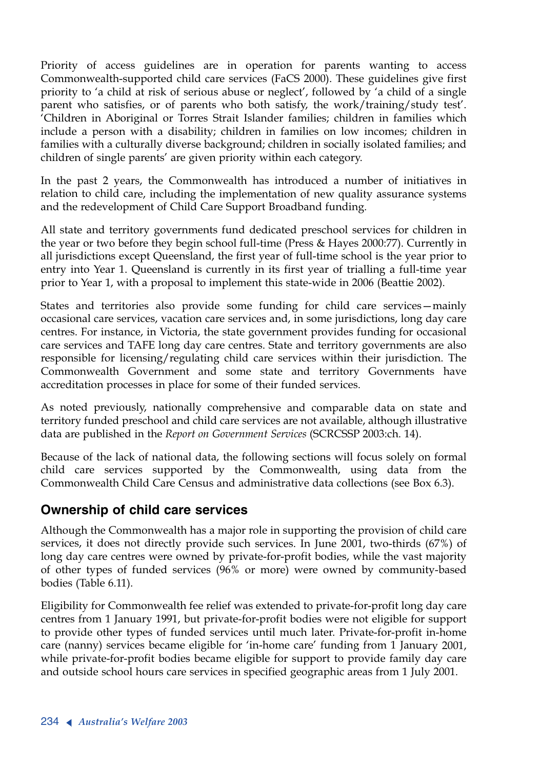Priority of access guidelines are in operation for parents wanting to access Commonwealth-supported child care services (FaCS 2000). These guidelines give first priority to 'a child at risk of serious abuse or neglect', followed by 'a child of a single parent who satisfies, or of parents who both satisfy, the work/training/study test'. 'Children in Aboriginal or Torres Strait Islander families; children in families which include a person with a disability; children in families on low incomes; children in families with a culturally diverse background; children in socially isolated families; and children of single parents' are given priority within each category.

In the past 2 years, the Commonwealth has introduced a number of initiatives in relation to child care, including the implementation of new quality assurance systems and the redevelopment of Child Care Support Broadband funding.

All state and territory governments fund dedicated preschool services for children in the year or two before they begin school full-time (Press & Hayes 2000:77). Currently in all jurisdictions except Queensland, the first year of full-time school is the year prior to entry into Year 1. Queensland is currently in its first year of trialling a full-time year prior to Year 1, with a proposal to implement this state-wide in 2006 (Beattie 2002).

States and territories also provide some funding for child care services—mainly occasional care services, vacation care services and, in some jurisdictions, long day care centres. For instance, in Victoria, the state government provides funding for occasional care services and TAFE long day care centres. State and territory governments are also responsible for licensing/regulating child care services within their jurisdiction. The Commonwealth Government and some state and territory Governments have accreditation processes in place for some of their funded services.

As noted previously, nationally comprehensive and comparable data on state and territory funded preschool and child care services are not available, although illustrative data are published in the *Report on Government Services* (SCRCSSP 2003:ch. 14).

Because of the lack of national data, the following sections will focus solely on formal child care services supported by the Commonwealth, using data from the Commonwealth Child Care Census and administrative data collections (see Box 6.3).

## Ownership of child care services

Although the Commonwealth has a major role in supporting the provision of child care services, it does not directly provide such services. In June 2001, two-thirds (67%) of long day care centres were owned by private-for-profit bodies, while the vast majority of other types of funded services (96% or more) were owned by community-based bodies (Table 6.11).

Eligibility for Commonwealth fee relief was extended to private-for-profit long day care centres from 1 January 1991, but private-for-profit bodies were not eligible for support to provide other types of funded services until much later. Private-for-profit in-home care (nanny) services became eligible for 'in-home care' funding from 1 January 2001, while private-for-profit bodies became eligible for support to provide family day care and outside school hours care services in specified geographic areas from 1 July 2001.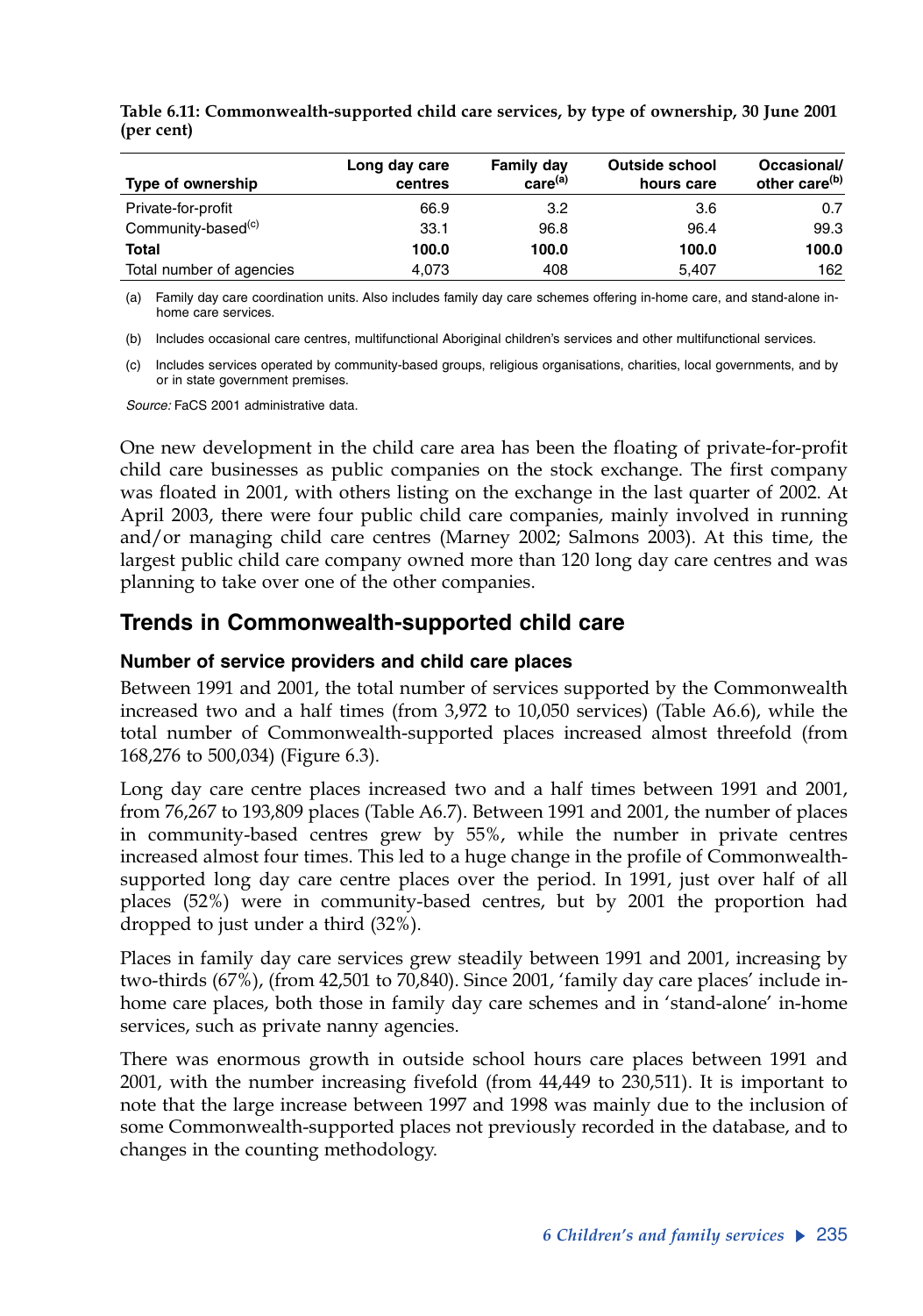**Table 6.11: Commonwealth-supported child care services, by type of ownership, 30 June 2001 (per cent)**

| Type of ownership | Long day care centres | Family day care[(a)] | Outside school hours care | Occasional/ other care[(b)] |
|---|---|---|---|---|
| Private-for-profit | 66.9 | 3.2 | 3.6 | 0.7 |
| Community-based[(c)] | 33.1 | 96.8 | 96.4 | 99.3 |
| **Total** | **100.0** | **100.0** | **100.0** | **100.0** |
| Total number of agencies | 4,073 | 408 | 5,407 | 162 |

(a) Family day care coordination units. Also includes family day care schemes offering in-home care, and stand-alone in-home care services.

(b) Includes occasional care centres, multifunctional Aboriginal children's services and other multifunctional services.

(c) Includes services operated by community-based groups, religious organisations, charities, local governments, and by or in state government premises.

*Source:* FaCS 2001 administrative data.

One new development in the child care area has been the floating of private-for-profit child care businesses as public companies on the stock exchange. The first company was floated in 2001, with others listing on the exchange in the last quarter of 2002. At April 2003, there were four public child care companies, mainly involved in running and/or managing child care centres (Marney 2002; Salmons 2003). At this time, the largest public child care company owned more than 120 long day care centres and was planning to take over one of the other companies.

## Trends in Commonwealth-supported child care

### Number of service providers and child care places

Between 1991 and 2001, the total number of services supported by the Commonwealth increased two and a half times (from 3,972 to 10,050 services) (Table A6.6), while the total number of Commonwealth-supported places increased almost threefold (from 168,276 to 500,034) (Figure 6.3).

Long day care centre places increased two and a half times between 1991 and 2001, from 76,267 to 193,809 places (Table A6.7). Between 1991 and 2001, the number of places in community-based centres grew by 55%, while the number in private centres increased almost four times. This led to a huge change in the profile of Commonwealth-supported long day care centre places over the period. In 1991, just over half of all places (52%) were in community-based centres, but by 2001 the proportion had dropped to just under a third (32%).

Places in family day care services grew steadily between 1991 and 2001, increasing by two-thirds (67%), (from 42,501 to 70,840). Since 2001, 'family day care places' include in-home care places, both those in family day care schemes and in 'stand-alone' in-home services, such as private nanny agencies.

There was enormous growth in outside school hours care places between 1991 and 2001, with the number increasing fivefold (from 44,449 to 230,511). It is important to note that the large increase between 1997 and 1998 was mainly due to the inclusion of some Commonwealth-supported places not previously recorded in the database, and to changes in the counting methodology.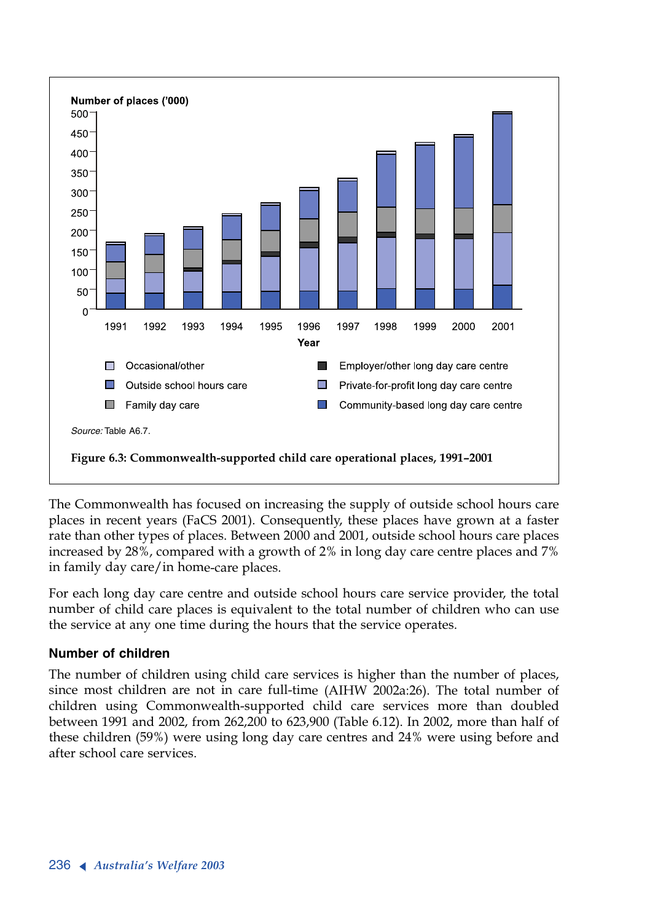Number of places ('000)

Source: Table A6.7.

**Figure 6.3: Commonwealth-supported child care operational places, 1991–2001**

The Commonwealth has focused on increasing the supply of outside school hours care places in recent years (FaCS 2001). Consequently, these places have grown at a faster rate than other types of places. Between 2000 and 2001, outside school hours care places increased by 28%, compared with a growth of 2% in long day care centre places and 7% in family day care/in home-care places.

For each long day care centre and outside school hours care service provider, the total number of child care places is equivalent to the total number of children who can use the service at any one time during the hours that the service operates.

### Number of children

The number of children using child care services is higher than the number of places, since most children are not in care full-time (AIHW 2002a:26). The total number of children using Commonwealth-supported child care services more than doubled between 1991 and 2002, from 262,200 to 623,900 (Table 6.12). In 2002, more than half of these children (59%) were using long day care centres and 24% were using before and after school care services.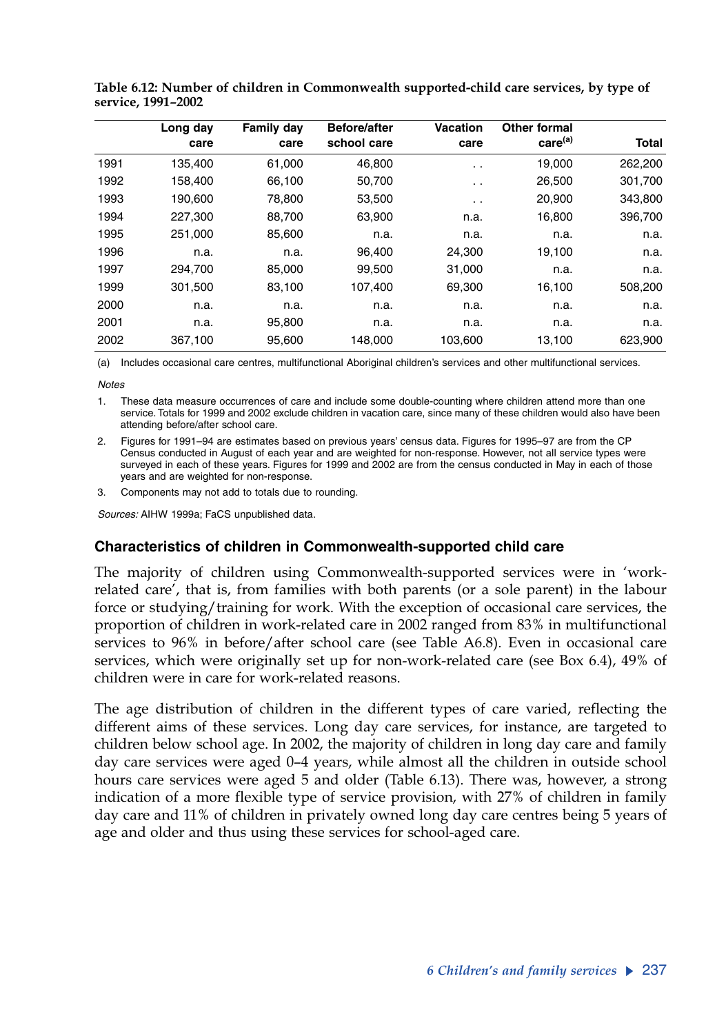**Table 6.12: Number of children in Commonwealth supported-child care services, by type of service, 1991–2002**

| | Long day care | Family day care | Before/after school care | Vacation care | Other formal care[(a)] | Total |
|---|---|---|---|---|---|---|
| 1991 | 135,400 | 61,000 | 46,800 | . . | 19,000 | 262,200 |
| 1992 | 158,400 | 66,100 | 50,700 | . . | 26,500 | 301,700 |
| 1993 | 190,600 | 78,800 | 53,500 | . . | 20,900 | 343,800 |
| 1994 | 227,300 | 88,700 | 63,900 | n.a. | 16,800 | 396,700 |
| 1995 | 251,000 | 85,600 | n.a. | n.a. | n.a. | n.a. |
| 1996 | n.a. | n.a. | 96,400 | 24,300 | 19,100 | n.a. |
| 1997 | 294,700 | 85,000 | 99,500 | 31,000 | n.a. | n.a. |
| 1999 | 301,500 | 83,100 | 107,400 | 69,300 | 16,100 | 508,200 |
| 2000 | n.a. | n.a. | n.a. | n.a. | n.a. | n.a. |
| 2001 | n.a. | 95,800 | n.a. | n.a. | n.a. | n.a. |
| 2002 | 367,100 | 95,600 | 148,000 | 103,600 | 13,100 | 623,900 |

(a) Includes occasional care centres, multifunctional Aboriginal children's services and other multifunctional services.

*Notes*

1. These data measure occurrences of care and include some double-counting where children attend more than one service. Totals for 1999 and 2002 exclude children in vacation care, since many of these children would also have been attending before/after school care.
2. Figures for 1991–94 are estimates based on previous years' census data. Figures for 1995–97 are from the CP Census conducted in August of each year and are weighted for non-response. However, not all service types were surveyed in each of these years. Figures for 1999 and 2002 are from the census conducted in May in each of those years and are weighted for non-response.
3. Components may not add to totals due to rounding.

*Sources:* AIHW 1999a; FaCS unpublished data.

### Characteristics of children in Commonwealth-supported child care

The majority of children using Commonwealth-supported services were in 'work-related care', that is, from families with both parents (or a sole parent) in the labour force or studying/training for work. With the exception of occasional care services, the proportion of children in work-related care in 2002 ranged from 83% in multifunctional services to 96% in before/after school care (see Table A6.8). Even in occasional care services, which were originally set up for non-work-related care (see Box 6.4), 49% of children were in care for work-related reasons.

The age distribution of children in the different types of care varied, reflecting the different aims of these services. Long day care services, for instance, are targeted to children below school age. In 2002, the majority of children in long day care and family day care services were aged 0–4 years, while almost all the children in outside school hours care services were aged 5 and older (Table 6.13). There was, however, a strong indication of a more flexible type of service provision, with 27% of children in family day care and 11% of children in privately owned long day care centres being 5 years of age and older and thus using these services for school-aged care.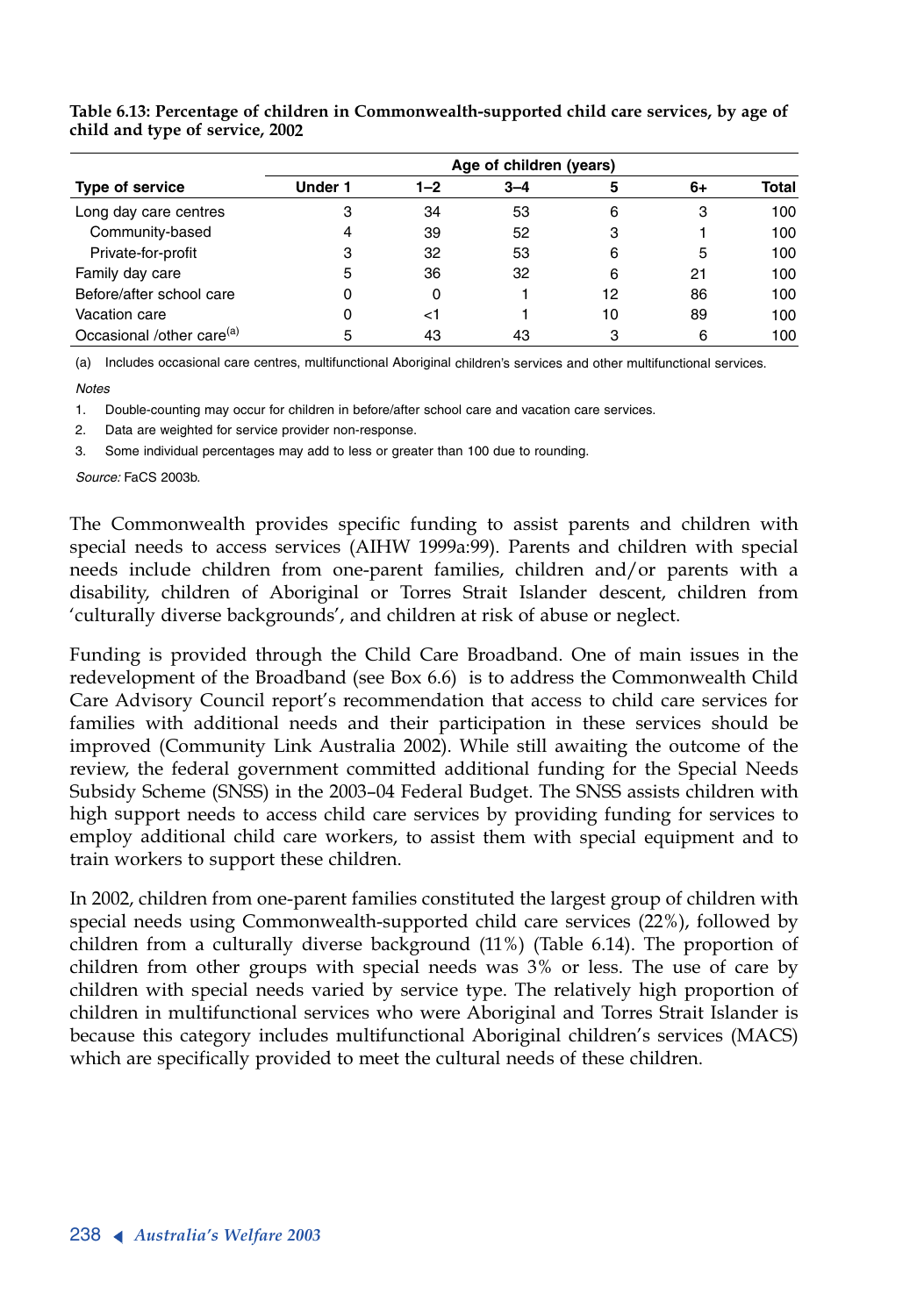**Table 6.13: Percentage of children in Commonwealth-supported child care services, by age of child and type of service, 2002**

| | Age of children (years) | | | | | |
|---|---|---|---|---|---|---|
| Type of service | Under 1 | 1–2 | 3–4 | 5 | 6+ | Total |
| Long day care centres | 3 | 34 | 53 | 6 | 3 | 100 |
| Community-based | 4 | 39 | 52 | 3 | 1 | 100 |
| Private-for-profit | 3 | 32 | 53 | 6 | 5 | 100 |
| Family day care | 5 | 36 | 32 | 6 | 21 | 100 |
| Before/after school care | 0 | 0 | 1 | 12 | 86 | 100 |
| Vacation care | 0 | <1 | 1 | 10 | 89 | 100 |
| Occasional /other care[(a)] | 5 | 43 | 43 | 3 | 6 | 100 |

(a) Includes occasional care centres, multifunctional Aboriginal children's services and other multifunctional services.

*Notes*

1. Double-counting may occur for children in before/after school care and vacation care services.
2. Data are weighted for service provider non-response.
3. Some individual percentages may add to less or greater than 100 due to rounding.

*Source:* FaCS 2003b.

The Commonwealth provides specific funding to assist parents and children with special needs to access services (AIHW 1999a:99). Parents and children with special needs include children from one-parent families, children and/or parents with a disability, children of Aboriginal or Torres Strait Islander descent, children from 'culturally diverse backgrounds', and children at risk of abuse or neglect.

Funding is provided through the Child Care Broadband. One of main issues in the redevelopment of the Broadband (see Box 6.6) is to address the Commonwealth Child Care Advisory Council report's recommendation that access to child care services for families with additional needs and their participation in these services should be improved (Community Link Australia 2002). While still awaiting the outcome of the review, the federal government committed additional funding for the Special Needs Subsidy Scheme (SNSS) in the 2003–04 Federal Budget. The SNSS assists children with high support needs to access child care services by providing funding for services to employ additional child care workers, to assist them with special equipment and to train workers to support these children.

In 2002, children from one-parent families constituted the largest group of children with special needs using Commonwealth-supported child care services (22%), followed by children from a culturally diverse background (11%) (Table 6.14). The proportion of children from other groups with special needs was 3% or less. The use of care by children with special needs varied by service type. The relatively high proportion of children in multifunctional services who were Aboriginal and Torres Strait Islander is because this category includes multifunctional Aboriginal children's services (MACS) which are specifically provided to meet the cultural needs of these children.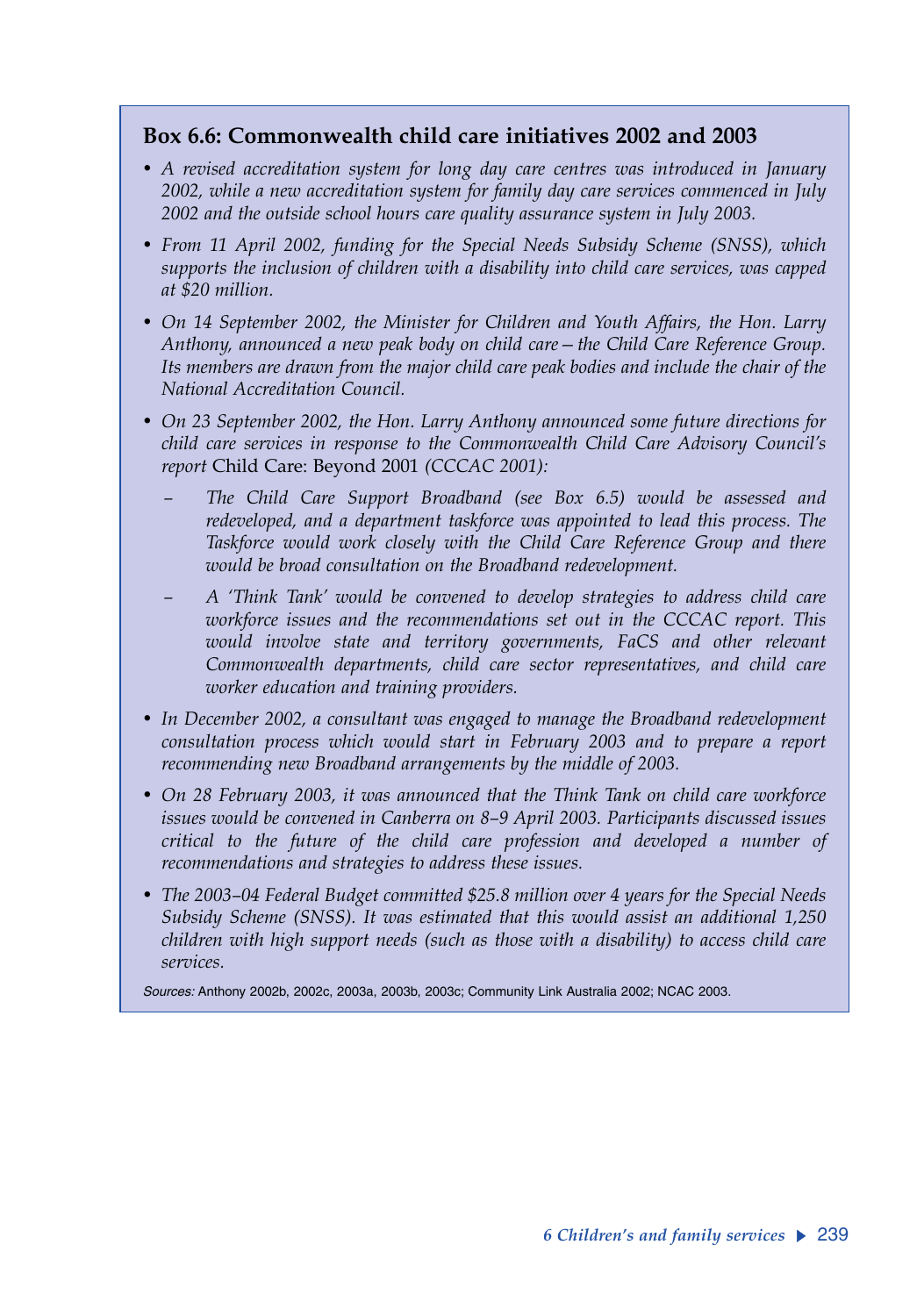### Box 6.6: Commonwealth child care initiatives 2002 and 2003

- *A revised accreditation system for long day care centres was introduced in January 2002, while a new accreditation system for family day care services commenced in July 2002 and the outside school hours care quality assurance system in July 2003.*
- *From 11 April 2002, funding for the Special Needs Subsidy Scheme (SNSS), which supports the inclusion of children with a disability into child care services, was capped at $20 million.*
- *On 14 September 2002, the Minister for Children and Youth Affairs, the Hon. Larry Anthony, announced a new peak body on child care – the Child Care Reference Group. Its members are drawn from the major child care peak bodies and include the chair of the National Accreditation Council.*
- *On 23 September 2002, the Hon. Larry Anthony announced some future directions for child care services in response to the Commonwealth Child Care Advisory Council's report* Child Care: Beyond 2001 *(CCCAC 2001):*
  - *The Child Care Support Broadband (see Box 6.5) would be assessed and redeveloped, and a department taskforce was appointed to lead this process. The Taskforce would work closely with the Child Care Reference Group and there would be broad consultation on the Broadband redevelopment.*
  - *A 'Think Tank' would be convened to develop strategies to address child care workforce issues and the recommendations set out in the CCCAC report. This would involve state and territory governments, FaCS and other relevant Commonwealth departments, child care sector representatives, and child care worker education and training providers.*
- *In December 2002, a consultant was engaged to manage the Broadband redevelopment consultation process which would start in February 2003 and to prepare a report recommending new Broadband arrangements by the middle of 2003.*
- *On 28 February 2003, it was announced that the Think Tank on child care workforce issues would be convened in Canberra on 8–9 April 2003. Participants discussed issues critical to the future of the child care profession and developed a number of recommendations and strategies to address these issues.*
- *The 2003–04 Federal Budget committed $25.8 million over 4 years for the Special Needs Subsidy Scheme (SNSS). It was estimated that this would assist an additional 1,250 children with high support needs (such as those with a disability) to access child care services.*

*Sources:* Anthony 2002b, 2002c, 2003a, 2003b, 2003c; Community Link Australia 2002; NCAC 2003.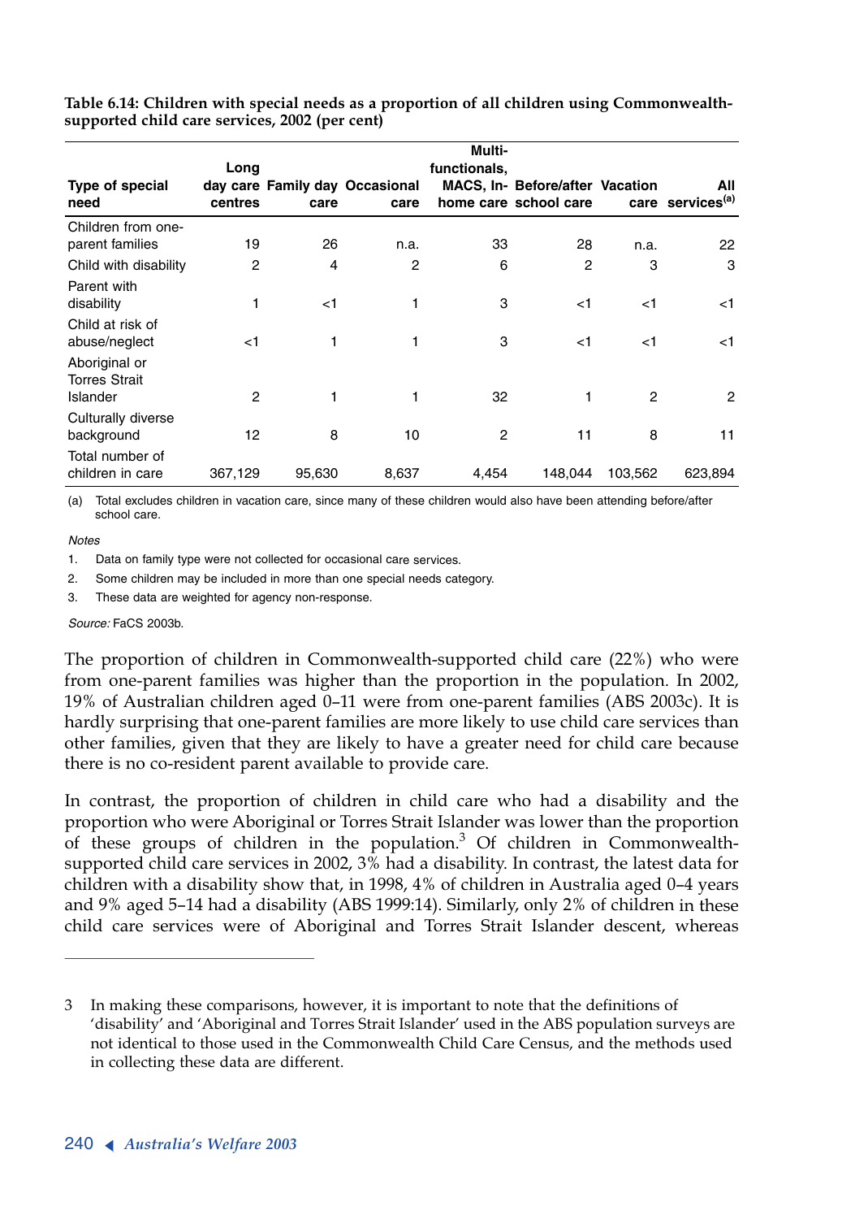**Table 6.14: Children with special needs as a proportion of all children using Commonwealth-supported child care services, 2002 (per cent)**

| Type of special need | Long day care centres | Family day care | Occasional care | Multi-functionals, MACS, In-home care | Before/after school care | Vacation care | All services[(a)] |
|---|---|---|---|---|---|---|---|
| Children from one-parent families | 19 | 26 | n.a. | 33 | 28 | n.a. | 22 |
| Child with disability | 2 | 4 | 2 | 6 | 2 | 3 | 3 |
| Parent with disability | 1 | <1 | 1 | 3 | <1 | <1 | <1 |
| Child at risk of abuse/neglect | <1 | 1 | 1 | 3 | <1 | <1 | <1 |
| Aboriginal or Torres Strait Islander | 2 | 1 | 1 | 32 | 1 | 2 | 2 |
| Culturally diverse background | 12 | 8 | 10 | 2 | 11 | 8 | 11 |
| Total number of children in care | 367,129 | 95,630 | 8,637 | 4,454 | 148,044 | 103,562 | 623,894 |

(a) Total excludes children in vacation care, since many of these children would also have been attending before/after school care.

*Notes*

1. Data on family type were not collected for occasional care services.
2. Some children may be included in more than one special needs category.
3. These data are weighted for agency non-response.

*Source:* FaCS 2003b.

The proportion of children in Commonwealth-supported child care (22%) who were from one-parent families was higher than the proportion in the population. In 2002, 19% of Australian children aged 0–11 were from one-parent families (ABS 2003c). It is hardly surprising that one-parent families are more likely to use child care services than other families, given that they are likely to have a greater need for child care because there is no co-resident parent available to provide care.

In contrast, the proportion of children in child care who had a disability and the proportion who were Aboriginal or Torres Strait Islander was lower than the proportion of these groups of children in the population.[3] Of children in Commonwealth-supported child care services in 2002, 3% had a disability. In contrast, the latest data for children with a disability show that, in 1998, 4% of children in Australia aged 0–4 years and 9% aged 5–14 had a disability (ABS 1999:14). Similarly, only 2% of children in these child care services were of Aboriginal and Torres Strait Islander descent, whereas

3 In making these comparisons, however, it is important to note that the definitions of 'disability' and 'Aboriginal and Torres Strait Islander' used in the ABS population surveys are not identical to those used in the Commonwealth Child Care Census, and the methods used in collecting these data are different.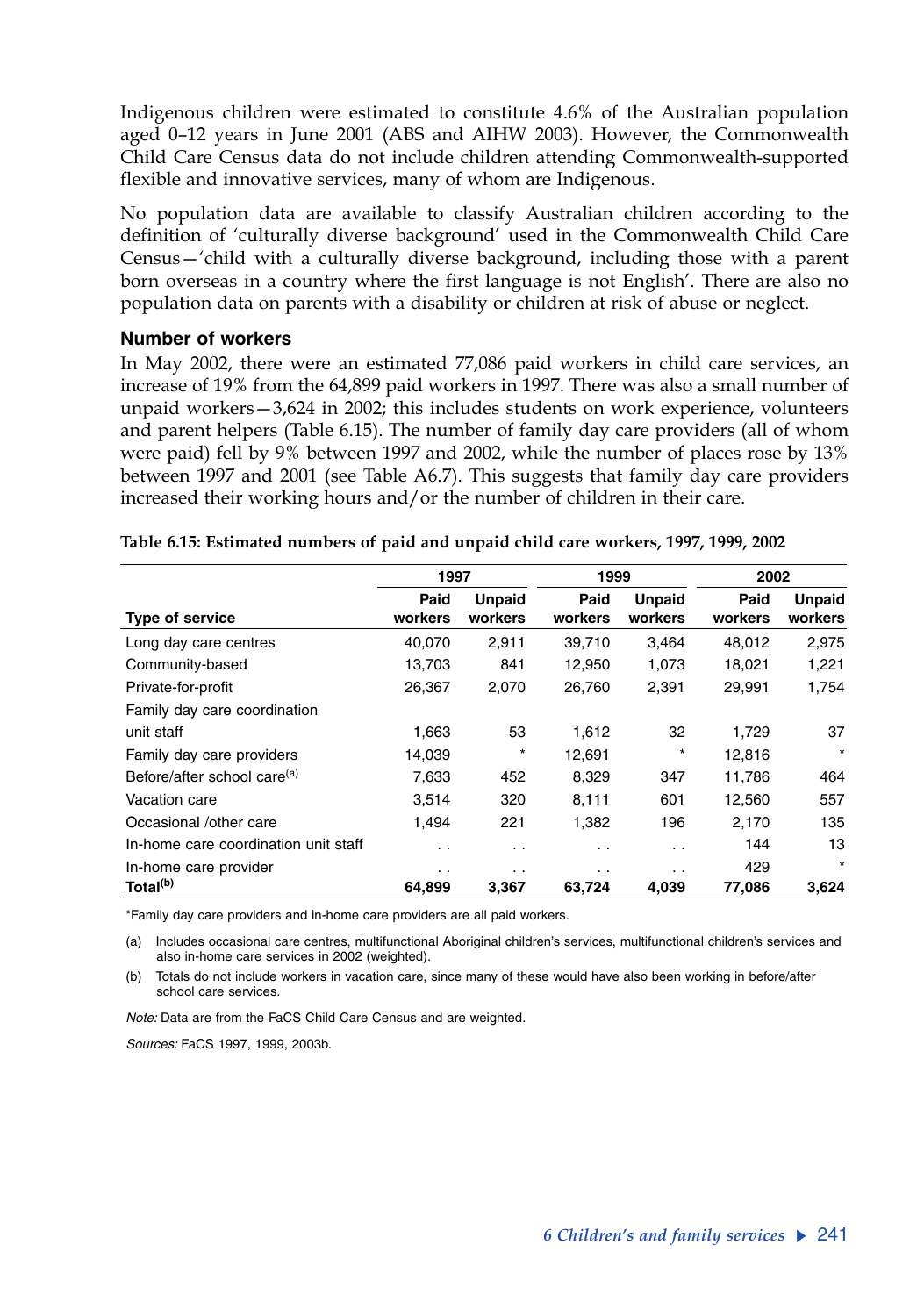Indigenous children were estimated to constitute 4.6% of the Australian population aged 0–12 years in June 2001 (ABS and AIHW 2003). However, the Commonwealth Child Care Census data do not include children attending Commonwealth-supported flexible and innovative services, many of whom are Indigenous.

No population data are available to classify Australian children according to the definition of 'culturally diverse background' used in the Commonwealth Child Care Census—'child with a culturally diverse background, including those with a parent born overseas in a country where the first language is not English'. There are also no population data on parents with a disability or children at risk of abuse or neglect.

### Number of workers

In May 2002, there were an estimated 77,086 paid workers in child care services, an increase of 19% from the 64,899 paid workers in 1997. There was also a small number of unpaid workers—3,624 in 2002; this includes students on work experience, volunteers and parent helpers (Table 6.15). The number of family day care providers (all of whom were paid) fell by 9% between 1997 and 2002, while the number of places rose by 13% between 1997 and 2001 (see Table A6.7). This suggests that family day care providers increased their working hours and/or the number of children in their care.

**Table 6.15: Estimated numbers of paid and unpaid child care workers, 1997, 1999, 2002**

| | 1997 | | 1999 | | 2002 | |
|---|---|---|---|---|---|---|
| Type of service | Paid workers | Unpaid workers | Paid workers | Unpaid workers | Paid workers | Unpaid workers |
| Long day care centres | 40,070 | 2,911 | 39,710 | 3,464 | 48,012 | 2,975 |
| Community-based | 13,703 | 841 | 12,950 | 1,073 | 18,021 | 1,221 |
| Private-for-profit | 26,367 | 2,070 | 26,760 | 2,391 | 29,991 | 1,754 |
| Family day care coordination unit staff | 1,663 | 53 | 1,612 | 32 | 1,729 | 37 |
| Family day care providers | 14,039 | * | 12,691 | * | 12,816 | * |
| Before/after school care[(a)] | 7,633 | 452 | 8,329 | 347 | 11,786 | 464 |
| Vacation care | 3,514 | 320 | 8,111 | 601 | 12,560 | 557 |
| Occasional /other care | 1,494 | 221 | 1,382 | 196 | 2,170 | 135 |
| In-home care coordination unit staff | . . | . . | . . | . . | 144 | 13 |
| In-home care provider | . . | . . | . . | . . | 429 | * |
| **Total[(b)]** | **64,899** | **3,367** | **63,724** | **4,039** | **77,086** | **3,624** |

*Family day care providers and in-home care providers are all paid workers.

(a) Includes occasional care centres, multifunctional Aboriginal children's services, multifunctional children's services and also in-home care services in 2002 (weighted).

(b) Totals do not include workers in vacation care, since many of these would have also been working in before/after school care services.

*Note:* Data are from the FaCS Child Care Census and are weighted.

*Sources:* FaCS 1997, 1999, 2003b.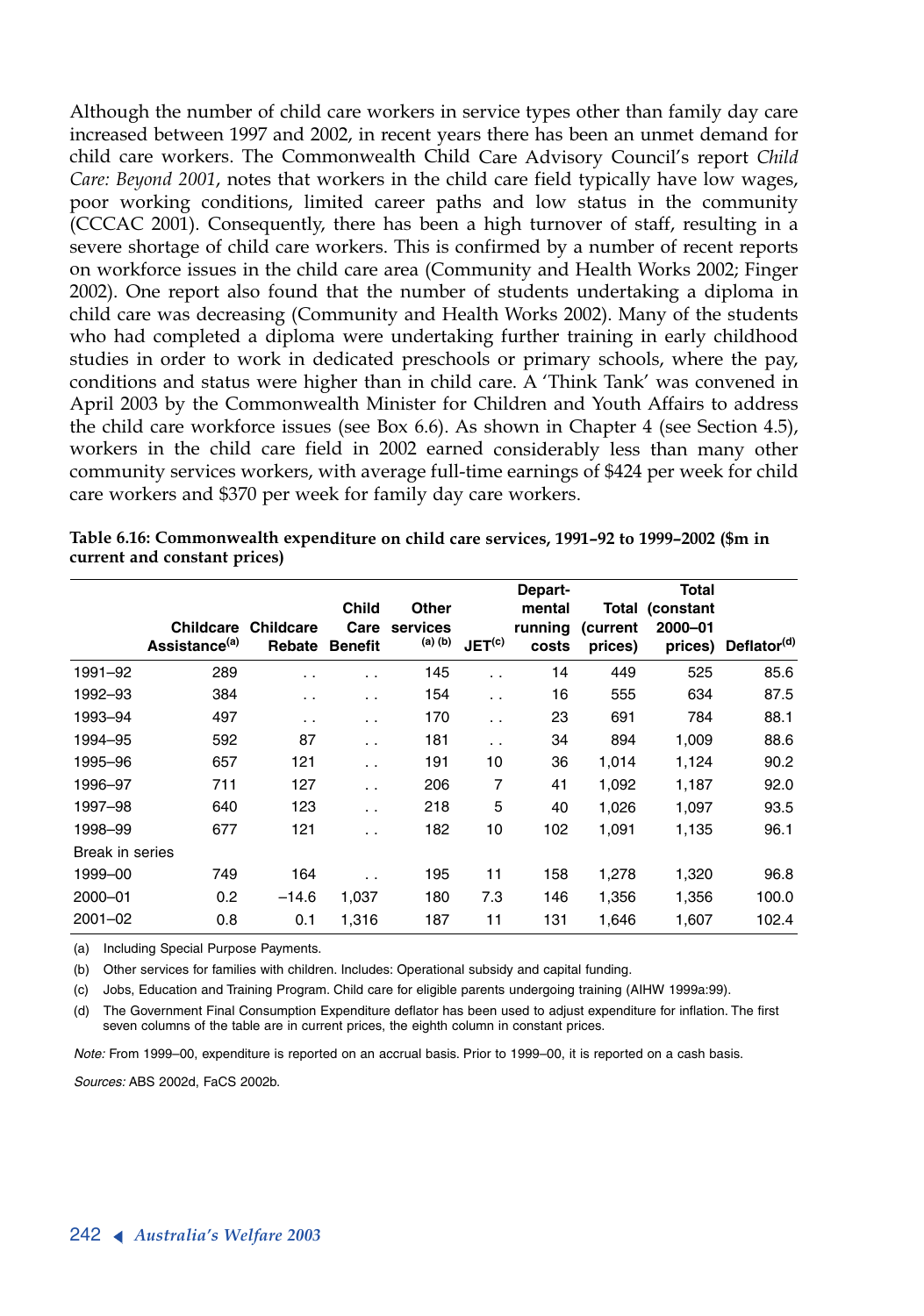Although the number of child care workers in service types other than family day care increased between 1997 and 2002, in recent years there has been an unmet demand for child care workers. The Commonwealth Child Care Advisory Council's report *Child Care: Beyond 2001*, notes that workers in the child care field typically have low wages, poor working conditions, limited career paths and low status in the community (CCCAC 2001). Consequently, there has been a high turnover of staff, resulting in a severe shortage of child care workers. This is confirmed by a number of recent reports on workforce issues in the child care area (Community and Health Works 2002; Finger 2002). One report also found that the number of students undertaking a diploma in child care was decreasing (Community and Health Works 2002). Many of the students who had completed a diploma were undertaking further training in early childhood studies in order to work in dedicated preschools or primary schools, where the pay, conditions and status were higher than in child care. A 'Think Tank' was convened in April 2003 by the Commonwealth Minister for Children and Youth Affairs to address the child care workforce issues (see Box 6.6). As shown in Chapter 4 (see Section 4.5), workers in the child care field in 2002 earned considerably less than many other community services workers, with average full-time earnings of $424 per week for child care workers and $370 per week for family day care workers.

**Table 6.16: Commonwealth expenditure on child care services, 1991–92 to 1999–2002 ($m in current and constant prices)**

| | Childcare Assistance[(a)] | Childcare Rebate | Child Care Benefit | Other services [(a) (b)] | JET[(c)] | Departmental running costs | Total (current prices) | Total (constant 2000–01 prices) | Deflator[(d)] |
|---|---|---|---|---|---|---|---|---|---|
| 1991–92 | 289 | . . | . . | 145 | . . | 14 | 449 | 525 | 85.6 |
| 1992–93 | 384 | . . | . . | 154 | . . | 16 | 555 | 634 | 87.5 |
| 1993–94 | 497 | . . | . . | 170 | . . | 23 | 691 | 784 | 88.1 |
| 1994–95 | 592 | 87 | . . | 181 | . . | 34 | 894 | 1,009 | 88.6 |
| 1995–96 | 657 | 121 | . . | 191 | 10 | 36 | 1,014 | 1,124 | 90.2 |
| 1996–97 | 711 | 127 | . . | 206 | 7 | 41 | 1,092 | 1,187 | 92.0 |
| 1997–98 | 640 | 123 | . . | 218 | 5 | 40 | 1,026 | 1,097 | 93.5 |
| 1998–99 | 677 | 121 | . . | 182 | 10 | 102 | 1,091 | 1,135 | 96.1 |
| Break in series | | | | | | | | | |
| 1999–00 | 749 | 164 | . . | 195 | 11 | 158 | 1,278 | 1,320 | 96.8 |
| 2000–01 | 0.2 | –14.6 | 1,037 | 180 | 7.3 | 146 | 1,356 | 1,356 | 100.0 |
| 2001–02 | 0.8 | 0.1 | 1,316 | 187 | 11 | 131 | 1,646 | 1,607 | 102.4 |

(a) Including Special Purpose Payments.

(b) Other services for families with children. Includes: Operational subsidy and capital funding.

(c) Jobs, Education and Training Program. Child care for eligible parents undergoing training (AIHW 1999a:99).

(d) The Government Final Consumption Expenditure deflator has been used to adjust expenditure for inflation. The first seven columns of the table are in current prices, the eighth column in constant prices.

*Note:* From 1999–00, expenditure is reported on an accrual basis. Prior to 1999–00, it is reported on a cash basis.

*Sources:* ABS 2002d, FaCS 2002b.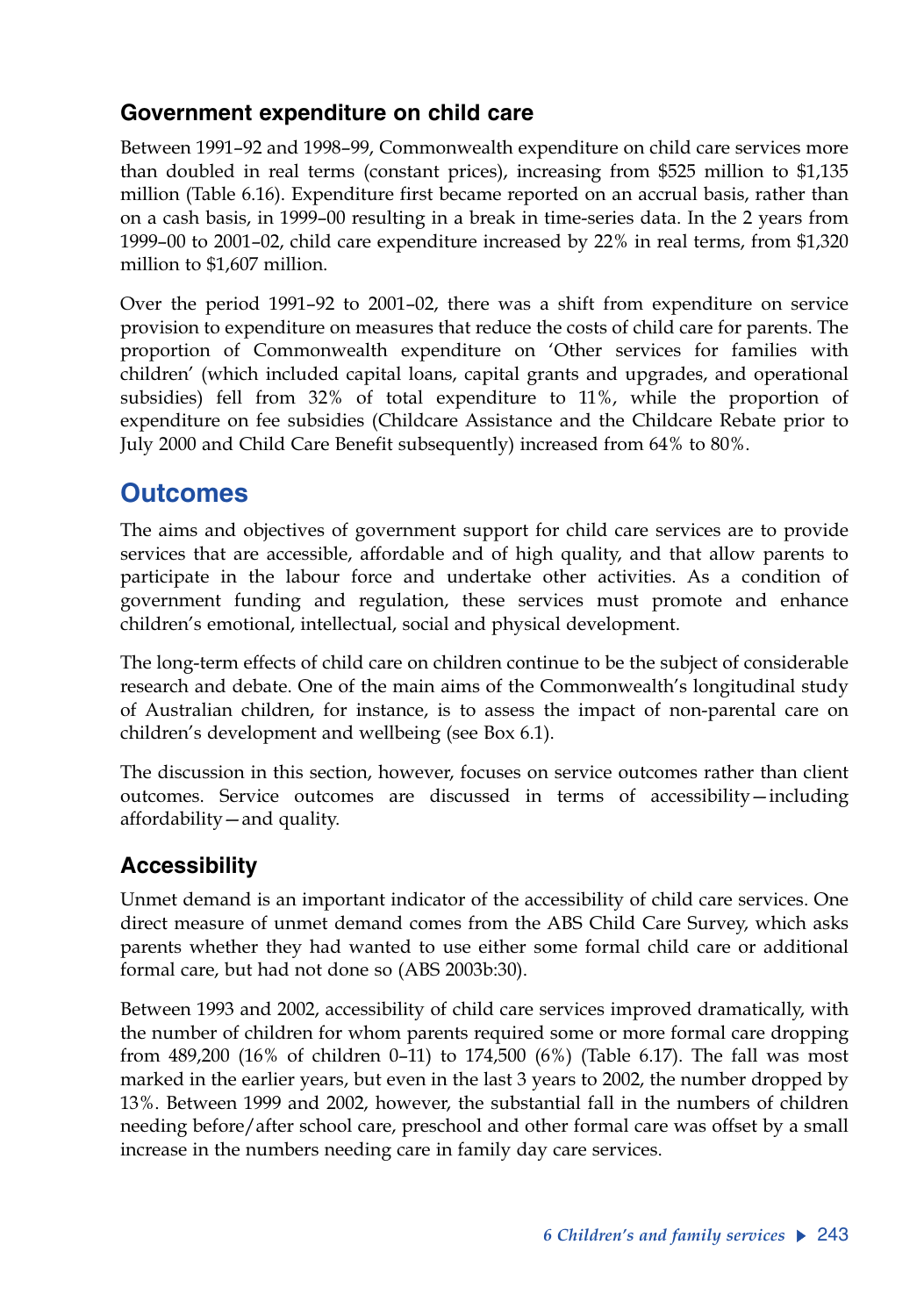### Government expenditure on child care

Between 1991–92 and 1998–99, Commonwealth expenditure on child care services more than doubled in real terms (constant prices), increasing from $525 million to $1,135 million (Table 6.16). Expenditure first became reported on an accrual basis, rather than on a cash basis, in 1999–00 resulting in a break in time-series data. In the 2 years from 1999–00 to 2001–02, child care expenditure increased by 22% in real terms, from $1,320 million to $1,607 million.

Over the period 1991–92 to 2001–02, there was a shift from expenditure on service provision to expenditure on measures that reduce the costs of child care for parents. The proportion of Commonwealth expenditure on 'Other services for families with children' (which included capital loans, capital grants and upgrades, and operational subsidies) fell from 32% of total expenditure to 11%, while the proportion of expenditure on fee subsidies (Childcare Assistance and the Childcare Rebate prior to July 2000 and Child Care Benefit subsequently) increased from 64% to 80%.

## Outcomes

The aims and objectives of government support for child care services are to provide services that are accessible, affordable and of high quality, and that allow parents to participate in the labour force and undertake other activities. As a condition of government funding and regulation, these services must promote and enhance children's emotional, intellectual, social and physical development.

The long-term effects of child care on children continue to be the subject of considerable research and debate. One of the main aims of the Commonwealth's longitudinal study of Australian children, for instance, is to assess the impact of non-parental care on children's development and wellbeing (see Box 6.1).

The discussion in this section, however, focuses on service outcomes rather than client outcomes. Service outcomes are discussed in terms of accessibility—including affordability—and quality.

### Accessibility

Unmet demand is an important indicator of the accessibility of child care services. One direct measure of unmet demand comes from the ABS Child Care Survey, which asks parents whether they had wanted to use either some formal child care or additional formal care, but had not done so (ABS 2003b:30).

Between 1993 and 2002, accessibility of child care services improved dramatically, with the number of children for whom parents required some or more formal care dropping from 489,200 (16% of children 0–11) to 174,500 (6%) (Table 6.17). The fall was most marked in the earlier years, but even in the last 3 years to 2002, the number dropped by 13%. Between 1999 and 2002, however, the substantial fall in the numbers of children needing before/after school care, preschool and other formal care was offset by a small increase in the numbers needing care in family day care services.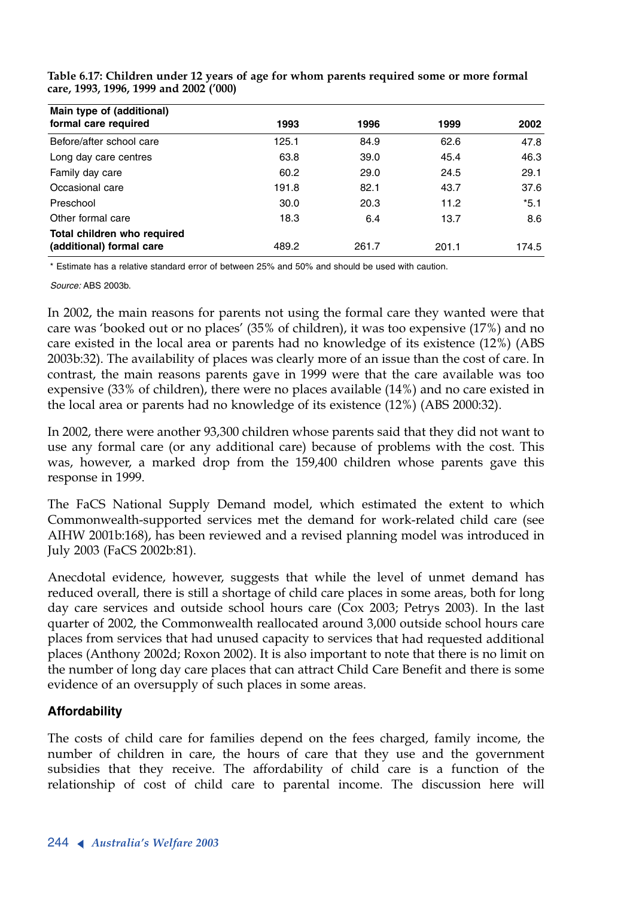**Table 6.17: Children under 12 years of age for whom parents required some or more formal care, 1993, 1996, 1999 and 2002 ('000)**

| Main type of (additional) formal care required | 1993 | 1996 | 1999 | 2002 |
|---|---|---|---|---|
| Before/after school care | 125.1 | 84.9 | 62.6 | 47.8 |
| Long day care centres | 63.8 | 39.0 | 45.4 | 46.3 |
| Family day care | 60.2 | 29.0 | 24.5 | 29.1 |
| Occasional care | 191.8 | 82.1 | 43.7 | 37.6 |
| Preschool | 30.0 | 20.3 | 11.2 | *5.1 |
| Other formal care | 18.3 | 6.4 | 13.7 | 8.6 |
| **Total children who required (additional) formal care** | 489.2 | 261.7 | 201.1 | 174.5 |

\* Estimate has a relative standard error of between 25% and 50% and should be used with caution.

*Source:* ABS 2003b.

In 2002, the main reasons for parents not using the formal care they wanted were that care was 'booked out or no places' (35% of children), it was too expensive (17%) and no care existed in the local area or parents had no knowledge of its existence (12%) (ABS 2003b:32). The availability of places was clearly more of an issue than the cost of care. In contrast, the main reasons parents gave in 1999 were that the care available was too expensive (33% of children), there were no places available (14%) and no care existed in the local area or parents had no knowledge of its existence (12%) (ABS 2000:32).

In 2002, there were another 93,300 children whose parents said that they did not want to use any formal care (or any additional care) because of problems with the cost. This was, however, a marked drop from the 159,400 children whose parents gave this response in 1999.

The FaCS National Supply Demand model, which estimated the extent to which Commonwealth-supported services met the demand for work-related child care (see AIHW 2001b:168), has been reviewed and a revised planning model was introduced in July 2003 (FaCS 2002b:81).

Anecdotal evidence, however, suggests that while the level of unmet demand has reduced overall, there is still a shortage of child care places in some areas, both for long day care services and outside school hours care (Cox 2003; Petrys 2003). In the last quarter of 2002, the Commonwealth reallocated around 3,000 outside school hours care places from services that had unused capacity to services that had requested additional places (Anthony 2002d; Roxon 2002). It is also important to note that there is no limit on the number of long day care places that can attract Child Care Benefit and there is some evidence of an oversupply of such places in some areas.

### Affordability

The costs of child care for families depend on the fees charged, family income, the number of children in care, the hours of care that they use and the government subsidies that they receive. The affordability of child care is a function of the relationship of cost of child care to parental income. The discussion here will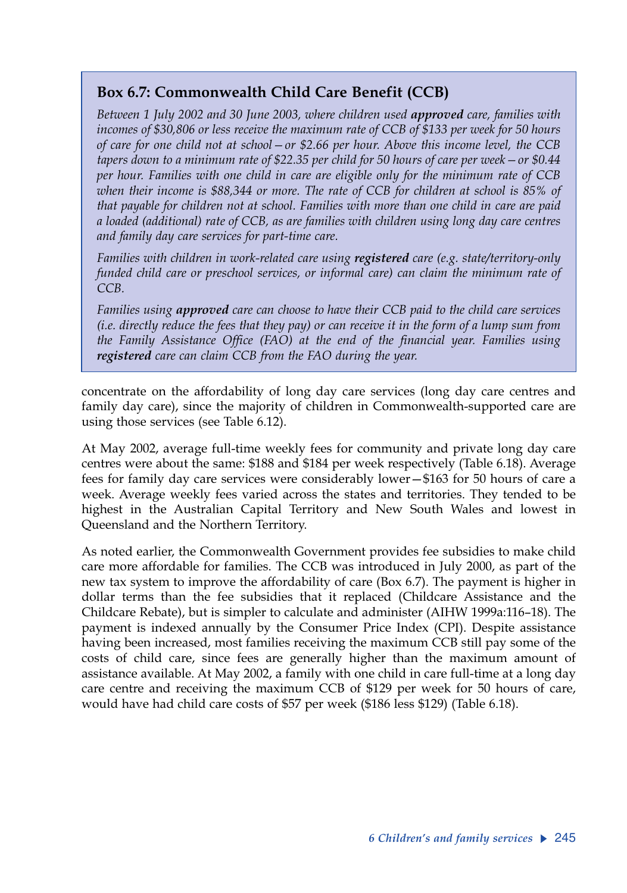### Box 6.7: Commonwealth Child Care Benefit (CCB)

*Between 1 July 2002 and 30 June 2003, where children used **approved** care, families with incomes of $30,806 or less receive the maximum rate of CCB of $133 per week for 50 hours of care for one child not at school—or $2.66 per hour. Above this income level, the CCB tapers down to a minimum rate of $22.35 per child for 50 hours of care per week—or $0.44 per hour. Families with one child in care are eligible only for the minimum rate of CCB when their income is $88,344 or more. The rate of CCB for children at school is 85% of that payable for children not at school. Families with more than one child in care are paid a loaded (additional) rate of CCB, as are families with children using long day care centres and family day care services for part-time care.*

*Families with children in work-related care using **registered** care (e.g. state/territory-only funded child care or preschool services, or informal care) can claim the minimum rate of CCB.*

*Families using **approved** care can choose to have their CCB paid to the child care services (i.e. directly reduce the fees that they pay) or can receive it in the form of a lump sum from the Family Assistance Office (FAO) at the end of the financial year. Families using **registered** care can claim CCB from the FAO during the year.*

concentrate on the affordability of long day care services (long day care centres and family day care), since the majority of children in Commonwealth-supported care are using those services (see Table 6.12).

At May 2002, average full-time weekly fees for community and private long day care centres were about the same: $188 and $184 per week respectively (Table 6.18). Average fees for family day care services were considerably lower—$163 for 50 hours of care a week. Average weekly fees varied across the states and territories. They tended to be highest in the Australian Capital Territory and New South Wales and lowest in Queensland and the Northern Territory.

As noted earlier, the Commonwealth Government provides fee subsidies to make child care more affordable for families. The CCB was introduced in July 2000, as part of the new tax system to improve the affordability of care (Box 6.7). The payment is higher in dollar terms than the fee subsidies that it replaced (Childcare Assistance and the Childcare Rebate), but is simpler to calculate and administer (AIHW 1999a:116–18). The payment is indexed annually by the Consumer Price Index (CPI). Despite assistance having been increased, most families receiving the maximum CCB still pay some of the costs of child care, since fees are generally higher than the maximum amount of assistance available. At May 2002, a family with one child in care full-time at a long day care centre and receiving the maximum CCB of $129 per week for 50 hours of care, would have had child care costs of $57 per week ($186 less $129) (Table 6.18).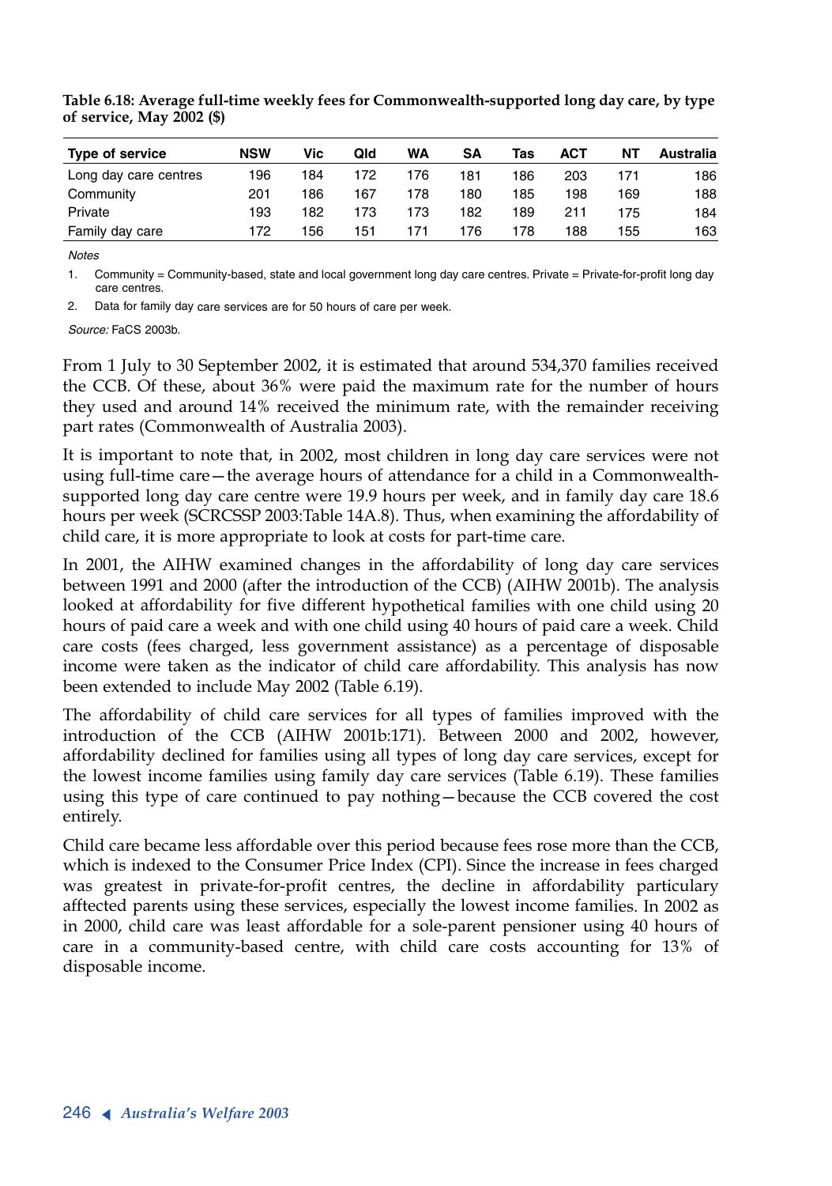**Table 6.18: Average full-time weekly fees for Commonwealth-supported long day care, by type of service, May 2002 ($)**

| Type of service | NSW | Vic | Qld | WA | SA | Tas | ACT | NT | Australia |
|---|---|---|---|---|---|---|---|---|---|
| Long day care centres | 196 | 184 | 172 | 176 | 181 | 186 | 203 | 171 | 186 |
| Community | 201 | 186 | 167 | 178 | 180 | 185 | 198 | 169 | 188 |
| Private | 193 | 182 | 173 | 173 | 182 | 189 | 211 | 175 | 184 |
| Family day care | 172 | 156 | 151 | 171 | 176 | 178 | 188 | 155 | 163 |

*Notes*

1. Community = Community-based, state and local government long day care centres. Private = Private-for-profit long day care centres.
2. Data for family day care services are for 50 hours of care per week.

*Source:* FaCS 2003b.

From 1 July to 30 September 2002, it is estimated that around 534,370 families received the CCB. Of these, about 36% were paid the maximum rate for the number of hours they used and around 14% received the minimum rate, with the remainder receiving part rates (Commonwealth of Australia 2003).

It is important to note that, in 2002, most children in long day care services were not using full-time care—the average hours of attendance for a child in a Commonwealth-supported long day care centre were 19.9 hours per week, and in family day care 18.6 hours per week (SCRCSSP 2003:Table 14A.8). Thus, when examining the affordability of child care, it is more appropriate to look at costs for part-time care.

In 2001, the AIHW examined changes in the affordability of long day care services between 1991 and 2000 (after the introduction of the CCB) (AIHW 2001b). The analysis looked at affordability for five different hypothetical families with one child using 20 hours of paid care a week and with one child using 40 hours of paid care a week. Child care costs (fees charged, less government assistance) as a percentage of disposable income were taken as the indicator of child care affordability. This analysis has now been extended to include May 2002 (Table 6.19).

The affordability of child care services for all types of families improved with the introduction of the CCB (AIHW 2001b:171). Between 2000 and 2002, however, affordability declined for families using all types of long day care services, except for the lowest income families using family day care services (Table 6.19). These families using this type of care continued to pay nothing—because the CCB covered the cost entirely.

Child care became less affordable over this period because fees rose more than the CCB, which is indexed to the Consumer Price Index (CPI). Since the increase in fees charged was greatest in private-for-profit centres, the decline in affordability particulary afftected parents using these services, especially the lowest income families. In 2002 as in 2000, child care was least affordable for a sole-parent pensioner using 40 hours of care in a community-based centre, with child care costs accounting for 13% of disposable income.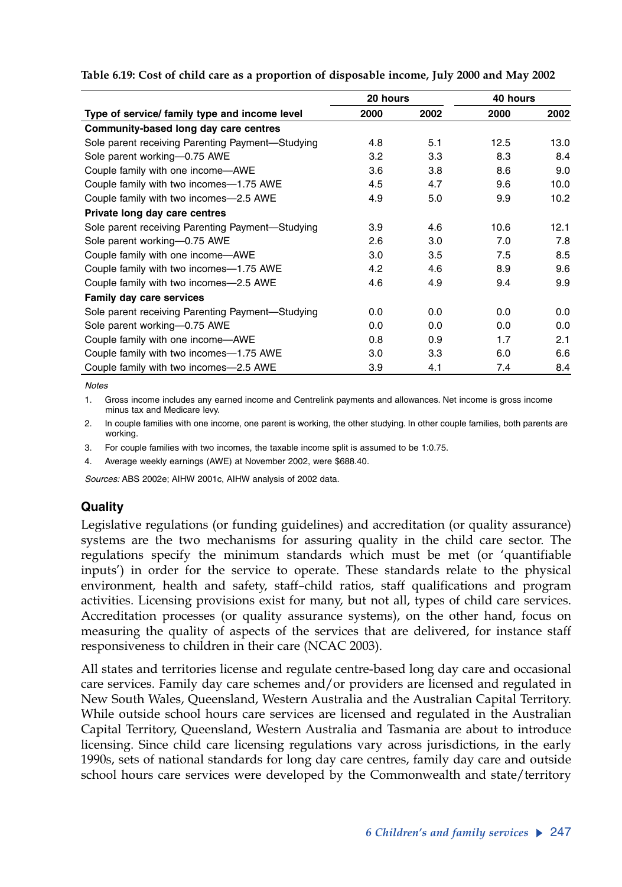**Table 6.19: Cost of child care as a proportion of disposable income, July 2000 and May 2002**

| | 20 hours | | 40 hours | |
|---|---|---|---|---|
| **Type of service/ family type and income level** | **2000** | **2002** | **2000** | **2002** |
| **Community-based long day care centres** | | | | |
| Sole parent receiving Parenting Payment—Studying | 4.8 | 5.1 | 12.5 | 13.0 |
| Sole parent working—0.75 AWE | 3.2 | 3.3 | 8.3 | 8.4 |
| Couple family with one income—AWE | 3.6 | 3.8 | 8.6 | 9.0 |
| Couple family with two incomes—1.75 AWE | 4.5 | 4.7 | 9.6 | 10.0 |
| Couple family with two incomes—2.5 AWE | 4.9 | 5.0 | 9.9 | 10.2 |
| **Private long day care centres** | | | | |
| Sole parent receiving Parenting Payment—Studying | 3.9 | 4.6 | 10.6 | 12.1 |
| Sole parent working—0.75 AWE | 2.6 | 3.0 | 7.0 | 7.8 |
| Couple family with one income—AWE | 3.0 | 3.5 | 7.5 | 8.5 |
| Couple family with two incomes—1.75 AWE | 4.2 | 4.6 | 8.9 | 9.6 |
| Couple family with two incomes—2.5 AWE | 4.6 | 4.9 | 9.4 | 9.9 |
| **Family day care services** | | | | |
| Sole parent receiving Parenting Payment—Studying | 0.0 | 0.0 | 0.0 | 0.0 |
| Sole parent working—0.75 AWE | 0.0 | 0.0 | 0.0 | 0.0 |
| Couple family with one income—AWE | 0.8 | 0.9 | 1.7 | 2.1 |
| Couple family with two incomes—1.75 AWE | 3.0 | 3.3 | 6.0 | 6.6 |
| Couple family with two incomes—2.5 AWE | 3.9 | 4.1 | 7.4 | 8.4 |

*Notes*

1. Gross income includes any earned income and Centrelink payments and allowances. Net income is gross income minus tax and Medicare levy.
2. In couple families with one income, one parent is working, the other studying. In other couple families, both parents are working.
3. For couple families with two incomes, the taxable income split is assumed to be 1:0.75.
4. Average weekly earnings (AWE) at November 2002, were $688.40.

*Sources:* ABS 2002e; AIHW 2001c, AIHW analysis of 2002 data.

## Quality

Legislative regulations (or funding guidelines) and accreditation (or quality assurance) systems are the two mechanisms for assuring quality in the child care sector. The regulations specify the minimum standards which must be met (or 'quantifiable inputs') in order for the service to operate. These standards relate to the physical environment, health and safety, staff–child ratios, staff qualifications and program activities. Licensing provisions exist for many, but not all, types of child care services. Accreditation processes (or quality assurance systems), on the other hand, focus on measuring the quality of aspects of the services that are delivered, for instance staff responsiveness to children in their care (NCAC 2003).

All states and territories license and regulate centre-based long day care and occasional care services. Family day care schemes and/or providers are licensed and regulated in New South Wales, Queensland, Western Australia and the Australian Capital Territory. While outside school hours care services are licensed and regulated in the Australian Capital Territory, Queensland, Western Australia and Tasmania are about to introduce licensing. Since child care licensing regulations vary across jurisdictions, in the early 1990s, sets of national standards for long day care centres, family day care and outside school hours care services were developed by the Commonwealth and state/territory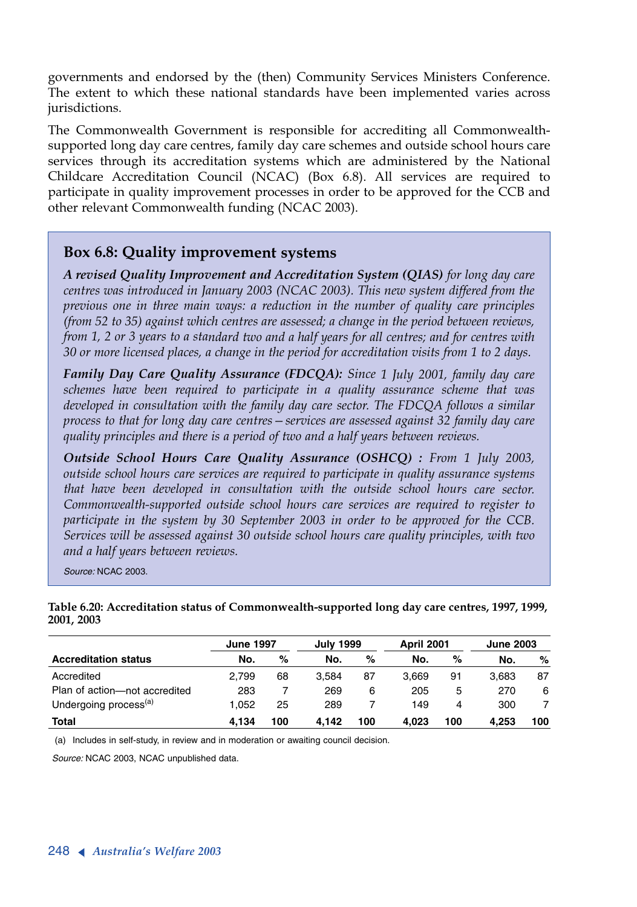governments and endorsed by the (then) Community Services Ministers Conference. The extent to which these national standards have been implemented varies across jurisdictions.

The Commonwealth Government is responsible for accrediting all Commonwealth-supported long day care centres, family day care schemes and outside school hours care services through its accreditation systems which are administered by the National Childcare Accreditation Council (NCAC) (Box 6.8). All services are required to participate in quality improvement processes in order to be approved for the CCB and other relevant Commonwealth funding (NCAC 2003).

## Box 6.8: Quality improvement systems

***A revised Quality Improvement and Accreditation System (QIAS)*** *for long day care centres was introduced in January 2003 (NCAC 2003). This new system differed from the previous one in three main ways: a reduction in the number of quality care principles (from 52 to 35) against which centres are assessed; a change in the period between reviews, from 1, 2 or 3 years to a standard two and a half years for all centres; and for centres with 30 or more licensed places, a change in the period for accreditation visits from 1 to 2 days.*

***Family Day Care Quality Assurance (FDCQA):*** *Since 1 July 2001, family day care schemes have been required to participate in a quality assurance scheme that was developed in consultation with the family day care sector. The FDCQA follows a similar process to that for long day care centres—services are assessed against 32 family day care quality principles and there is a period of two and a half years between reviews.*

***Outside School Hours Care Quality Assurance (OSHCQ) :*** *From 1 July 2003, outside school hours care services are required to participate in quality assurance systems that have been developed in consultation with the outside school hours care sector. Commonwealth-supported outside school hours care services are required to register to participate in the system by 30 September 2003 in order to be approved for the CCB. Services will be assessed against 30 outside school hours care quality principles, with two and a half years between reviews.*

*Source:* NCAC 2003.

**Table 6.20: Accreditation status of Commonwealth-supported long day care centres, 1997, 1999, 2001, 2003**

| | June 1997 | | July 1999 | | April 2001 | | June 2003 | |
|---|---|---|---|---|---|---|---|---|
| **Accreditation status** | **No.** | **%** | **No.** | **%** | **No.** | **%** | **No.** | **%** |
| Accredited | 2,799 | 68 | 3,584 | 87 | 3,669 | 91 | 3,683 | 87 |
| Plan of action—not accredited | 283 | 7 | 269 | 6 | 205 | 5 | 270 | 6 |
| Undergoing process[(a)] | 1,052 | 25 | 289 | 7 | 149 | 4 | 300 | 7 |
| **Total** | **4,134** | **100** | **4,142** | **100** | **4,023** | **100** | **4,253** | **100** |

(a) Includes in self-study, in review and in moderation or awaiting council decision.

*Source:* NCAC 2003, NCAC unpublished data.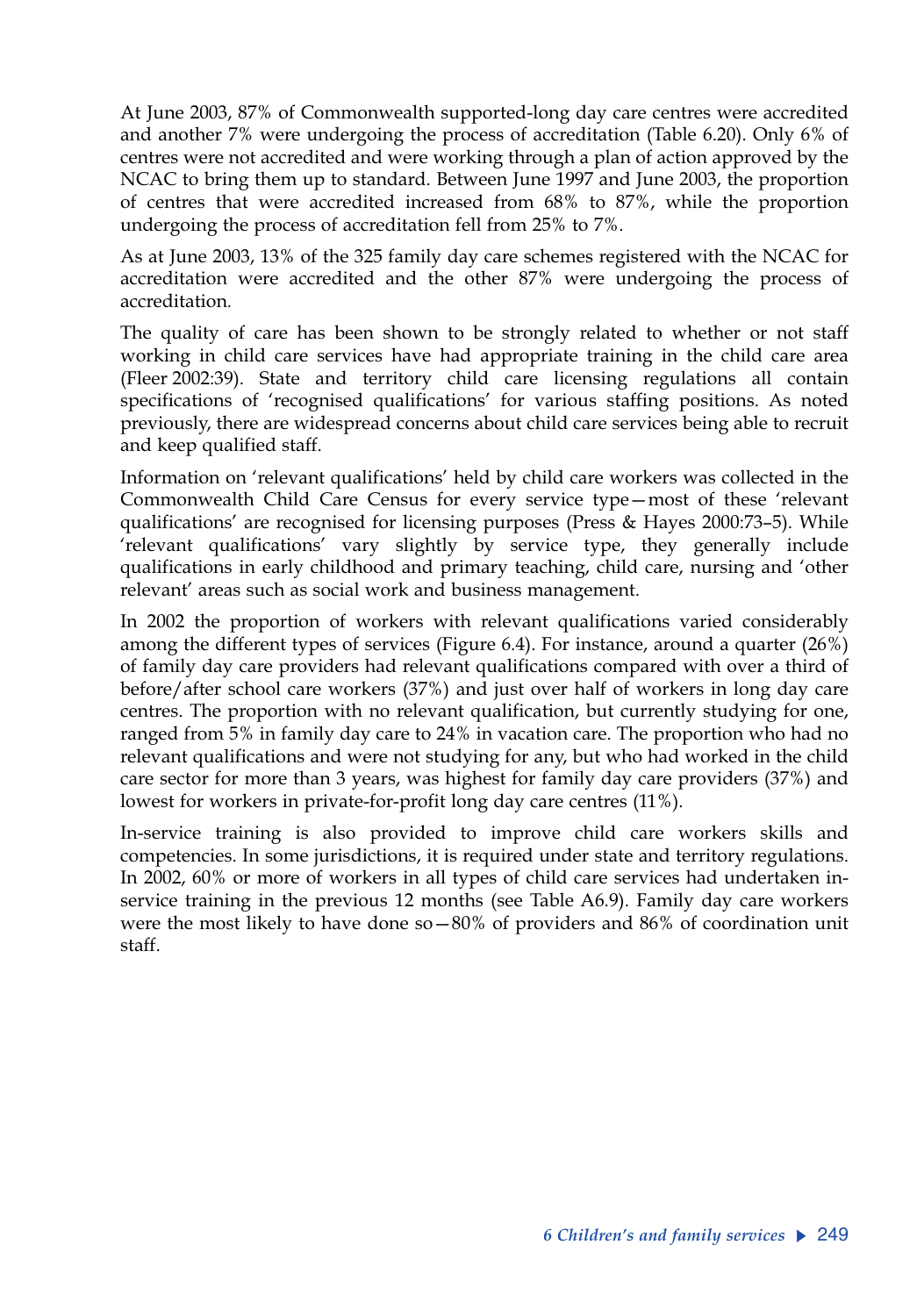At June 2003, 87% of Commonwealth supported-long day care centres were accredited and another 7% were undergoing the process of accreditation (Table 6.20). Only 6% of centres were not accredited and were working through a plan of action approved by the NCAC to bring them up to standard. Between June 1997 and June 2003, the proportion of centres that were accredited increased from 68% to 87%, while the proportion undergoing the process of accreditation fell from 25% to 7%.

As at June 2003, 13% of the 325 family day care schemes registered with the NCAC for accreditation were accredited and the other 87% were undergoing the process of accreditation.

The quality of care has been shown to be strongly related to whether or not staff working in child care services have had appropriate training in the child care area (Fleer 2002:39). State and territory child care licensing regulations all contain specifications of 'recognised qualifications' for various staffing positions. As noted previously, there are widespread concerns about child care services being able to recruit and keep qualified staff.

Information on 'relevant qualifications' held by child care workers was collected in the Commonwealth Child Care Census for every service type—most of these 'relevant qualifications' are recognised for licensing purposes (Press & Hayes 2000:73–5). While 'relevant qualifications' vary slightly by service type, they generally include qualifications in early childhood and primary teaching, child care, nursing and 'other relevant' areas such as social work and business management.

In 2002 the proportion of workers with relevant qualifications varied considerably among the different types of services (Figure 6.4). For instance, around a quarter (26%) of family day care providers had relevant qualifications compared with over a third of before/after school care workers (37%) and just over half of workers in long day care centres. The proportion with no relevant qualification, but currently studying for one, ranged from 5% in family day care to 24% in vacation care. The proportion who had no relevant qualifications and were not studying for any, but who had worked in the child care sector for more than 3 years, was highest for family day care providers (37%) and lowest for workers in private-for-profit long day care centres (11%).

In-service training is also provided to improve child care workers skills and competencies. In some jurisdictions, it is required under state and territory regulations. In 2002, 60% or more of workers in all types of child care services had undertaken in-service training in the previous 12 months (see Table A6.9). Family day care workers were the most likely to have done so—80% of providers and 86% of coordination unit staff.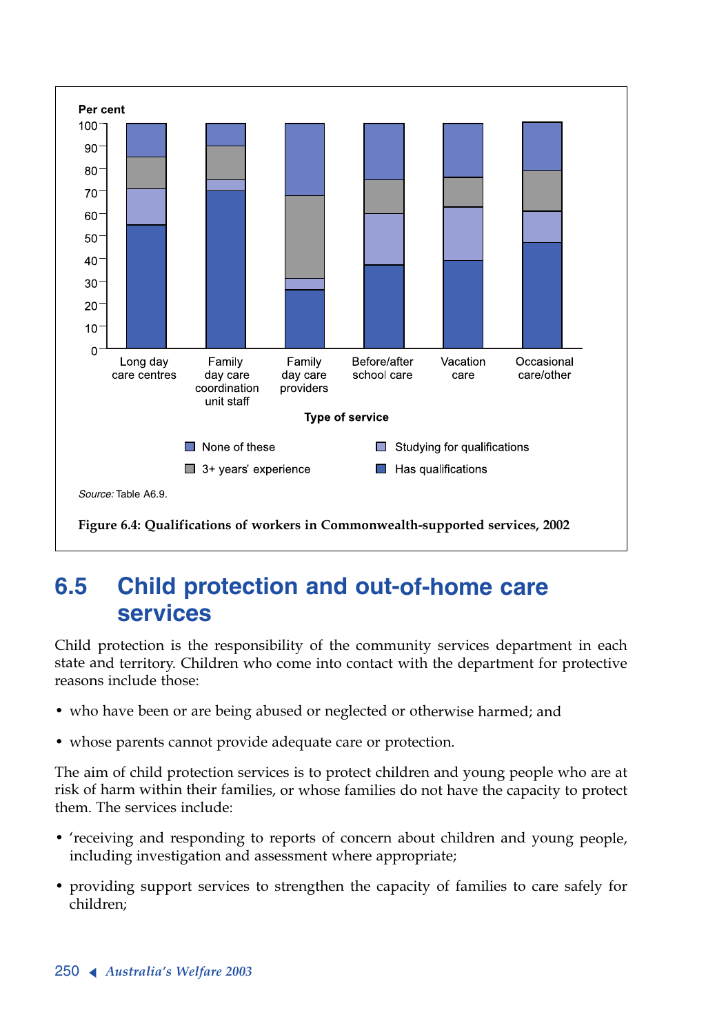Per cent

Type of service: Long day care centres; Family day care coordination unit staff; Family day care providers; Before/after school care; Vacation care; Occasional care/other

Legend: None of these; 3+ years' experience; Studying for qualifications; Has qualifications

*Source:* Table A6.9.

**Figure 6.4: Qualifications of workers in Commonwealth-supported services, 2002**

## 6.5 Child protection and out-of-home care services

Child protection is the responsibility of the community services department in each state and territory. Children who come into contact with the department for protective reasons include those:

- who have been or are being abused or neglected or otherwise harmed; and
- whose parents cannot provide adequate care or protection.

The aim of child protection services is to protect children and young people who are at risk of harm within their families, or whose families do not have the capacity to protect them. The services include:

- 'receiving and responding to reports of concern about children and young people, including investigation and assessment where appropriate;
- providing support services to strengthen the capacity of families to care safely for children;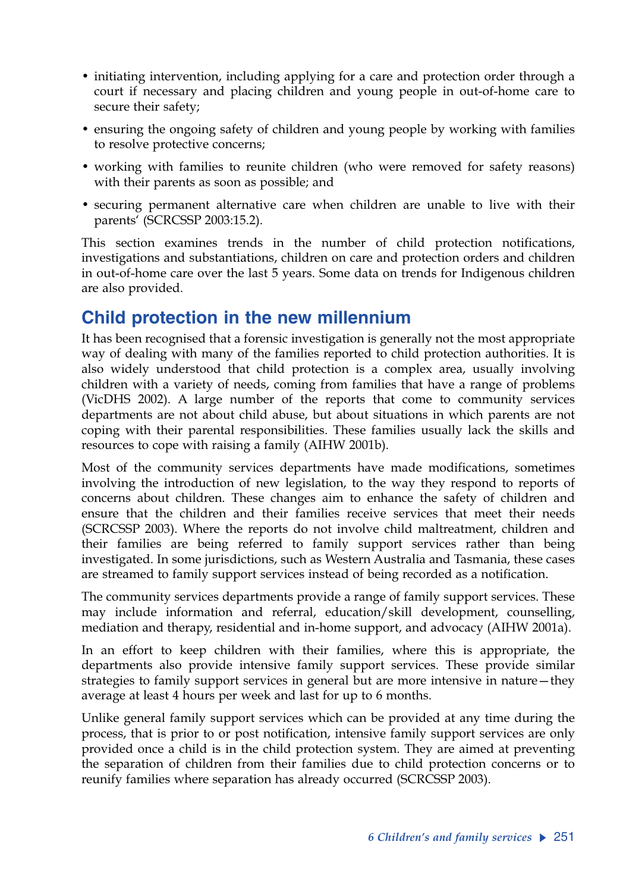- initiating intervention, including applying for a care and protection order through a court if necessary and placing children and young people in out-of-home care to secure their safety;
- ensuring the ongoing safety of children and young people by working with families to resolve protective concerns;
- working with families to reunite children (who were removed for safety reasons) with their parents as soon as possible; and
- securing permanent alternative care when children are unable to live with their parents' (SCRCSSP 2003:15.2).

This section examines trends in the number of child protection notifications, investigations and substantiations, children on care and protection orders and children in out-of-home care over the last 5 years. Some data on trends for Indigenous children are also provided.

## Child protection in the new millennium

It has been recognised that a forensic investigation is generally not the most appropriate way of dealing with many of the families reported to child protection authorities. It is also widely understood that child protection is a complex area, usually involving children with a variety of needs, coming from families that have a range of problems (VicDHS 2002). A large number of the reports that come to community services departments are not about child abuse, but about situations in which parents are not coping with their parental responsibilities. These families usually lack the skills and resources to cope with raising a family (AIHW 2001b).

Most of the community services departments have made modifications, sometimes involving the introduction of new legislation, to the way they respond to reports of concerns about children. These changes aim to enhance the safety of children and ensure that the children and their families receive services that meet their needs (SCRCSSP 2003). Where the reports do not involve child maltreatment, children and their families are being referred to family support services rather than being investigated. In some jurisdictions, such as Western Australia and Tasmania, these cases are streamed to family support services instead of being recorded as a notification.

The community services departments provide a range of family support services. These may include information and referral, education/skill development, counselling, mediation and therapy, residential and in-home support, and advocacy (AIHW 2001a).

In an effort to keep children with their families, where this is appropriate, the departments also provide intensive family support services. These provide similar strategies to family support services in general but are more intensive in nature—they average at least 4 hours per week and last for up to 6 months.

Unlike general family support services which can be provided at any time during the process, that is prior to or post notification, intensive family support services are only provided once a child is in the child protection system. They are aimed at preventing the separation of children from their families due to child protection concerns or to reunify families where separation has already occurred (SCRCSSP 2003).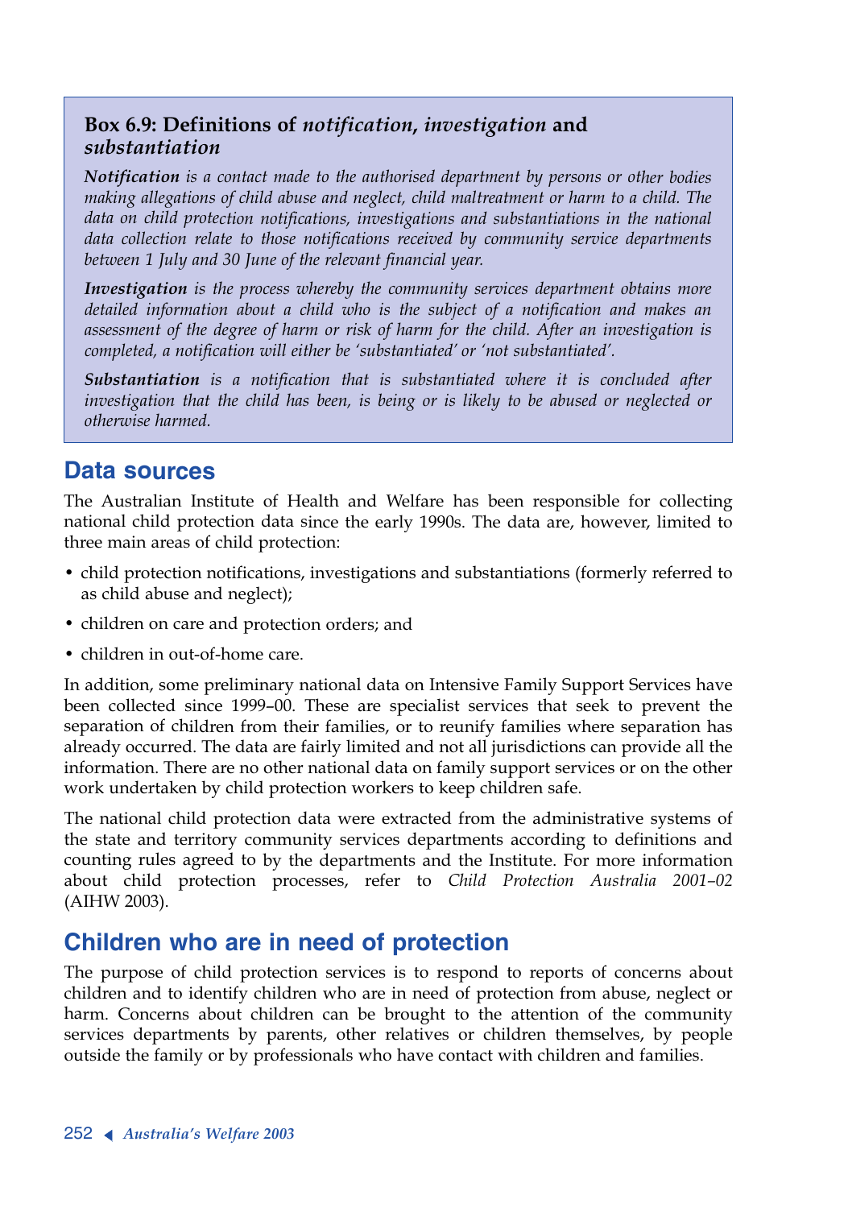**Box 6.9: Definitions of *notification*, *investigation* and *substantiation***

***Notification*** *is a contact made to the authorised department by persons or other bodies making allegations of child abuse and neglect, child maltreatment or harm to a child. The data on child protection notifications, investigations and substantiations in the national data collection relate to those notifications received by community service departments between 1 July and 30 June of the relevant financial year.*

***Investigation*** *is the process whereby the community services department obtains more detailed information about a child who is the subject of a notification and makes an assessment of the degree of harm or risk of harm for the child. After an investigation is completed, a notification will either be 'substantiated' or 'not substantiated'.*

***Substantiation*** *is a notification that is substantiated where it is concluded after investigation that the child has been, is being or is likely to be abused or neglected or otherwise harmed.*

## Data sources

The Australian Institute of Health and Welfare has been responsible for collecting national child protection data since the early 1990s. The data are, however, limited to three main areas of child protection:

- child protection notifications, investigations and substantiations (formerly referred to as child abuse and neglect);
- children on care and protection orders; and
- children in out-of-home care.

In addition, some preliminary national data on Intensive Family Support Services have been collected since 1999–00. These are specialist services that seek to prevent the separation of children from their families, or to reunify families where separation has already occurred. The data are fairly limited and not all jurisdictions can provide all the information. There are no other national data on family support services or on the other work undertaken by child protection workers to keep children safe.

The national child protection data were extracted from the administrative systems of the state and territory community services departments according to definitions and counting rules agreed to by the departments and the Institute. For more information about child protection processes, refer to *Child Protection Australia 2001–02* (AIHW 2003).

## Children who are in need of protection

The purpose of child protection services is to respond to reports of concerns about children and to identify children who are in need of protection from abuse, neglect or harm. Concerns about children can be brought to the attention of the community services departments by parents, other relatives or children themselves, by people outside the family or by professionals who have contact with children and families.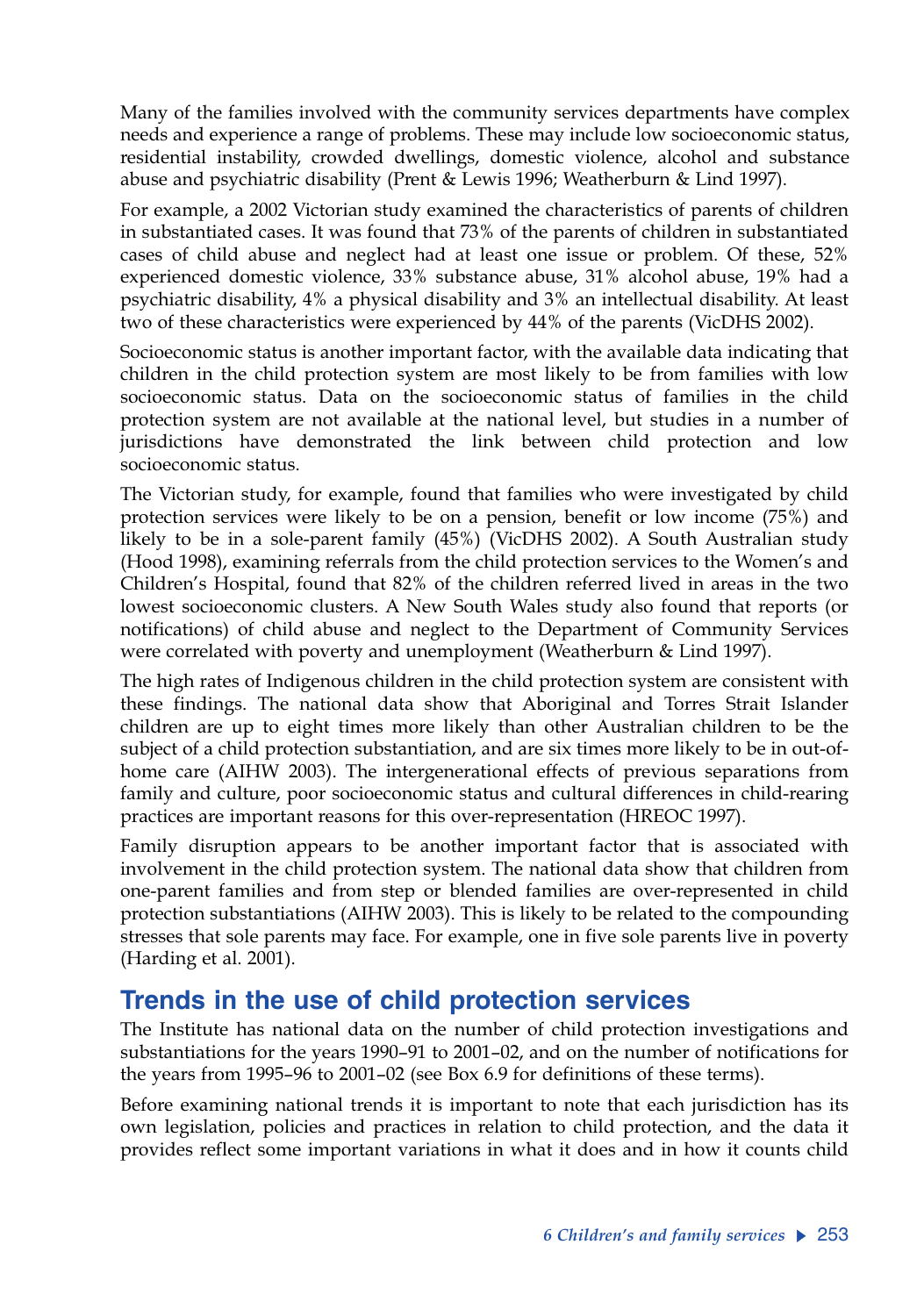Many of the families involved with the community services departments have complex needs and experience a range of problems. These may include low socioeconomic status, residential instability, crowded dwellings, domestic violence, alcohol and substance abuse and psychiatric disability (Prent & Lewis 1996; Weatherburn & Lind 1997).

For example, a 2002 Victorian study examined the characteristics of parents of children in substantiated cases. It was found that 73% of the parents of children in substantiated cases of child abuse and neglect had at least one issue or problem. Of these, 52% experienced domestic violence, 33% substance abuse, 31% alcohol abuse, 19% had a psychiatric disability, 4% a physical disability and 3% an intellectual disability. At least two of these characteristics were experienced by 44% of the parents (VicDHS 2002).

Socioeconomic status is another important factor, with the available data indicating that children in the child protection system are most likely to be from families with low socioeconomic status. Data on the socioeconomic status of families in the child protection system are not available at the national level, but studies in a number of jurisdictions have demonstrated the link between child protection and low socioeconomic status.

The Victorian study, for example, found that families who were investigated by child protection services were likely to be on a pension, benefit or low income (75%) and likely to be in a sole-parent family (45%) (VicDHS 2002). A South Australian study (Hood 1998), examining referrals from the child protection services to the Women's and Children's Hospital, found that 82% of the children referred lived in areas in the two lowest socioeconomic clusters. A New South Wales study also found that reports (or notifications) of child abuse and neglect to the Department of Community Services were correlated with poverty and unemployment (Weatherburn & Lind 1997).

The high rates of Indigenous children in the child protection system are consistent with these findings. The national data show that Aboriginal and Torres Strait Islander children are up to eight times more likely than other Australian children to be the subject of a child protection substantiation, and are six times more likely to be in out-of-home care (AIHW 2003). The intergenerational effects of previous separations from family and culture, poor socioeconomic status and cultural differences in child-rearing practices are important reasons for this over-representation (HREOC 1997).

Family disruption appears to be another important factor that is associated with involvement in the child protection system. The national data show that children from one-parent families and from step or blended families are over-represented in child protection substantiations (AIHW 2003). This is likely to be related to the compounding stresses that sole parents may face. For example, one in five sole parents live in poverty (Harding et al. 2001).

## Trends in the use of child protection services

The Institute has national data on the number of child protection investigations and substantiations for the years 1990–91 to 2001–02, and on the number of notifications for the years from 1995–96 to 2001–02 (see Box 6.9 for definitions of these terms).

Before examining national trends it is important to note that each jurisdiction has its own legislation, policies and practices in relation to child protection, and the data it provides reflect some important variations in what it does and in how it counts child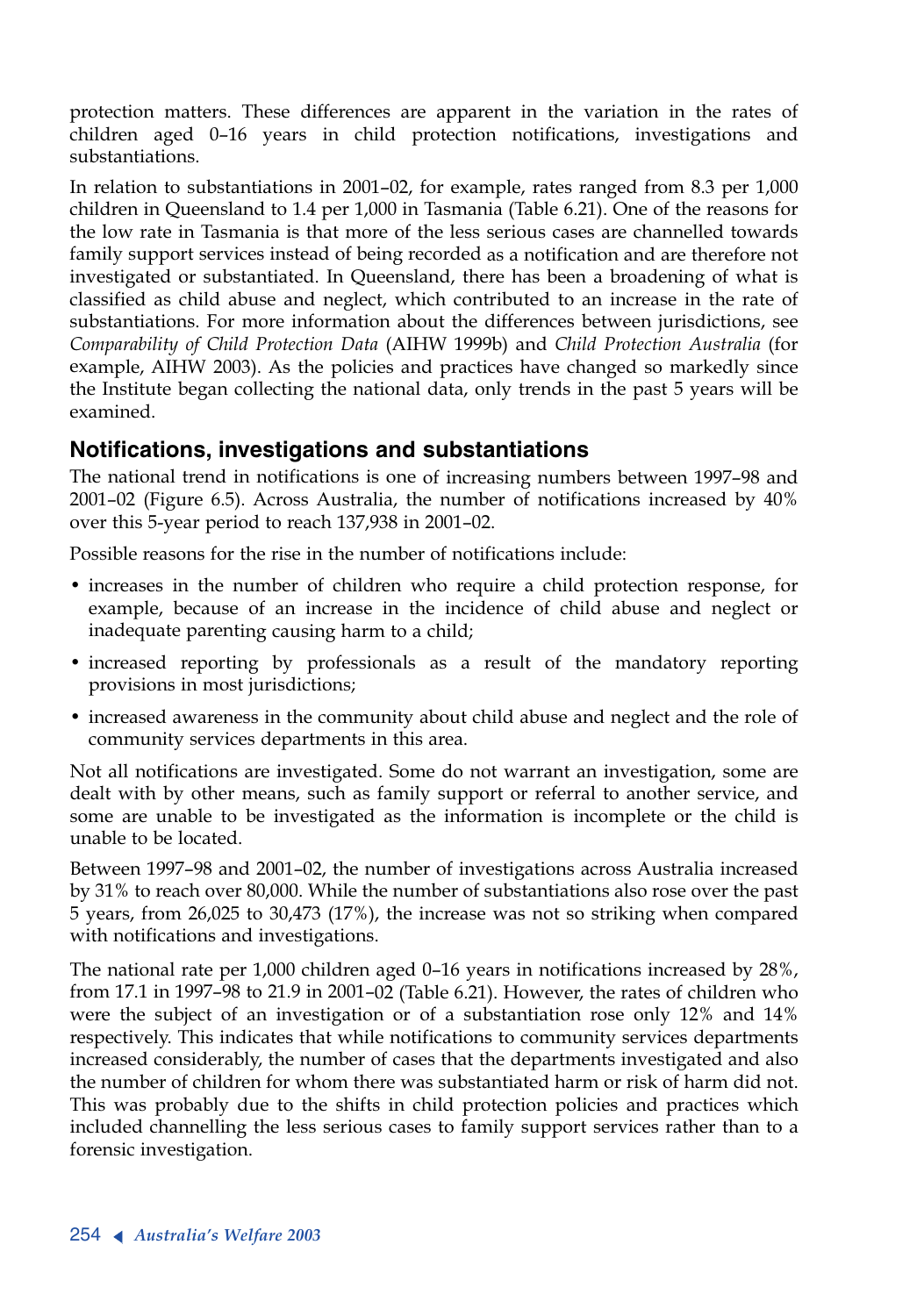protection matters. These differences are apparent in the variation in the rates of children aged 0–16 years in child protection notifications, investigations and substantiations.

In relation to substantiations in 2001–02, for example, rates ranged from 8.3 per 1,000 children in Queensland to 1.4 per 1,000 in Tasmania (Table 6.21). One of the reasons for the low rate in Tasmania is that more of the less serious cases are channelled towards family support services instead of being recorded as a notification and are therefore not investigated or substantiated. In Queensland, there has been a broadening of what is classified as child abuse and neglect, which contributed to an increase in the rate of substantiations. For more information about the differences between jurisdictions, see *Comparability of Child Protection Data* (AIHW 1999b) and *Child Protection Australia* (for example, AIHW 2003). As the policies and practices have changed so markedly since the Institute began collecting the national data, only trends in the past 5 years will be examined.

## Notifications, investigations and substantiations

The national trend in notifications is one of increasing numbers between 1997–98 and 2001–02 (Figure 6.5). Across Australia, the number of notifications increased by 40% over this 5-year period to reach 137,938 in 2001–02.

Possible reasons for the rise in the number of notifications include:

- increases in the number of children who require a child protection response, for example, because of an increase in the incidence of child abuse and neglect or inadequate parenting causing harm to a child;
- increased reporting by professionals as a result of the mandatory reporting provisions in most jurisdictions;
- increased awareness in the community about child abuse and neglect and the role of community services departments in this area.

Not all notifications are investigated. Some do not warrant an investigation, some are dealt with by other means, such as family support or referral to another service, and some are unable to be investigated as the information is incomplete or the child is unable to be located.

Between 1997–98 and 2001–02, the number of investigations across Australia increased by 31% to reach over 80,000. While the number of substantiations also rose over the past 5 years, from 26,025 to 30,473 (17%), the increase was not so striking when compared with notifications and investigations.

The national rate per 1,000 children aged 0–16 years in notifications increased by 28%, from 17.1 in 1997–98 to 21.9 in 2001–02 (Table 6.21). However, the rates of children who were the subject of an investigation or of a substantiation rose only 12% and 14% respectively. This indicates that while notifications to community services departments increased considerably, the number of cases that the departments investigated and also the number of children for whom there was substantiated harm or risk of harm did not. This was probably due to the shifts in child protection policies and practices which included channelling the less serious cases to family support services rather than to a forensic investigation.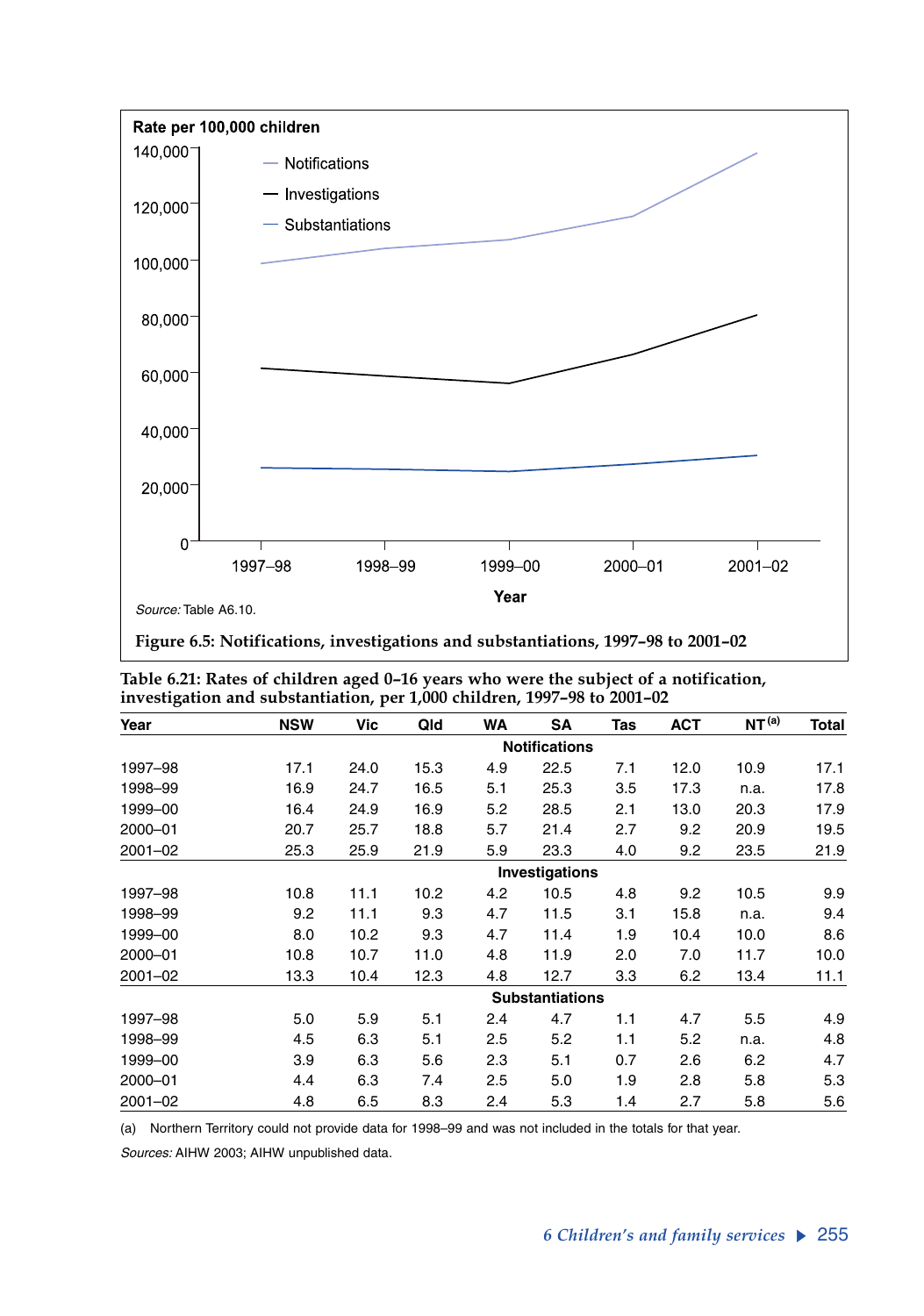Figure 6.5: Notifications, investigations and substantiations, 1997–98 to 2001–02

Source: Table A6.10.

**Table 6.21: Rates of children aged 0–16 years who were the subject of a notification, investigation and substantiation, per 1,000 children, 1997–98 to 2001–02**

| Year | NSW | Vic | Qld | WA | SA | Tas | ACT | NT[(a)] | Total |
|---|---|---|---|---|---|---|---|---|---|
| | | | | | **Notifications** | | | | |
| 1997–98 | 17.1 | 24.0 | 15.3 | 4.9 | 22.5 | 7.1 | 12.0 | 10.9 | 17.1 |
| 1998–99 | 16.9 | 24.7 | 16.5 | 5.1 | 25.3 | 3.5 | 17.3 | n.a. | 17.8 |
| 1999–00 | 16.4 | 24.9 | 16.9 | 5.2 | 28.5 | 2.1 | 13.0 | 20.3 | 17.9 |
| 2000–01 | 20.7 | 25.7 | 18.8 | 5.7 | 21.4 | 2.7 | 9.2 | 20.9 | 19.5 |
| 2001–02 | 25.3 | 25.9 | 21.9 | 5.9 | 23.3 | 4.0 | 9.2 | 23.5 | 21.9 |
| | | | | | **Investigations** | | | | |
| 1997–98 | 10.8 | 11.1 | 10.2 | 4.2 | 10.5 | 4.8 | 9.2 | 10.5 | 9.9 |
| 1998–99 | 9.2 | 11.1 | 9.3 | 4.7 | 11.5 | 3.1 | 15.8 | n.a. | 9.4 |
| 1999–00 | 8.0 | 10.2 | 9.3 | 4.7 | 11.4 | 1.9 | 10.4 | 10.0 | 8.6 |
| 2000–01 | 10.8 | 10.7 | 11.0 | 4.8 | 11.9 | 2.0 | 7.0 | 11.7 | 10.0 |
| 2001–02 | 13.3 | 10.4 | 12.3 | 4.8 | 12.7 | 3.3 | 6.2 | 13.4 | 11.1 |
| | | | | | **Substantiations** | | | | |
| 1997–98 | 5.0 | 5.9 | 5.1 | 2.4 | 4.7 | 1.1 | 4.7 | 5.5 | 4.9 |
| 1998–99 | 4.5 | 6.3 | 5.1 | 2.5 | 5.2 | 1.1 | 5.2 | n.a. | 4.8 |
| 1999–00 | 3.9 | 6.3 | 5.6 | 2.3 | 5.1 | 0.7 | 2.6 | 6.2 | 4.7 |
| 2000–01 | 4.4 | 6.3 | 7.4 | 2.5 | 5.0 | 1.9 | 2.8 | 5.8 | 5.3 |
| 2001–02 | 4.8 | 6.5 | 8.3 | 2.4 | 5.3 | 1.4 | 2.7 | 5.8 | 5.6 |

(a) Northern Territory could not provide data for 1998–99 and was not included in the totals for that year.

*Sources:* AIHW 2003; AIHW unpublished data.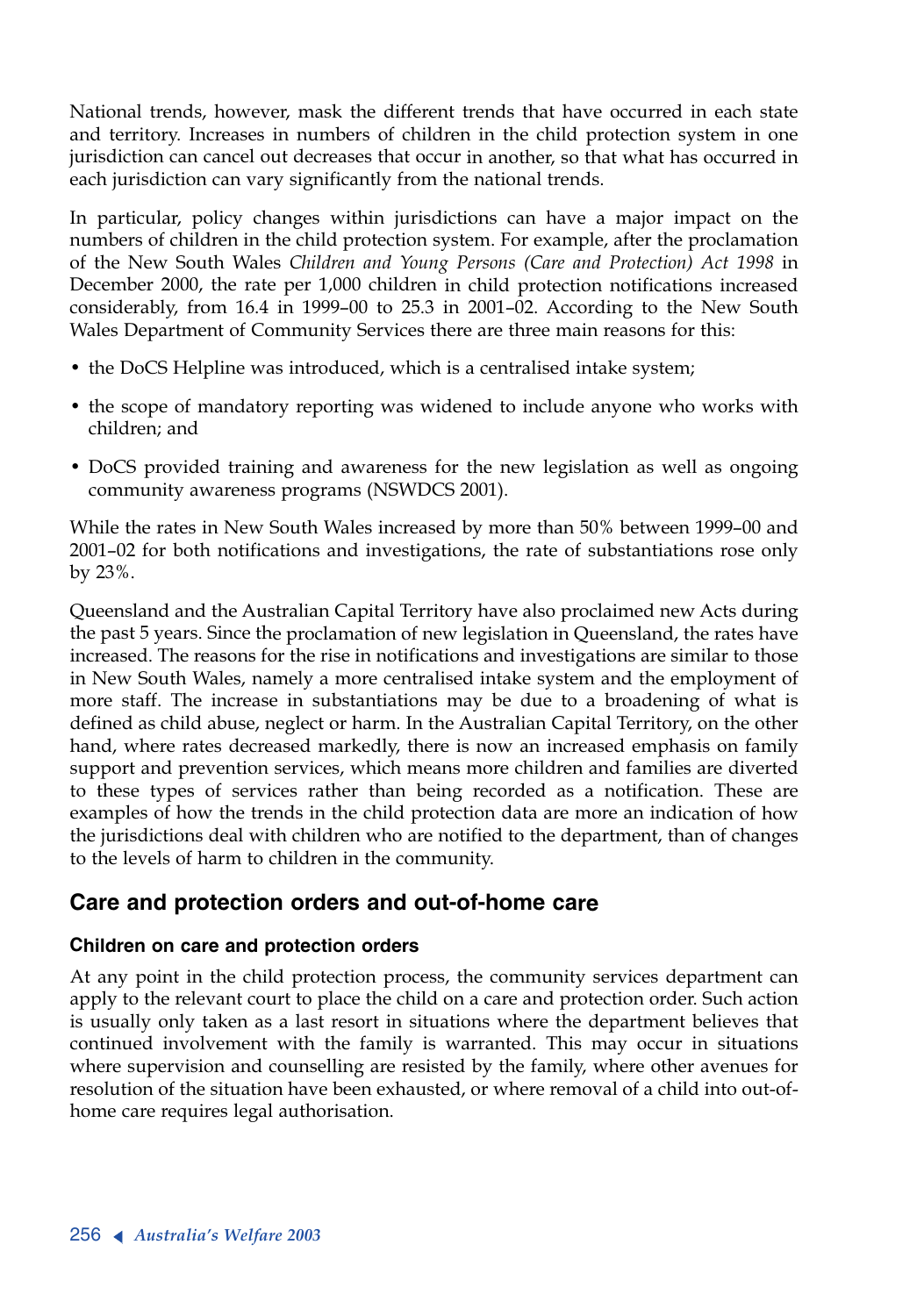National trends, however, mask the different trends that have occurred in each state and territory. Increases in numbers of children in the child protection system in one jurisdiction can cancel out decreases that occur in another, so that what has occurred in each jurisdiction can vary significantly from the national trends.

In particular, policy changes within jurisdictions can have a major impact on the numbers of children in the child protection system. For example, after the proclamation of the New South Wales *Children and Young Persons (Care and Protection) Act 1998* in December 2000, the rate per 1,000 children in child protection notifications increased considerably, from 16.4 in 1999–00 to 25.3 in 2001–02. According to the New South Wales Department of Community Services there are three main reasons for this:

- the DoCS Helpline was introduced, which is a centralised intake system;
- the scope of mandatory reporting was widened to include anyone who works with children; and
- DoCS provided training and awareness for the new legislation as well as ongoing community awareness programs (NSWDCS 2001).

While the rates in New South Wales increased by more than 50% between 1999–00 and 2001–02 for both notifications and investigations, the rate of substantiations rose only by 23%.

Queensland and the Australian Capital Territory have also proclaimed new Acts during the past 5 years. Since the proclamation of new legislation in Queensland, the rates have increased. The reasons for the rise in notifications and investigations are similar to those in New South Wales, namely a more centralised intake system and the employment of more staff. The increase in substantiations may be due to a broadening of what is defined as child abuse, neglect or harm. In the Australian Capital Territory, on the other hand, where rates decreased markedly, there is now an increased emphasis on family support and prevention services, which means more children and families are diverted to these types of services rather than being recorded as a notification. These are examples of how the trends in the child protection data are more an indication of how the jurisdictions deal with children who are notified to the department, than of changes to the levels of harm to children in the community.

## Care and protection orders and out-of-home care

### Children on care and protection orders

At any point in the child protection process, the community services department can apply to the relevant court to place the child on a care and protection order. Such action is usually only taken as a last resort in situations where the department believes that continued involvement with the family is warranted. This may occur in situations where supervision and counselling are resisted by the family, where other avenues for resolution of the situation have been exhausted, or where removal of a child into out-of-home care requires legal authorisation.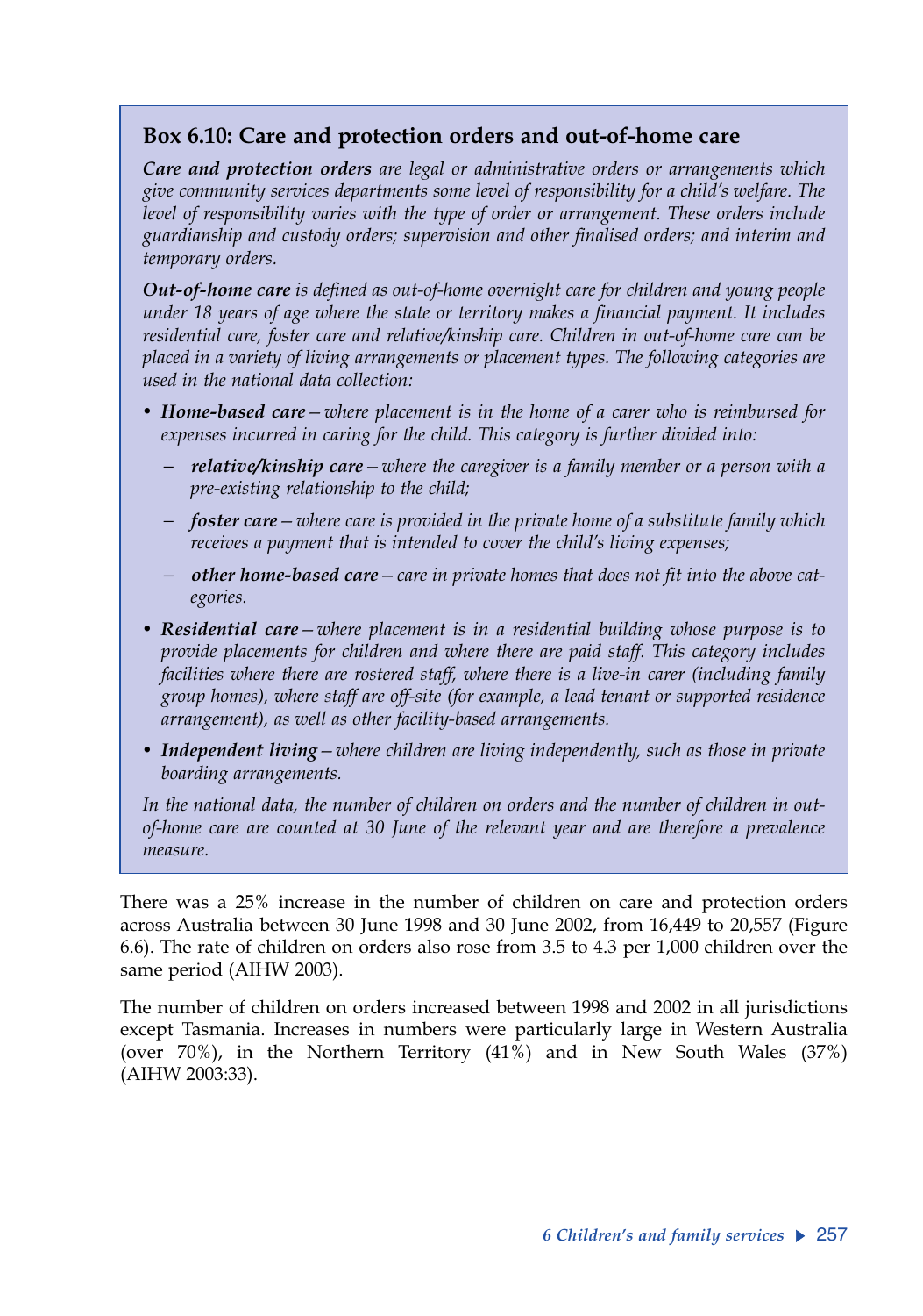### Box 6.10: Care and protection orders and out-of-home care

***Care and protection orders*** *are legal or administrative orders or arrangements which give community services departments some level of responsibility for a child's welfare. The level of responsibility varies with the type of order or arrangement. These orders include guardianship and custody orders; supervision and other finalised orders; and interim and temporary orders.*

***Out-of-home care*** *is defined as out-of-home overnight care for children and young people under 18 years of age where the state or territory makes a financial payment. It includes residential care, foster care and relative/kinship care. Children in out-of-home care can be placed in a variety of living arrangements or placement types. The following categories are used in the national data collection:*

- ***Home-based care****—where placement is in the home of a carer who is reimbursed for expenses incurred in caring for the child. This category is further divided into:*
  - ***relative/kinship care****—where the caregiver is a family member or a person with a pre-existing relationship to the child;*
  - ***foster care****—where care is provided in the private home of a substitute family which receives a payment that is intended to cover the child's living expenses;*
  - ***other home-based care****—care in private homes that does not fit into the above categories.*
- ***Residential care****—where placement is in a residential building whose purpose is to provide placements for children and where there are paid staff. This category includes facilities where there are rostered staff, where there is a live-in carer (including family group homes), where staff are off-site (for example, a lead tenant or supported residence arrangement), as well as other facility-based arrangements.*
- ***Independent living****—where children are living independently, such as those in private boarding arrangements.*

*In the national data, the number of children on orders and the number of children in out-of-home care are counted at 30 June of the relevant year and are therefore a prevalence measure.*

There was a 25% increase in the number of children on care and protection orders across Australia between 30 June 1998 and 30 June 2002, from 16,449 to 20,557 (Figure 6.6). The rate of children on orders also rose from 3.5 to 4.3 per 1,000 children over the same period (AIHW 2003).

The number of children on orders increased between 1998 and 2002 in all jurisdictions except Tasmania. Increases in numbers were particularly large in Western Australia (over 70%), in the Northern Territory (41%) and in New South Wales (37%) (AIHW 2003:33).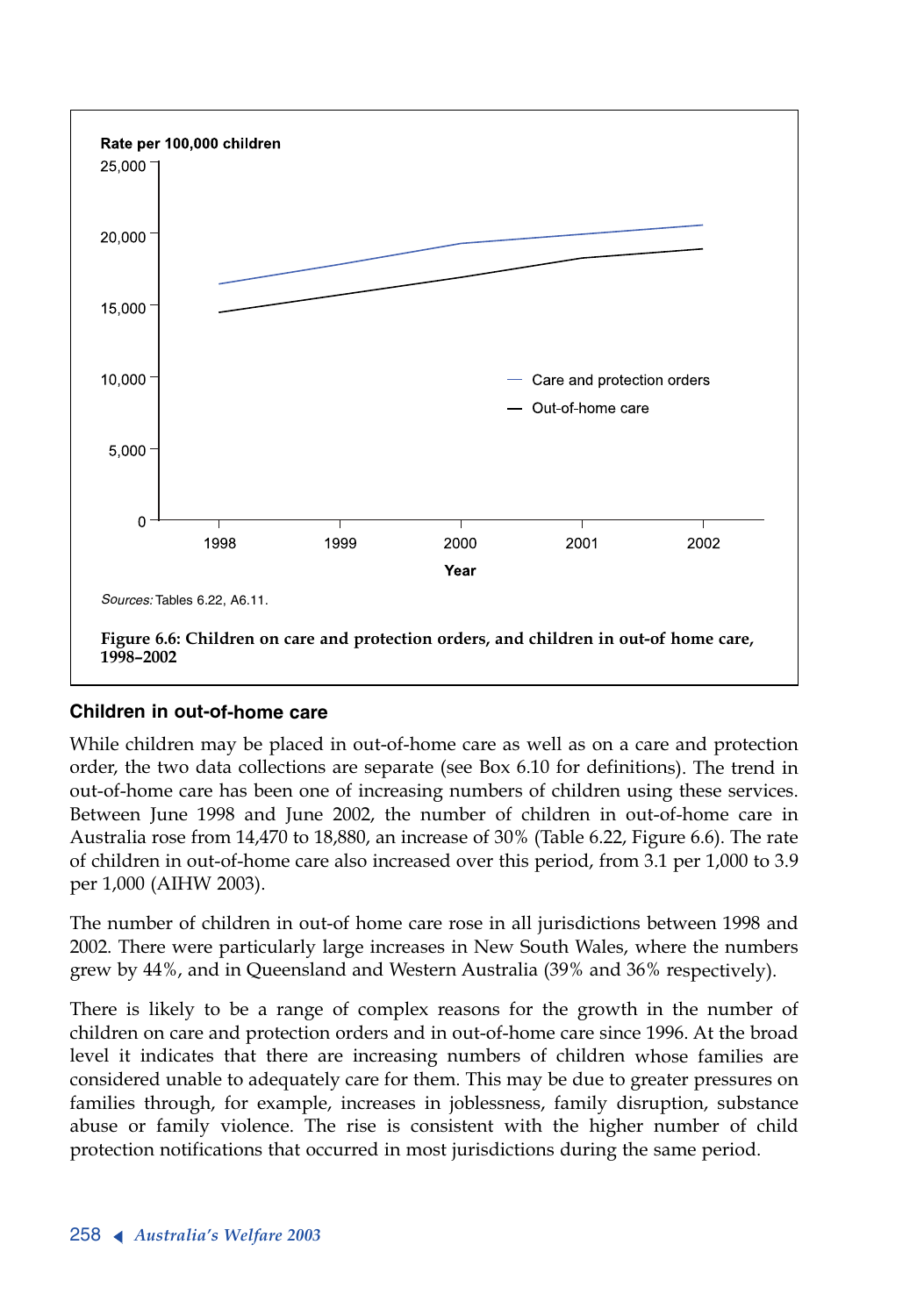Sources: Tables 6.22, A6.11.

**Figure 6.6: Children on care and protection orders, and children in out-of home care, 1998–2002**

### Children in out-of-home care

While children may be placed in out-of-home care as well as on a care and protection order, the two data collections are separate (see Box 6.10 for definitions). The trend in out-of-home care has been one of increasing numbers of children using these services. Between June 1998 and June 2002, the number of children in out-of-home care in Australia rose from 14,470 to 18,880, an increase of 30% (Table 6.22, Figure 6.6). The rate of children in out-of-home care also increased over this period, from 3.1 per 1,000 to 3.9 per 1,000 (AIHW 2003).

The number of children in out-of home care rose in all jurisdictions between 1998 and 2002. There were particularly large increases in New South Wales, where the numbers grew by 44%, and in Queensland and Western Australia (39% and 36% respectively).

There is likely to be a range of complex reasons for the growth in the number of children on care and protection orders and in out-of-home care since 1996. At the broad level it indicates that there are increasing numbers of children whose families are considered unable to adequately care for them. This may be due to greater pressures on families through, for example, increases in joblessness, family disruption, substance abuse or family violence. The rise is consistent with the higher number of child protection notifications that occurred in most jurisdictions during the same period.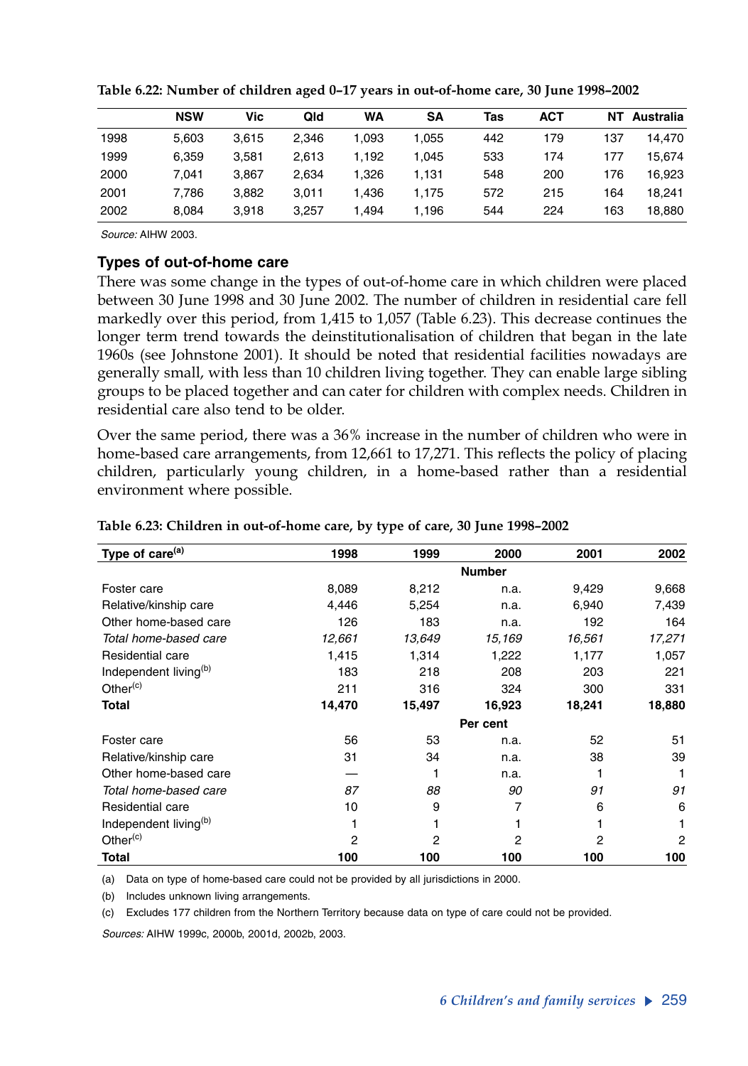**Table 6.22: Number of children aged 0–17 years in out-of-home care, 30 June 1998–2002**

| | NSW | Vic | Qld | WA | SA | Tas | ACT | NT | Australia |
|---|---|---|---|---|---|---|---|---|---|
| 1998 | 5,603 | 3,615 | 2,346 | 1,093 | 1,055 | 442 | 179 | 137 | 14,470 |
| 1999 | 6,359 | 3,581 | 2,613 | 1,192 | 1,045 | 533 | 174 | 177 | 15,674 |
| 2000 | 7,041 | 3,867 | 2,634 | 1,326 | 1,131 | 548 | 200 | 176 | 16,923 |
| 2001 | 7,786 | 3,882 | 3,011 | 1,436 | 1,175 | 572 | 215 | 164 | 18,241 |
| 2002 | 8,084 | 3,918 | 3,257 | 1,494 | 1,196 | 544 | 224 | 163 | 18,880 |

*Source:* AIHW 2003.

### Types of out-of-home care

There was some change in the types of out-of-home care in which children were placed between 30 June 1998 and 30 June 2002. The number of children in residential care fell markedly over this period, from 1,415 to 1,057 (Table 6.23). This decrease continues the longer term trend towards the deinstitutionalisation of children that began in the late 1960s (see Johnstone 2001). It should be noted that residential facilities nowadays are generally small, with less than 10 children living together. They can enable large sibling groups to be placed together and can cater for children with complex needs. Children in residential care also tend to be older.

Over the same period, there was a 36% increase in the number of children who were in home-based care arrangements, from 12,661 to 17,271. This reflects the policy of placing children, particularly young children, in a home-based rather than a residential environment where possible.

**Table 6.23: Children in out-of-home care, by type of care, 30 June 1998–2002**

| Type of care[(a)] | 1998 | 1999 | 2000 | 2001 | 2002 |
|---|---|---|---|---|---|
| | | | Number | | |
| Foster care | 8,089 | 8,212 | n.a. | 9,429 | 9,668 |
| Relative/kinship care | 4,446 | 5,254 | n.a. | 6,940 | 7,439 |
| Other home-based care | 126 | 183 | n.a. | 192 | 164 |
| *Total home-based care* | *12,661* | *13,649* | *15,169* | *16,561* | *17,271* |
| Residential care | 1,415 | 1,314 | 1,222 | 1,177 | 1,057 |
| Independent living[(b)] | 183 | 218 | 208 | 203 | 221 |
| Other[(c)] | 211 | 316 | 324 | 300 | 331 |
| **Total** | **14,470** | **15,497** | **16,923** | **18,241** | **18,880** |
| | | | Per cent | | |
| Foster care | 56 | 53 | n.a. | 52 | 51 |
| Relative/kinship care | 31 | 34 | n.a. | 38 | 39 |
| Other home-based care | — | 1 | n.a. | 1 | 1 |
| *Total home-based care* | *87* | *88* | *90* | *91* | *91* |
| Residential care | 10 | 9 | 7 | 6 | 6 |
| Independent living[(b)] | 1 | 1 | 1 | 1 | 1 |
| Other[(c)] | 2 | 2 | 2 | 2 | 2 |
| **Total** | **100** | **100** | **100** | **100** | **100** |

(a) Data on type of home-based care could not be provided by all jurisdictions in 2000.

(b) Includes unknown living arrangements.

(c) Excludes 177 children from the Northern Territory because data on type of care could not be provided.

*Sources:* AIHW 1999c, 2000b, 2001d, 2002b, 2003.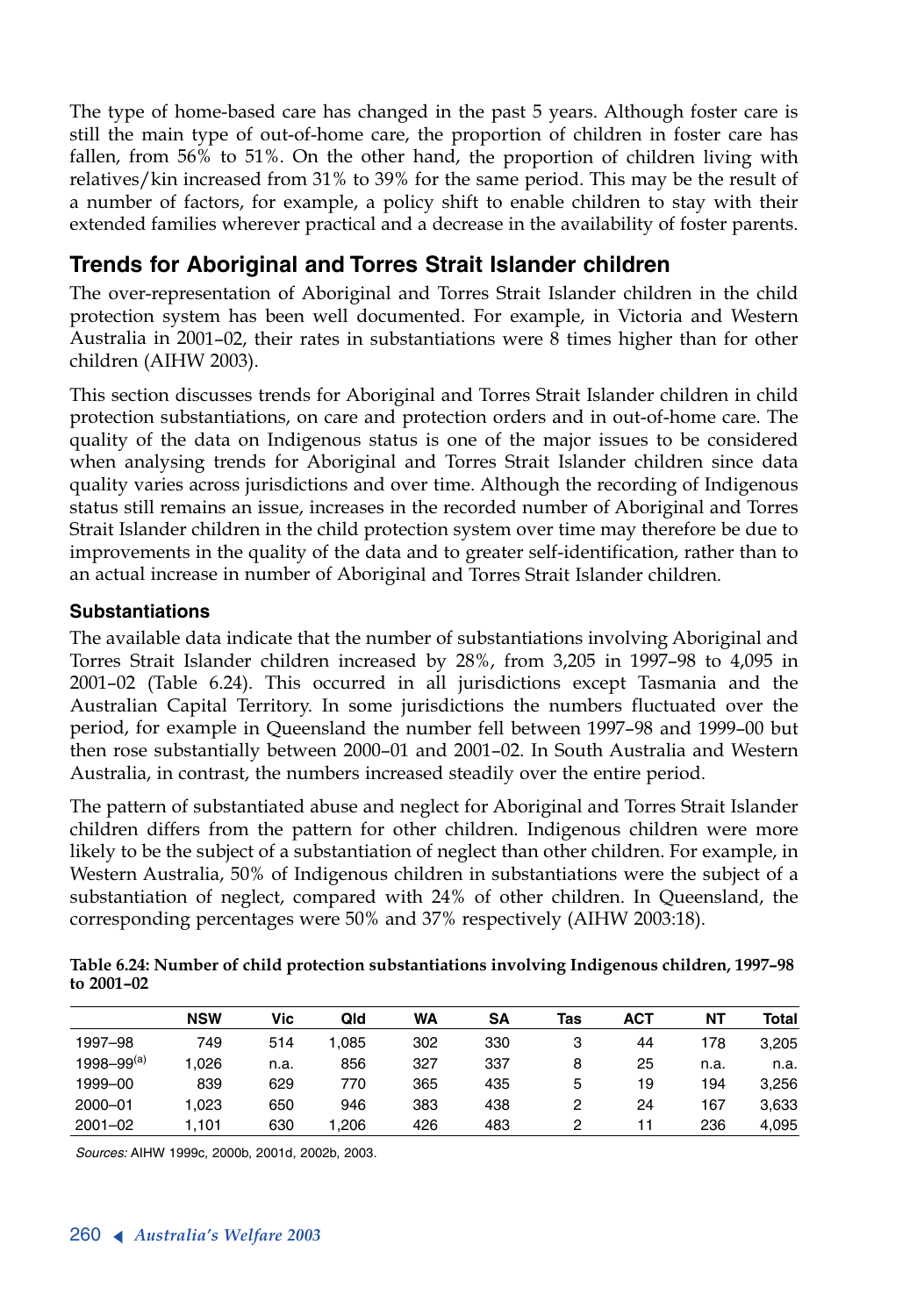The type of home-based care has changed in the past 5 years. Although foster care is still the main type of out-of-home care, the proportion of children in foster care has fallen, from 56% to 51%. On the other hand, the proportion of children living with relatives/kin increased from 31% to 39% for the same period. This may be the result of a number of factors, for example, a policy shift to enable children to stay with their extended families wherever practical and a decrease in the availability of foster parents.

## Trends for Aboriginal and Torres Strait Islander children

The over-representation of Aboriginal and Torres Strait Islander children in the child protection system has been well documented. For example, in Victoria and Western Australia in 2001–02, their rates in substantiations were 8 times higher than for other children (AIHW 2003).

This section discusses trends for Aboriginal and Torres Strait Islander children in child protection substantiations, on care and protection orders and in out-of-home care. The quality of the data on Indigenous status is one of the major issues to be considered when analysing trends for Aboriginal and Torres Strait Islander children since data quality varies across jurisdictions and over time. Although the recording of Indigenous status still remains an issue, increases in the recorded number of Aboriginal and Torres Strait Islander children in the child protection system over time may therefore be due to improvements in the quality of the data and to greater self-identification, rather than to an actual increase in number of Aboriginal and Torres Strait Islander children.

### Substantiations

The available data indicate that the number of substantiations involving Aboriginal and Torres Strait Islander children increased by 28%, from 3,205 in 1997–98 to 4,095 in 2001–02 (Table 6.24). This occurred in all jurisdictions except Tasmania and the Australian Capital Territory. In some jurisdictions the numbers fluctuated over the period, for example in Queensland the number fell between 1997–98 and 1999–00 but then rose substantially between 2000–01 and 2001–02. In South Australia and Western Australia, in contrast, the numbers increased steadily over the entire period.

The pattern of substantiated abuse and neglect for Aboriginal and Torres Strait Islander children differs from the pattern for other children. Indigenous children were more likely to be the subject of a substantiation of neglect than other children. For example, in Western Australia, 50% of Indigenous children in substantiations were the subject of a substantiation of neglect, compared with 24% of other children. In Queensland, the corresponding percentages were 50% and 37% respectively (AIHW 2003:18).

**Table 6.24: Number of child protection substantiations involving Indigenous children, 1997–98 to 2001–02**

| | NSW | Vic | Qld | WA | SA | Tas | ACT | NT | Total |
|---|---|---|---|---|---|---|---|---|---|
| 1997–98 | 749 | 514 | 1,085 | 302 | 330 | 3 | 44 | 178 | 3,205 |
| 1998–99[(a)] | 1,026 | n.a. | 856 | 327 | 337 | 8 | 25 | n.a. | n.a. |
| 1999–00 | 839 | 629 | 770 | 365 | 435 | 5 | 19 | 194 | 3,256 |
| 2000–01 | 1,023 | 650 | 946 | 383 | 438 | 2 | 24 | 167 | 3,633 |
| 2001–02 | 1,101 | 630 | 1,206 | 426 | 483 | 2 | 11 | 236 | 4,095 |

*Sources:* AIHW 1999c, 2000b, 2001d, 2002b, 2003.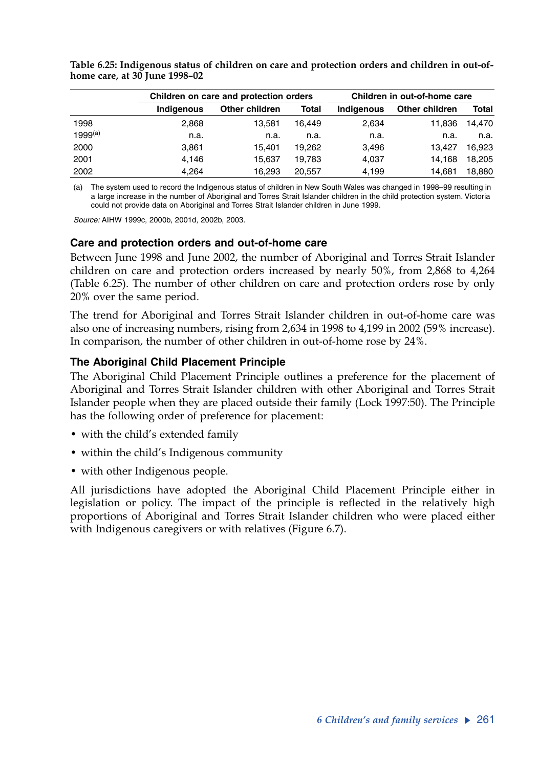**Table 6.25: Indigenous status of children on care and protection orders and children in out-of-home care, at 30 June 1998–02**

| | Children on care and protection orders | | | Children in out-of-home care | | |
|---|---|---|---|---|---|---|
| | Indigenous | Other children | Total | Indigenous | Other children | Total |
| 1998 | 2,868 | 13,581 | 16,449 | 2,634 | 11,836 | 14,470 |
| 1999[(a)] | n.a. | n.a. | n.a. | n.a. | n.a. | n.a. |
| 2000 | 3,861 | 15,401 | 19,262 | 3,496 | 13,427 | 16,923 |
| 2001 | 4,146 | 15,637 | 19,783 | 4,037 | 14,168 | 18,205 |
| 2002 | 4,264 | 16,293 | 20,557 | 4,199 | 14,681 | 18,880 |

(a) The system used to record the Indigenous status of children in New South Wales was changed in 1998–99 resulting in a large increase in the number of Aboriginal and Torres Strait Islander children in the child protection system. Victoria could not provide data on Aboriginal and Torres Strait Islander children in June 1999.

*Source:* AIHW 1999c, 2000b, 2001d, 2002b, 2003.

### Care and protection orders and out-of-home care

Between June 1998 and June 2002, the number of Aboriginal and Torres Strait Islander children on care and protection orders increased by nearly 50%, from 2,868 to 4,264 (Table 6.25). The number of other children on care and protection orders rose by only 20% over the same period.

The trend for Aboriginal and Torres Strait Islander children in out-of-home care was also one of increasing numbers, rising from 2,634 in 1998 to 4,199 in 2002 (59% increase). In comparison, the number of other children in out-of-home rose by 24%.

### The Aboriginal Child Placement Principle

The Aboriginal Child Placement Principle outlines a preference for the placement of Aboriginal and Torres Strait Islander children with other Aboriginal and Torres Strait Islander people when they are placed outside their family (Lock 1997:50). The Principle has the following order of preference for placement:

- with the child's extended family
- within the child's Indigenous community
- with other Indigenous people.

All jurisdictions have adopted the Aboriginal Child Placement Principle either in legislation or policy. The impact of the principle is reflected in the relatively high proportions of Aboriginal and Torres Strait Islander children who were placed either with Indigenous caregivers or with relatives (Figure 6.7).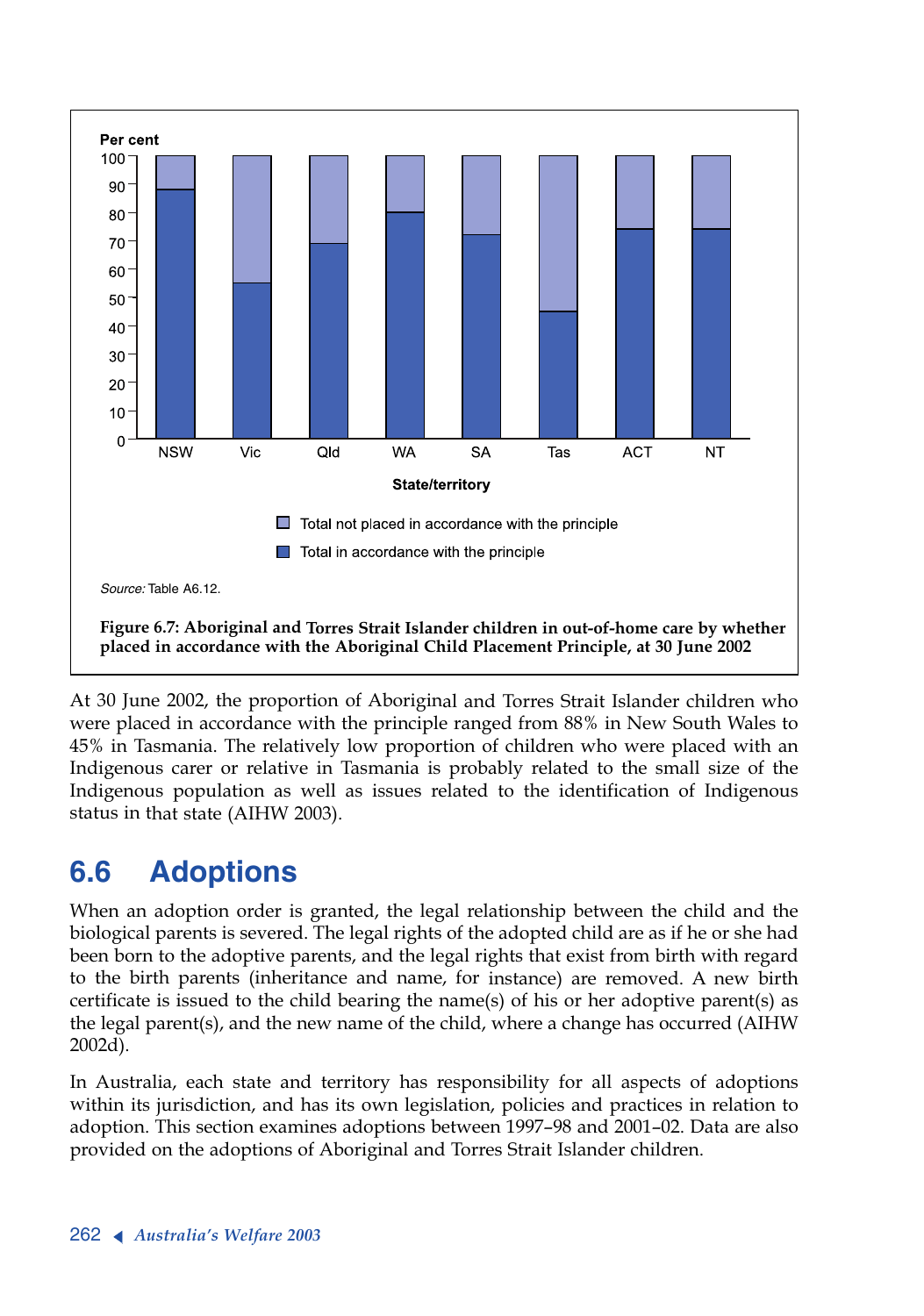Figure 6.7: Aboriginal and Torres Strait Islander children in out-of-home care by whether placed in accordance with the Aboriginal Child Placement Principle, at 30 June 2002

*Source:* Table A6.12.

At 30 June 2002, the proportion of Aboriginal and Torres Strait Islander children who were placed in accordance with the principle ranged from 88% in New South Wales to 45% in Tasmania. The relatively low proportion of children who were placed with an Indigenous carer or relative in Tasmania is probably related to the small size of the Indigenous population as well as issues related to the identification of Indigenous status in that state (AIHW 2003).

## 6.6 Adoptions

When an adoption order is granted, the legal relationship between the child and the biological parents is severed. The legal rights of the adopted child are as if he or she had been born to the adoptive parents, and the legal rights that exist from birth with regard to the birth parents (inheritance and name, for instance) are removed. A new birth certificate is issued to the child bearing the name(s) of his or her adoptive parent(s) as the legal parent(s), and the new name of the child, where a change has occurred (AIHW 2002d).

In Australia, each state and territory has responsibility for all aspects of adoptions within its jurisdiction, and has its own legislation, policies and practices in relation to adoption. This section examines adoptions between 1997–98 and 2001–02. Data are also provided on the adoptions of Aboriginal and Torres Strait Islander children.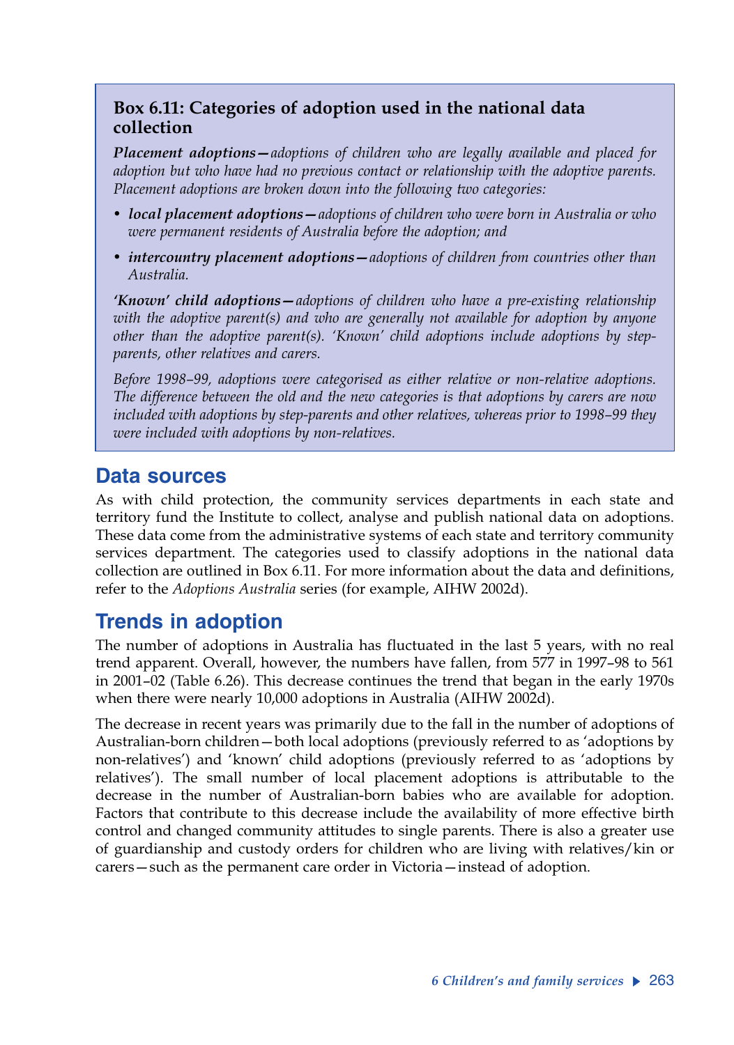### Box 6.11: Categories of adoption used in the national data collection

***Placement adoptions—****adoptions of children who are legally available and placed for adoption but who have had no previous contact or relationship with the adoptive parents. Placement adoptions are broken down into the following two categories:*

- ***local placement adoptions—****adoptions of children who were born in Australia or who were permanent residents of Australia before the adoption; and*
- ***intercountry placement adoptions—****adoptions of children from countries other than Australia.*

***'Known' child adoptions—****adoptions of children who have a pre-existing relationship with the adoptive parent(s) and who are generally not available for adoption by anyone other than the adoptive parent(s). 'Known' child adoptions include adoptions by step-parents, other relatives and carers.*

*Before 1998–99, adoptions were categorised as either relative or non-relative adoptions. The difference between the old and the new categories is that adoptions by carers are now included with adoptions by step-parents and other relatives, whereas prior to 1998–99 they were included with adoptions by non-relatives.*

## Data sources

As with child protection, the community services departments in each state and territory fund the Institute to collect, analyse and publish national data on adoptions. These data come from the administrative systems of each state and territory community services department. The categories used to classify adoptions in the national data collection are outlined in Box 6.11. For more information about the data and definitions, refer to the *Adoptions Australia* series (for example, AIHW 2002d).

## Trends in adoption

The number of adoptions in Australia has fluctuated in the last 5 years, with no real trend apparent. Overall, however, the numbers have fallen, from 577 in 1997–98 to 561 in 2001–02 (Table 6.26). This decrease continues the trend that began in the early 1970s when there were nearly 10,000 adoptions in Australia (AIHW 2002d).

The decrease in recent years was primarily due to the fall in the number of adoptions of Australian-born children—both local adoptions (previously referred to as 'adoptions by non-relatives') and 'known' child adoptions (previously referred to as 'adoptions by relatives'). The small number of local placement adoptions is attributable to the decrease in the number of Australian-born babies who are available for adoption. Factors that contribute to this decrease include the availability of more effective birth control and changed community attitudes to single parents. There is also a greater use of guardianship and custody orders for children who are living with relatives/kin or carers—such as the permanent care order in Victoria—instead of adoption.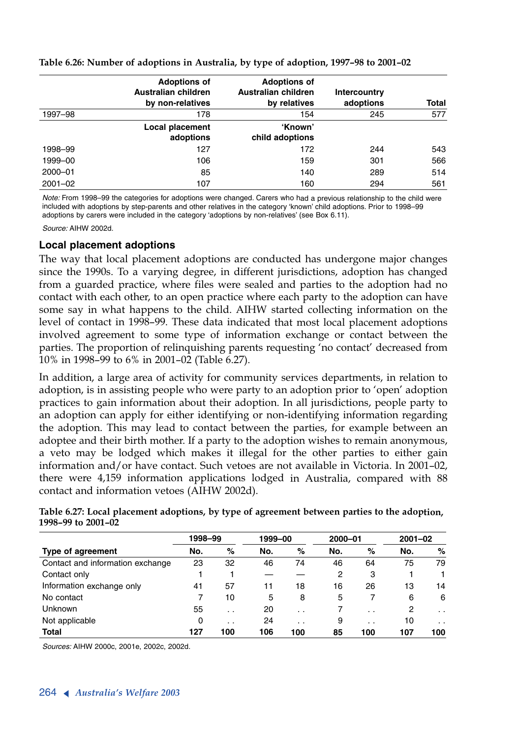**Table 6.26: Number of adoptions in Australia, by type of adoption, 1997–98 to 2001–02**

| | Adoptions of Australian children by non-relatives | Adoptions of Australian children by relatives | Intercountry adoptions | Total |
|---|---|---|---|---|
| 1997–98 | 178 | 154 | 245 | 577 |
| | **Local placement adoptions** | **'Known' child adoptions** | | |
| 1998–99 | 127 | 172 | 244 | 543 |
| 1999–00 | 106 | 159 | 301 | 566 |
| 2000–01 | 85 | 140 | 289 | 514 |
| 2001–02 | 107 | 160 | 294 | 561 |

*Note:* From 1998–99 the categories for adoptions were changed. Carers who had a previous relationship to the child were included with adoptions by step-parents and other relatives in the category 'known' child adoptions. Prior to 1998–99 adoptions by carers were included in the category 'adoptions by non-relatives' (see Box 6.11).

*Source:* AIHW 2002d.

### Local placement adoptions

The way that local placement adoptions are conducted has undergone major changes since the 1990s. To a varying degree, in different jurisdictions, adoption has changed from a guarded practice, where files were sealed and parties to the adoption had no contact with each other, to an open practice where each party to the adoption can have some say in what happens to the child. AIHW started collecting information on the level of contact in 1998–99. These data indicated that most local placement adoptions involved agreement to some type of information exchange or contact between the parties. The proportion of relinquishing parents requesting 'no contact' decreased from 10% in 1998–99 to 6% in 2001–02 (Table 6.27).

In addition, a large area of activity for community services departments, in relation to adoption, is in assisting people who were party to an adoption prior to 'open' adoption practices to gain information about their adoption. In all jurisdictions, people party to an adoption can apply for either identifying or non-identifying information regarding the adoption. This may lead to contact between the parties, for example between an adoptee and their birth mother. If a party to the adoption wishes to remain anonymous, a veto may be lodged which makes it illegal for the other parties to either gain information and/or have contact. Such vetoes are not available in Victoria. In 2001–02, there were 4,159 information applications lodged in Australia, compared with 88 contact and information vetoes (AIHW 2002d).

**Table 6.27: Local placement adoptions, by type of agreement between parties to the adoption, 1998–99 to 2001–02**

| | 1998–99 | | 1999–00 | | 2000–01 | | 2001–02 | |
|---|---|---|---|---|---|---|---|---|
| **Type of agreement** | **No.** | **%** | **No.** | **%** | **No.** | **%** | **No.** | **%** |
| Contact and information exchange | 23 | 32 | 46 | 74 | 46 | 64 | 75 | 79 |
| Contact only | 1 | 1 | — | — | 2 | 3 | 1 | 1 |
| Information exchange only | 41 | 57 | 11 | 18 | 16 | 26 | 13 | 14 |
| No contact | 7 | 10 | 5 | 8 | 5 | 7 | 6 | 6 |
| Unknown | 55 | . . | 20 | . . | 7 | . . | 2 | . . |
| Not applicable | 0 | . . | 24 | . . | 9 | . . | 10 | . . |
| **Total** | **127** | **100** | **106** | **100** | **85** | **100** | **107** | **100** |

*Sources:* AIHW 2000c, 2001e, 2002c, 2002d.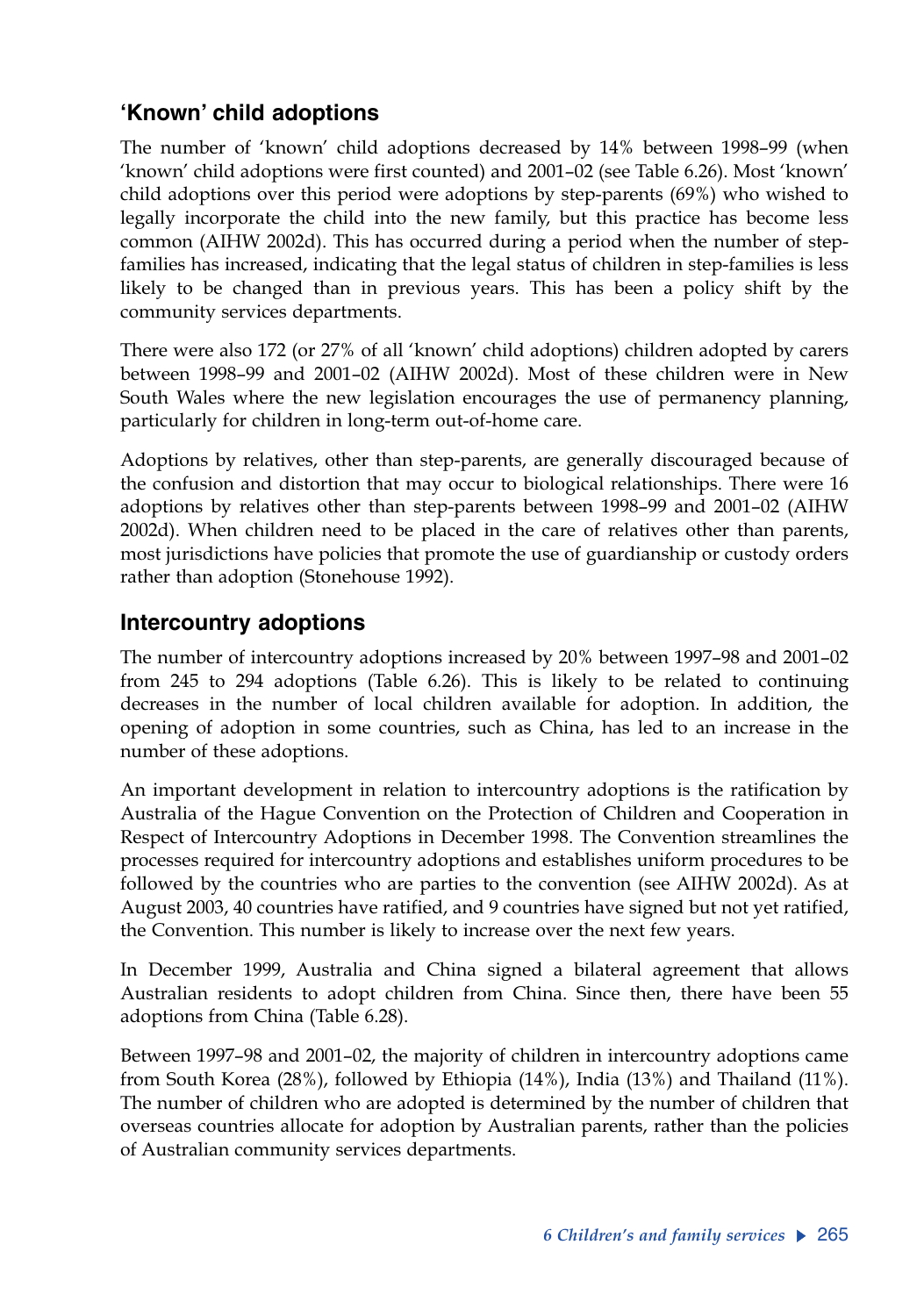## 'Known' child adoptions

The number of 'known' child adoptions decreased by 14% between 1998–99 (when 'known' child adoptions were first counted) and 2001–02 (see Table 6.26). Most 'known' child adoptions over this period were adoptions by step-parents (69%) who wished to legally incorporate the child into the new family, but this practice has become less common (AIHW 2002d). This has occurred during a period when the number of step-families has increased, indicating that the legal status of children in step-families is less likely to be changed than in previous years. This has been a policy shift by the community services departments.

There were also 172 (or 27% of all 'known' child adoptions) children adopted by carers between 1998–99 and 2001–02 (AIHW 2002d). Most of these children were in New South Wales where the new legislation encourages the use of permanency planning, particularly for children in long-term out-of-home care.

Adoptions by relatives, other than step-parents, are generally discouraged because of the confusion and distortion that may occur to biological relationships. There were 16 adoptions by relatives other than step-parents between 1998–99 and 2001–02 (AIHW 2002d). When children need to be placed in the care of relatives other than parents, most jurisdictions have policies that promote the use of guardianship or custody orders rather than adoption (Stonehouse 1992).

## Intercountry adoptions

The number of intercountry adoptions increased by 20% between 1997–98 and 2001–02 from 245 to 294 adoptions (Table 6.26). This is likely to be related to continuing decreases in the number of local children available for adoption. In addition, the opening of adoption in some countries, such as China, has led to an increase in the number of these adoptions.

An important development in relation to intercountry adoptions is the ratification by Australia of the Hague Convention on the Protection of Children and Cooperation in Respect of Intercountry Adoptions in December 1998. The Convention streamlines the processes required for intercountry adoptions and establishes uniform procedures to be followed by the countries who are parties to the convention (see AIHW 2002d). As at August 2003, 40 countries have ratified, and 9 countries have signed but not yet ratified, the Convention. This number is likely to increase over the next few years.

In December 1999, Australia and China signed a bilateral agreement that allows Australian residents to adopt children from China. Since then, there have been 55 adoptions from China (Table 6.28).

Between 1997–98 and 2001–02, the majority of children in intercountry adoptions came from South Korea (28%), followed by Ethiopia (14%), India (13%) and Thailand (11%). The number of children who are adopted is determined by the number of children that overseas countries allocate for adoption by Australian parents, rather than the policies of Australian community services departments.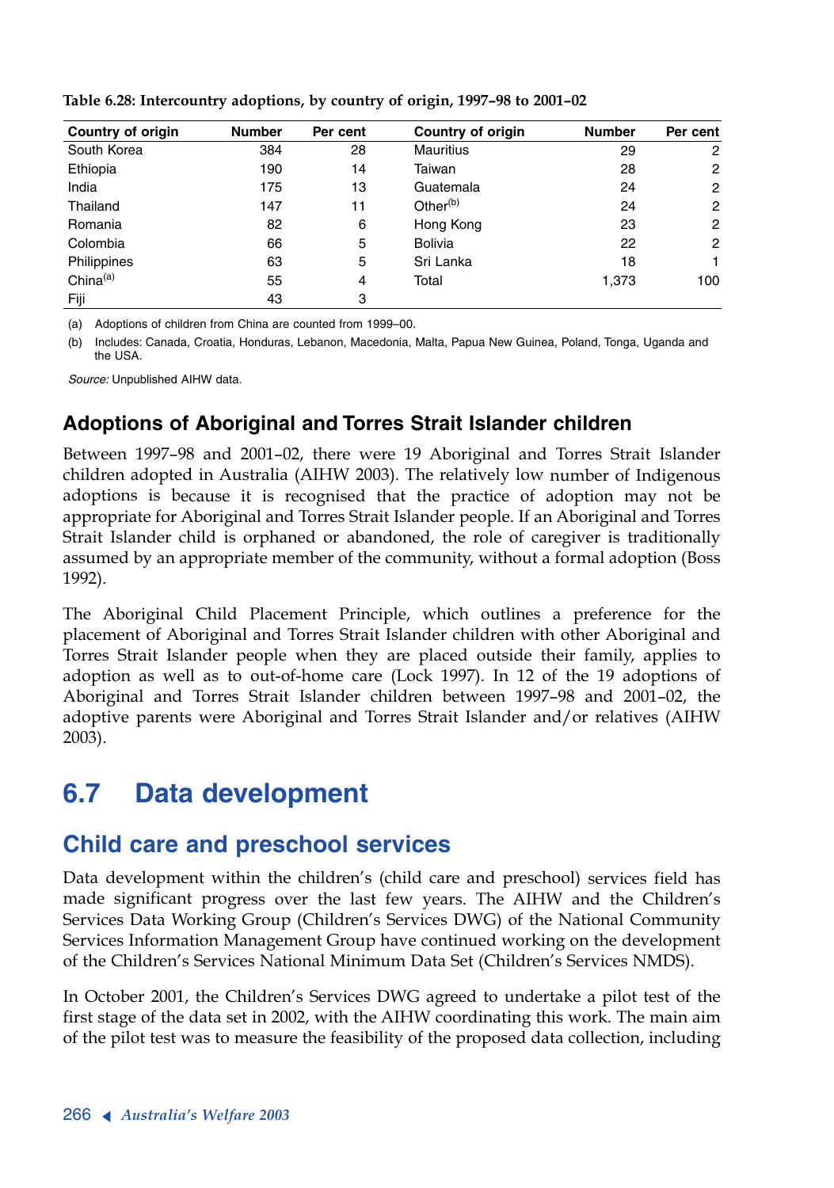**Table 6.28: Intercountry adoptions, by country of origin, 1997–98 to 2001–02**

| Country of origin | Number | Per cent | Country of origin | Number | Per cent |
|---|---|---|---|---|---|
| South Korea | 384 | 28 | Mauritius | 29 | 2 |
| Ethiopia | 190 | 14 | Taiwan | 28 | 2 |
| India | 175 | 13 | Guatemala | 24 | 2 |
| Thailand | 147 | 11 | Other[b] | 24 | 2 |
| Romania | 82 | 6 | Hong Kong | 23 | 2 |
| Colombia | 66 | 5 | Bolivia | 22 | 2 |
| Philippines | 63 | 5 | Sri Lanka | 18 | 1 |
| China[a] | 55 | 4 | Total | 1,373 | 100 |
| Fiji | 43 | 3 | | | |

(a) Adoptions of children from China are counted from 1999–00.

(b) Includes: Canada, Croatia, Honduras, Lebanon, Macedonia, Malta, Papua New Guinea, Poland, Tonga, Uganda and the USA.

*Source:* Unpublished AIHW data.

### Adoptions of Aboriginal and Torres Strait Islander children

Between 1997–98 and 2001–02, there were 19 Aboriginal and Torres Strait Islander children adopted in Australia (AIHW 2003). The relatively low number of Indigenous adoptions is because it is recognised that the practice of adoption may not be appropriate for Aboriginal and Torres Strait Islander people. If an Aboriginal and Torres Strait Islander child is orphaned or abandoned, the role of caregiver is traditionally assumed by an appropriate member of the community, without a formal adoption (Boss 1992).

The Aboriginal Child Placement Principle, which outlines a preference for the placement of Aboriginal and Torres Strait Islander children with other Aboriginal and Torres Strait Islander people when they are placed outside their family, applies to adoption as well as to out-of-home care (Lock 1997). In 12 of the 19 adoptions of Aboriginal and Torres Strait Islander children between 1997–98 and 2001–02, the adoptive parents were Aboriginal and Torres Strait Islander and/or relatives (AIHW 2003).

## 6.7 Data development

### Child care and preschool services

Data development within the children's (child care and preschool) services field has made significant progress over the last few years. The AIHW and the Children's Services Data Working Group (Children's Services DWG) of the National Community Services Information Management Group have continued working on the development of the Children's Services National Minimum Data Set (Children's Services NMDS).

In October 2001, the Children's Services DWG agreed to undertake a pilot test of the first stage of the data set in 2002, with the AIHW coordinating this work. The main aim of the pilot test was to measure the feasibility of the proposed data collection, including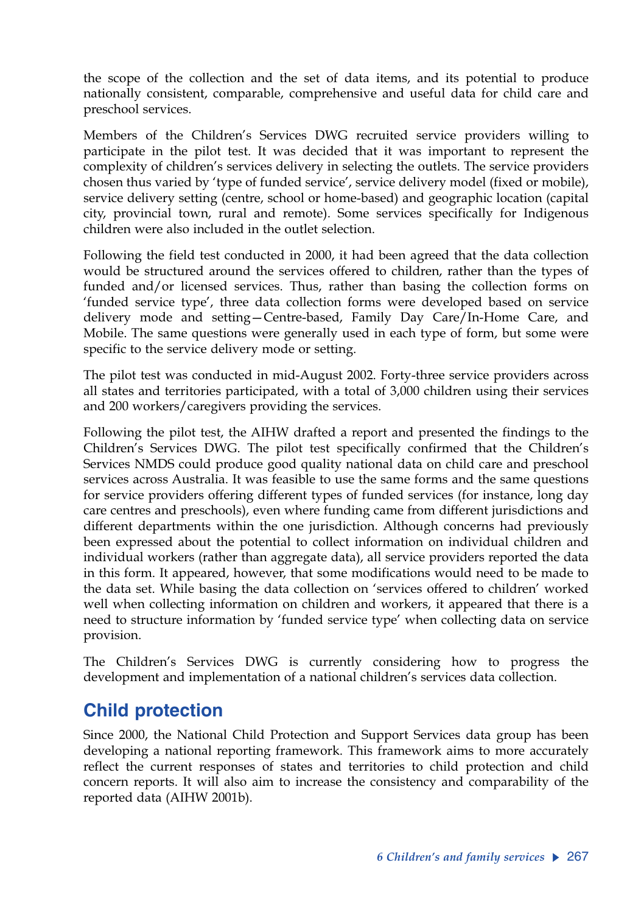the scope of the collection and the set of data items, and its potential to produce nationally consistent, comparable, comprehensive and useful data for child care and preschool services.

Members of the Children's Services DWG recruited service providers willing to participate in the pilot test. It was decided that it was important to represent the complexity of children's services delivery in selecting the outlets. The service providers chosen thus varied by 'type of funded service', service delivery model (fixed or mobile), service delivery setting (centre, school or home-based) and geographic location (capital city, provincial town, rural and remote). Some services specifically for Indigenous children were also included in the outlet selection.

Following the field test conducted in 2000, it had been agreed that the data collection would be structured around the services offered to children, rather than the types of funded and/or licensed services. Thus, rather than basing the collection forms on 'funded service type', three data collection forms were developed based on service delivery mode and setting—Centre-based, Family Day Care/In-Home Care, and Mobile. The same questions were generally used in each type of form, but some were specific to the service delivery mode or setting.

The pilot test was conducted in mid-August 2002. Forty-three service providers across all states and territories participated, with a total of 3,000 children using their services and 200 workers/caregivers providing the services.

Following the pilot test, the AIHW drafted a report and presented the findings to the Children's Services DWG. The pilot test specifically confirmed that the Children's Services NMDS could produce good quality national data on child care and preschool services across Australia. It was feasible to use the same forms and the same questions for service providers offering different types of funded services (for instance, long day care centres and preschools), even where funding came from different jurisdictions and different departments within the one jurisdiction. Although concerns had previously been expressed about the potential to collect information on individual children and individual workers (rather than aggregate data), all service providers reported the data in this form. It appeared, however, that some modifications would need to be made to the data set. While basing the data collection on 'services offered to children' worked well when collecting information on children and workers, it appeared that there is a need to structure information by 'funded service type' when collecting data on service provision.

The Children's Services DWG is currently considering how to progress the development and implementation of a national children's services data collection.

## Child protection

Since 2000, the National Child Protection and Support Services data group has been developing a national reporting framework. This framework aims to more accurately reflect the current responses of states and territories to child protection and child concern reports. It will also aim to increase the consistency and comparability of the reported data (AIHW 2001b).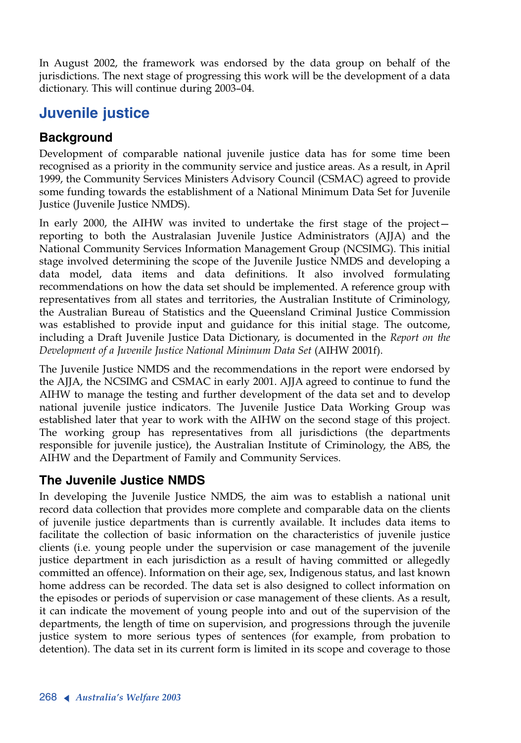In August 2002, the framework was endorsed by the data group on behalf of the jurisdictions. The next stage of progressing this work will be the development of a data dictionary. This will continue during 2003–04.

## Juvenile justice

### Background

Development of comparable national juvenile justice data has for some time been recognised as a priority in the community service and justice areas. As a result, in April 1999, the Community Services Ministers Advisory Council (CSMAC) agreed to provide some funding towards the establishment of a National Minimum Data Set for Juvenile Justice (Juvenile Justice NMDS).

In early 2000, the AIHW was invited to undertake the first stage of the project—reporting to both the Australasian Juvenile Justice Administrators (AJJA) and the National Community Services Information Management Group (NCSIMG). This initial stage involved determining the scope of the Juvenile Justice NMDS and developing a data model, data items and data definitions. It also involved formulating recommendations on how the data set should be implemented. A reference group with representatives from all states and territories, the Australian Institute of Criminology, the Australian Bureau of Statistics and the Queensland Criminal Justice Commission was established to provide input and guidance for this initial stage. The outcome, including a Draft Juvenile Justice Data Dictionary, is documented in the *Report on the Development of a Juvenile Justice National Minimum Data Set* (AIHW 2001f).

The Juvenile Justice NMDS and the recommendations in the report were endorsed by the AJJA, the NCSIMG and CSMAC in early 2001. AJJA agreed to continue to fund the AIHW to manage the testing and further development of the data set and to develop national juvenile justice indicators. The Juvenile Justice Data Working Group was established later that year to work with the AIHW on the second stage of this project. The working group has representatives from all jurisdictions (the departments responsible for juvenile justice), the Australian Institute of Criminology, the ABS, the AIHW and the Department of Family and Community Services.

### The Juvenile Justice NMDS

In developing the Juvenile Justice NMDS, the aim was to establish a national unit record data collection that provides more complete and comparable data on the clients of juvenile justice departments than is currently available. It includes data items to facilitate the collection of basic information on the characteristics of juvenile justice clients (i.e. young people under the supervision or case management of the juvenile justice department in each jurisdiction as a result of having committed or allegedly committed an offence). Information on their age, sex, Indigenous status, and last known home address can be recorded. The data set is also designed to collect information on the episodes or periods of supervision or case management of these clients. As a result, it can indicate the movement of young people into and out of the supervision of the departments, the length of time on supervision, and progressions through the juvenile justice system to more serious types of sentences (for example, from probation to detention). The data set in its current form is limited in its scope and coverage to those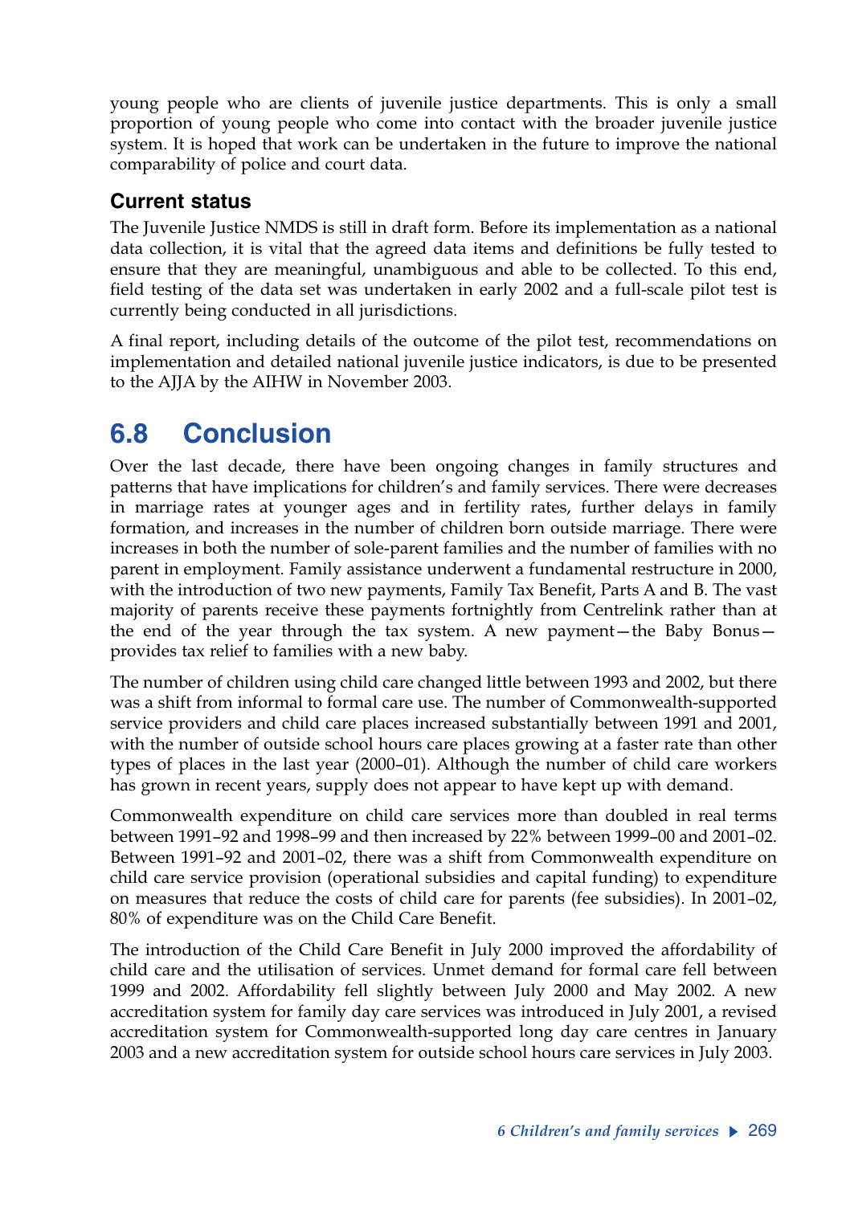young people who are clients of juvenile justice departments. This is only a small proportion of young people who come into contact with the broader juvenile justice system. It is hoped that work can be undertaken in the future to improve the national comparability of police and court data.

### Current status

The Juvenile Justice NMDS is still in draft form. Before its implementation as a national data collection, it is vital that the agreed data items and definitions be fully tested to ensure that they are meaningful, unambiguous and able to be collected. To this end, field testing of the data set was undertaken in early 2002 and a full-scale pilot test is currently being conducted in all jurisdictions.

A final report, including details of the outcome of the pilot test, recommendations on implementation and detailed national juvenile justice indicators, is due to be presented to the AJJA by the AIHW in November 2003.

## 6.8 Conclusion

Over the last decade, there have been ongoing changes in family structures and patterns that have implications for children's and family services. There were decreases in marriage rates at younger ages and in fertility rates, further delays in family formation, and increases in the number of children born outside marriage. There were increases in both the number of sole-parent families and the number of families with no parent in employment. Family assistance underwent a fundamental restructure in 2000, with the introduction of two new payments, Family Tax Benefit, Parts A and B. The vast majority of parents receive these payments fortnightly from Centrelink rather than at the end of the year through the tax system. A new payment—the Baby Bonus—provides tax relief to families with a new baby.

The number of children using child care changed little between 1993 and 2002, but there was a shift from informal to formal care use. The number of Commonwealth-supported service providers and child care places increased substantially between 1991 and 2001, with the number of outside school hours care places growing at a faster rate than other types of places in the last year (2000–01). Although the number of child care workers has grown in recent years, supply does not appear to have kept up with demand.

Commonwealth expenditure on child care services more than doubled in real terms between 1991–92 and 1998–99 and then increased by 22% between 1999–00 and 2001–02. Between 1991–92 and 2001–02, there was a shift from Commonwealth expenditure on child care service provision (operational subsidies and capital funding) to expenditure on measures that reduce the costs of child care for parents (fee subsidies). In 2001–02, 80% of expenditure was on the Child Care Benefit.

The introduction of the Child Care Benefit in July 2000 improved the affordability of child care and the utilisation of services. Unmet demand for formal care fell between 1999 and 2002. Affordability fell slightly between July 2000 and May 2002. A new accreditation system for family day care services was introduced in July 2001, a revised accreditation system for Commonwealth-supported long day care centres in January 2003 and a new accreditation system for outside school hours care services in July 2003.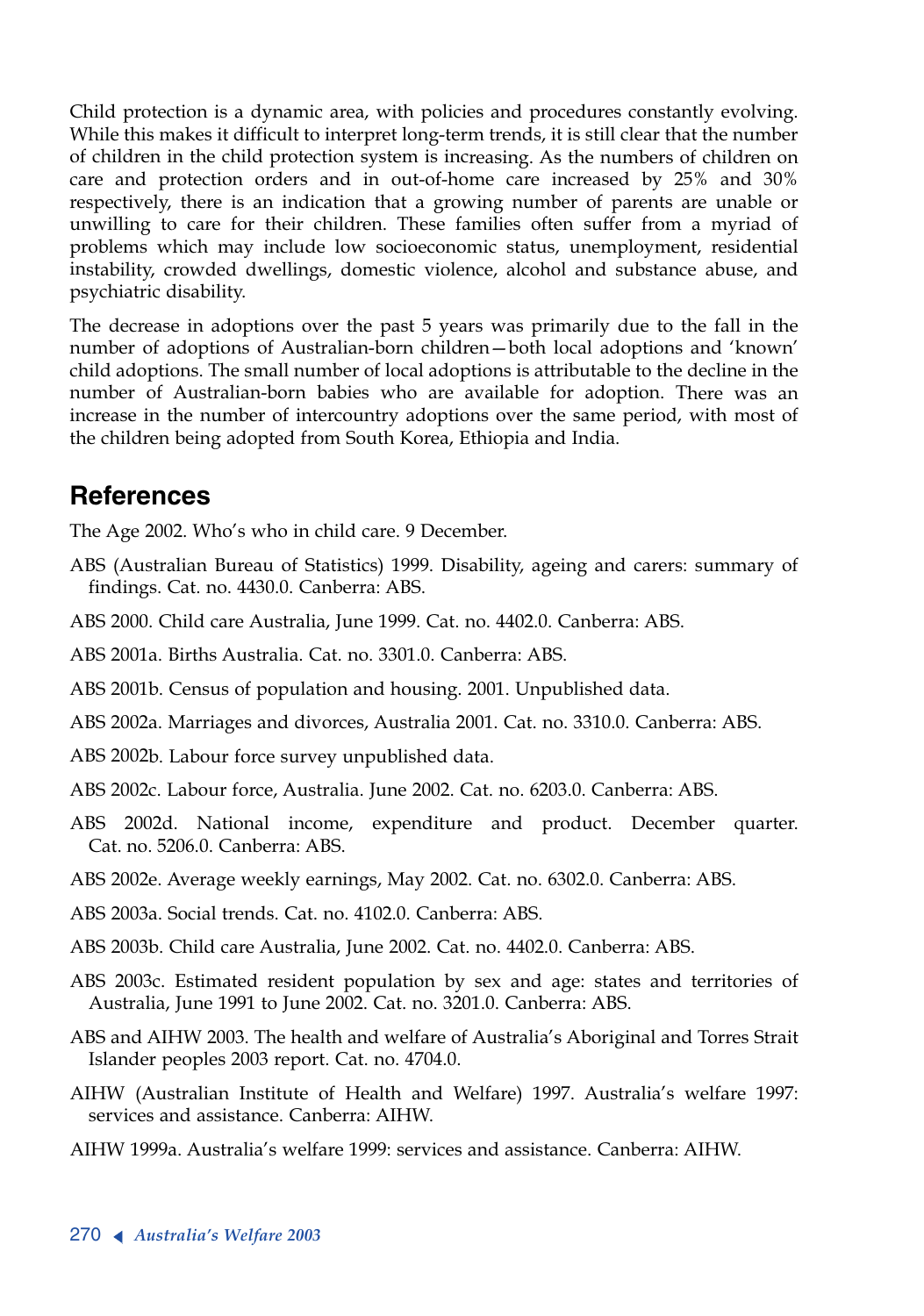Child protection is a dynamic area, with policies and procedures constantly evolving. While this makes it difficult to interpret long-term trends, it is still clear that the number of children in the child protection system is increasing. As the numbers of children on care and protection orders and in out-of-home care increased by 25% and 30% respectively, there is an indication that a growing number of parents are unable or unwilling to care for their children. These families often suffer from a myriad of problems which may include low socioeconomic status, unemployment, residential instability, crowded dwellings, domestic violence, alcohol and substance abuse, and psychiatric disability.

The decrease in adoptions over the past 5 years was primarily due to the fall in the number of adoptions of Australian-born children—both local adoptions and 'known' child adoptions. The small number of local adoptions is attributable to the decline in the number of Australian-born babies who are available for adoption. There was an increase in the number of intercountry adoptions over the same period, with most of the children being adopted from South Korea, Ethiopia and India.

## References

The Age 2002. Who's who in child care. 9 December.

ABS (Australian Bureau of Statistics) 1999. Disability, ageing and carers: summary of findings. Cat. no. 4430.0. Canberra: ABS.

ABS 2000. Child care Australia, June 1999. Cat. no. 4402.0. Canberra: ABS.

ABS 2001a. Births Australia. Cat. no. 3301.0. Canberra: ABS.

ABS 2001b. Census of population and housing. 2001. Unpublished data.

ABS 2002a. Marriages and divorces, Australia 2001. Cat. no. 3310.0. Canberra: ABS.

ABS 2002b. Labour force survey unpublished data.

ABS 2002c. Labour force, Australia. June 2002. Cat. no. 6203.0. Canberra: ABS.

ABS 2002d. National income, expenditure and product. December quarter. Cat. no. 5206.0. Canberra: ABS.

ABS 2002e. Average weekly earnings, May 2002. Cat. no. 6302.0. Canberra: ABS.

ABS 2003a. Social trends. Cat. no. 4102.0. Canberra: ABS.

ABS 2003b. Child care Australia, June 2002. Cat. no. 4402.0. Canberra: ABS.

ABS 2003c. Estimated resident population by sex and age: states and territories of Australia, June 1991 to June 2002. Cat. no. 3201.0. Canberra: ABS.

ABS and AIHW 2003. The health and welfare of Australia's Aboriginal and Torres Strait Islander peoples 2003 report. Cat. no. 4704.0.

AIHW (Australian Institute of Health and Welfare) 1997. Australia's welfare 1997: services and assistance. Canberra: AIHW.

AIHW 1999a. Australia's welfare 1999: services and assistance. Canberra: AIHW.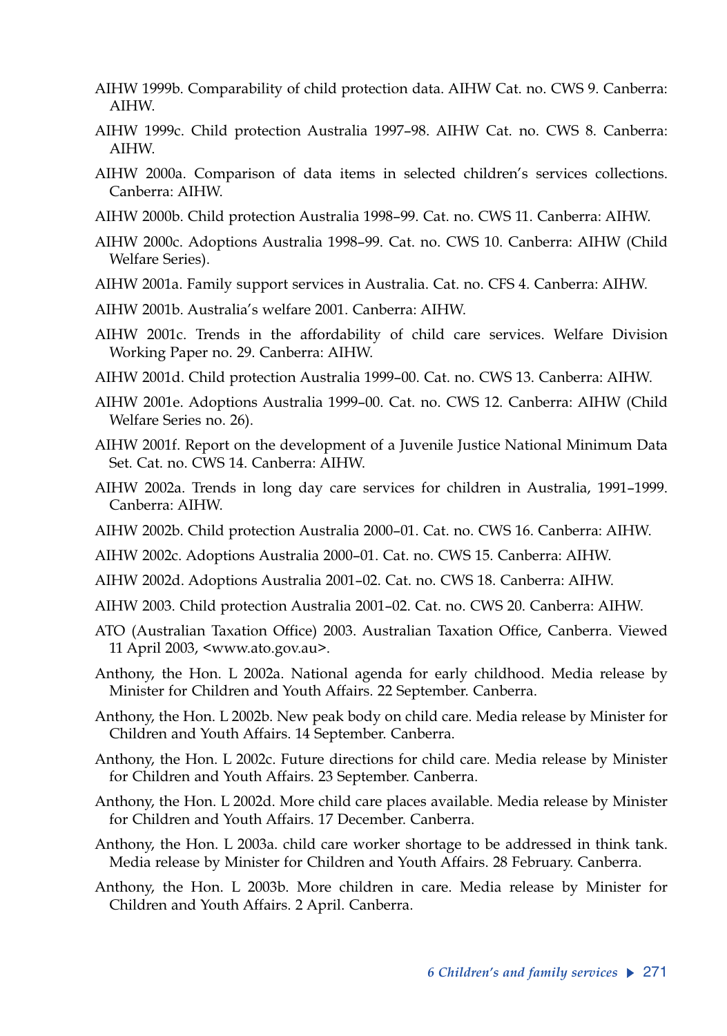AIHW 1999b. Comparability of child protection data. AIHW Cat. no. CWS 9. Canberra: AIHW.

AIHW 1999c. Child protection Australia 1997–98. AIHW Cat. no. CWS 8. Canberra: AIHW.

AIHW 2000a. Comparison of data items in selected children's services collections. Canberra: AIHW.

AIHW 2000b. Child protection Australia 1998–99. Cat. no. CWS 11. Canberra: AIHW.

AIHW 2000c. Adoptions Australia 1998–99. Cat. no. CWS 10. Canberra: AIHW (Child Welfare Series).

AIHW 2001a. Family support services in Australia. Cat. no. CFS 4. Canberra: AIHW.

AIHW 2001b. Australia's welfare 2001. Canberra: AIHW.

AIHW 2001c. Trends in the affordability of child care services. Welfare Division Working Paper no. 29. Canberra: AIHW.

AIHW 2001d. Child protection Australia 1999–00. Cat. no. CWS 13. Canberra: AIHW.

AIHW 2001e. Adoptions Australia 1999–00. Cat. no. CWS 12. Canberra: AIHW (Child Welfare Series no. 26).

AIHW 2001f. Report on the development of a Juvenile Justice National Minimum Data Set. Cat. no. CWS 14. Canberra: AIHW.

AIHW 2002a. Trends in long day care services for children in Australia, 1991–1999. Canberra: AIHW.

AIHW 2002b. Child protection Australia 2000–01. Cat. no. CWS 16. Canberra: AIHW.

AIHW 2002c. Adoptions Australia 2000–01. Cat. no. CWS 15. Canberra: AIHW.

AIHW 2002d. Adoptions Australia 2001–02. Cat. no. CWS 18. Canberra: AIHW.

AIHW 2003. Child protection Australia 2001–02. Cat. no. CWS 20. Canberra: AIHW.

ATO (Australian Taxation Office) 2003. Australian Taxation Office, Canberra. Viewed 11 April 2003, <www.ato.gov.au>.

Anthony, the Hon. L 2002a. National agenda for early childhood. Media release by Minister for Children and Youth Affairs. 22 September. Canberra.

Anthony, the Hon. L 2002b. New peak body on child care. Media release by Minister for Children and Youth Affairs. 14 September. Canberra.

Anthony, the Hon. L 2002c. Future directions for child care. Media release by Minister for Children and Youth Affairs. 23 September. Canberra.

Anthony, the Hon. L 2002d. More child care places available. Media release by Minister for Children and Youth Affairs. 17 December. Canberra.

Anthony, the Hon. L 2003a. child care worker shortage to be addressed in think tank. Media release by Minister for Children and Youth Affairs. 28 February. Canberra.

Anthony, the Hon. L 2003b. More children in care. Media release by Minister for Children and Youth Affairs. 2 April. Canberra.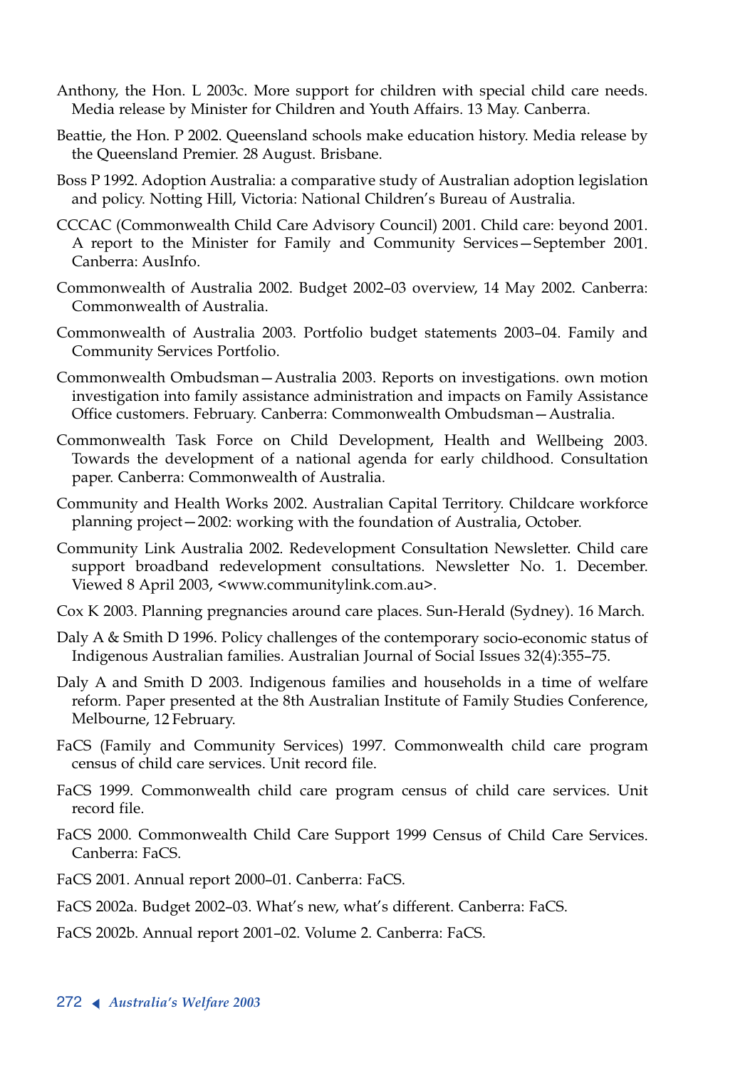Anthony, the Hon. L 2003c. More support for children with special child care needs. Media release by Minister for Children and Youth Affairs. 13 May. Canberra.

Beattie, the Hon. P 2002. Queensland schools make education history. Media release by the Queensland Premier. 28 August. Brisbane.

Boss P 1992. Adoption Australia: a comparative study of Australian adoption legislation and policy. Notting Hill, Victoria: National Children's Bureau of Australia.

CCCAC (Commonwealth Child Care Advisory Council) 2001. Child care: beyond 2001. A report to the Minister for Family and Community Services—September 2001. Canberra: AusInfo.

Commonwealth of Australia 2002. Budget 2002–03 overview, 14 May 2002. Canberra: Commonwealth of Australia.

Commonwealth of Australia 2003. Portfolio budget statements 2003–04. Family and Community Services Portfolio.

Commonwealth Ombudsman—Australia 2003. Reports on investigations. own motion investigation into family assistance administration and impacts on Family Assistance Office customers. February. Canberra: Commonwealth Ombudsman—Australia.

Commonwealth Task Force on Child Development, Health and Wellbeing 2003. Towards the development of a national agenda for early childhood. Consultation paper. Canberra: Commonwealth of Australia.

Community and Health Works 2002. Australian Capital Territory. Childcare workforce planning project—2002: working with the foundation of Australia, October.

Community Link Australia 2002. Redevelopment Consultation Newsletter. Child care support broadband redevelopment consultations. Newsletter No. 1. December. Viewed 8 April 2003, <www.communitylink.com.au>.

Cox K 2003. Planning pregnancies around care places. Sun-Herald (Sydney). 16 March.

Daly A & Smith D 1996. Policy challenges of the contemporary socio-economic status of Indigenous Australian families. Australian Journal of Social Issues 32(4):355–75.

Daly A and Smith D 2003. Indigenous families and households in a time of welfare reform. Paper presented at the 8th Australian Institute of Family Studies Conference, Melbourne, 12 February.

FaCS (Family and Community Services) 1997. Commonwealth child care program census of child care services. Unit record file.

FaCS 1999. Commonwealth child care program census of child care services. Unit record file.

FaCS 2000. Commonwealth Child Care Support 1999 Census of Child Care Services. Canberra: FaCS.

FaCS 2001. Annual report 2000–01. Canberra: FaCS.

FaCS 2002a. Budget 2002–03. What's new, what's different. Canberra: FaCS.

FaCS 2002b. Annual report 2001–02. Volume 2. Canberra: FaCS.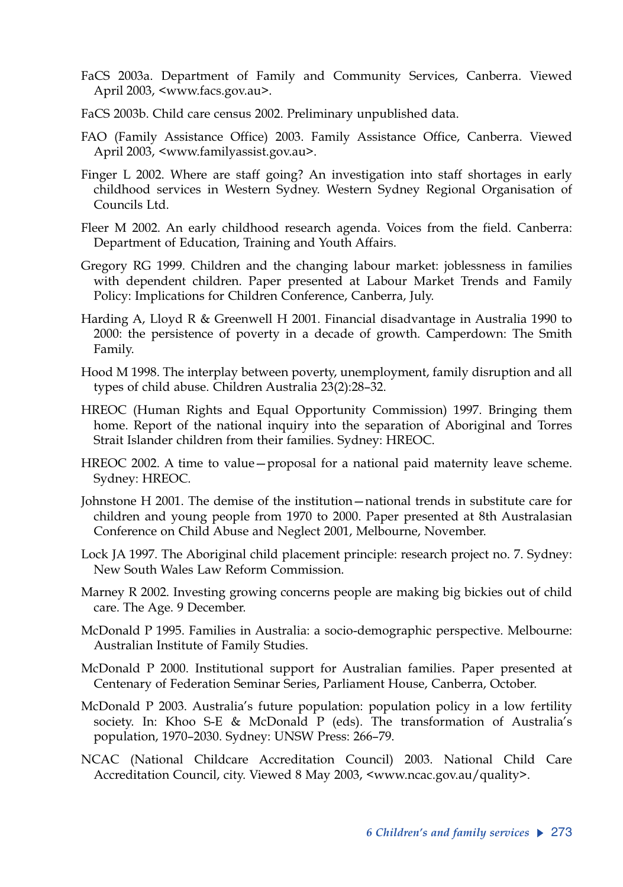FaCS 2003a. Department of Family and Community Services, Canberra. Viewed April 2003, <www.facs.gov.au>.

FaCS 2003b. Child care census 2002. Preliminary unpublished data.

FAO (Family Assistance Office) 2003. Family Assistance Office, Canberra. Viewed April 2003, <www.familyassist.gov.au>.

Finger L 2002. Where are staff going? An investigation into staff shortages in early childhood services in Western Sydney. Western Sydney Regional Organisation of Councils Ltd.

Fleer M 2002. An early childhood research agenda. Voices from the field. Canberra: Department of Education, Training and Youth Affairs.

Gregory RG 1999. Children and the changing labour market: joblessness in families with dependent children. Paper presented at Labour Market Trends and Family Policy: Implications for Children Conference, Canberra, July.

Harding A, Lloyd R & Greenwell H 2001. Financial disadvantage in Australia 1990 to 2000: the persistence of poverty in a decade of growth. Camperdown: The Smith Family.

Hood M 1998. The interplay between poverty, unemployment, family disruption and all types of child abuse. Children Australia 23(2):28–32.

HREOC (Human Rights and Equal Opportunity Commission) 1997. Bringing them home. Report of the national inquiry into the separation of Aboriginal and Torres Strait Islander children from their families. Sydney: HREOC.

HREOC 2002. A time to value—proposal for a national paid maternity leave scheme. Sydney: HREOC.

Johnstone H 2001. The demise of the institution—national trends in substitute care for children and young people from 1970 to 2000. Paper presented at 8th Australasian Conference on Child Abuse and Neglect 2001, Melbourne, November.

Lock JA 1997. The Aboriginal child placement principle: research project no. 7. Sydney: New South Wales Law Reform Commission.

Marney R 2002. Investing growing concerns people are making big bickies out of child care. The Age. 9 December.

McDonald P 1995. Families in Australia: a socio-demographic perspective. Melbourne: Australian Institute of Family Studies.

McDonald P 2000. Institutional support for Australian families. Paper presented at Centenary of Federation Seminar Series, Parliament House, Canberra, October.

McDonald P 2003. Australia's future population: population policy in a low fertility society. In: Khoo S-E & McDonald P (eds). The transformation of Australia's population, 1970–2030. Sydney: UNSW Press: 266–79.

NCAC (National Childcare Accreditation Council) 2003. National Child Care Accreditation Council, city. Viewed 8 May 2003, <www.ncac.gov.au/quality>.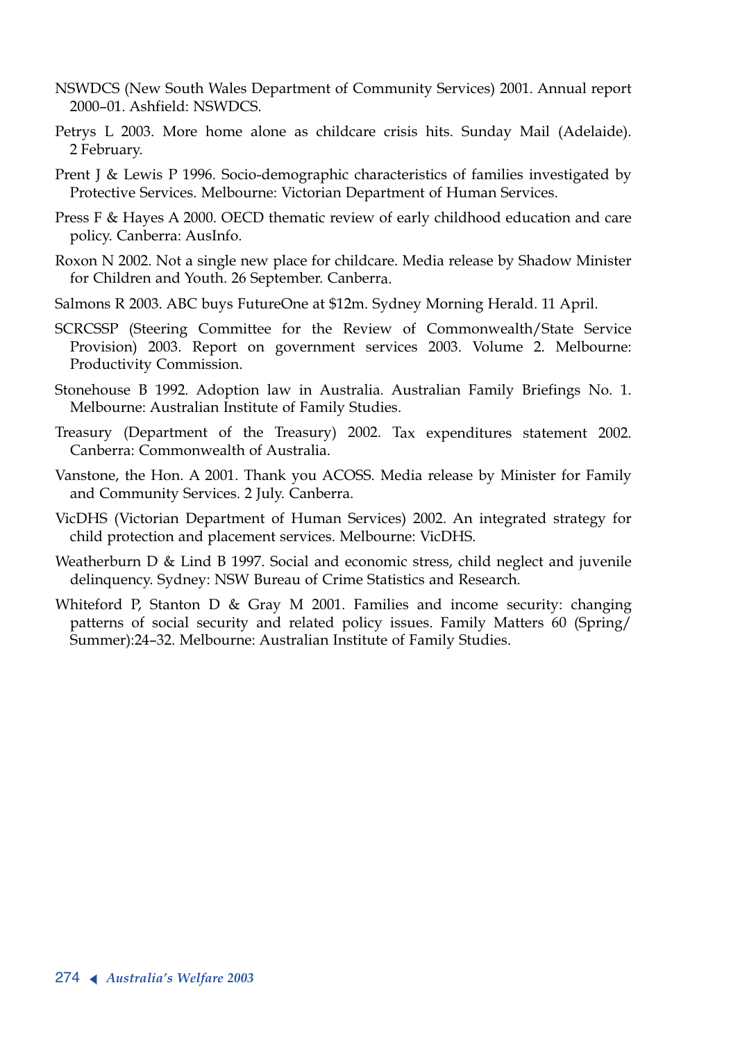NSWDCS (New South Wales Department of Community Services) 2001. Annual report 2000–01. Ashfield: NSWDCS.

Petrys L 2003. More home alone as childcare crisis hits. Sunday Mail (Adelaide). 2 February.

Prent J & Lewis P 1996. Socio-demographic characteristics of families investigated by Protective Services. Melbourne: Victorian Department of Human Services.

Press F & Hayes A 2000. OECD thematic review of early childhood education and care policy. Canberra: AusInfo.

Roxon N 2002. Not a single new place for childcare. Media release by Shadow Minister for Children and Youth. 26 September. Canberra.

Salmons R 2003. ABC buys FutureOne at $12m. Sydney Morning Herald. 11 April.

SCRCSSP (Steering Committee for the Review of Commonwealth/State Service Provision) 2003. Report on government services 2003. Volume 2. Melbourne: Productivity Commission.

Stonehouse B 1992. Adoption law in Australia. Australian Family Briefings No. 1. Melbourne: Australian Institute of Family Studies.

Treasury (Department of the Treasury) 2002. Tax expenditures statement 2002. Canberra: Commonwealth of Australia.

Vanstone, the Hon. A 2001. Thank you ACOSS. Media release by Minister for Family and Community Services. 2 July. Canberra.

VicDHS (Victorian Department of Human Services) 2002. An integrated strategy for child protection and placement services. Melbourne: VicDHS.

Weatherburn D & Lind B 1997. Social and economic stress, child neglect and juvenile delinquency. Sydney: NSW Bureau of Crime Statistics and Research.

Whiteford P, Stanton D & Gray M 2001. Families and income security: changing patterns of social security and related policy issues. Family Matters 60 (Spring/Summer):24–32. Melbourne: Australian Institute of Family Studies.